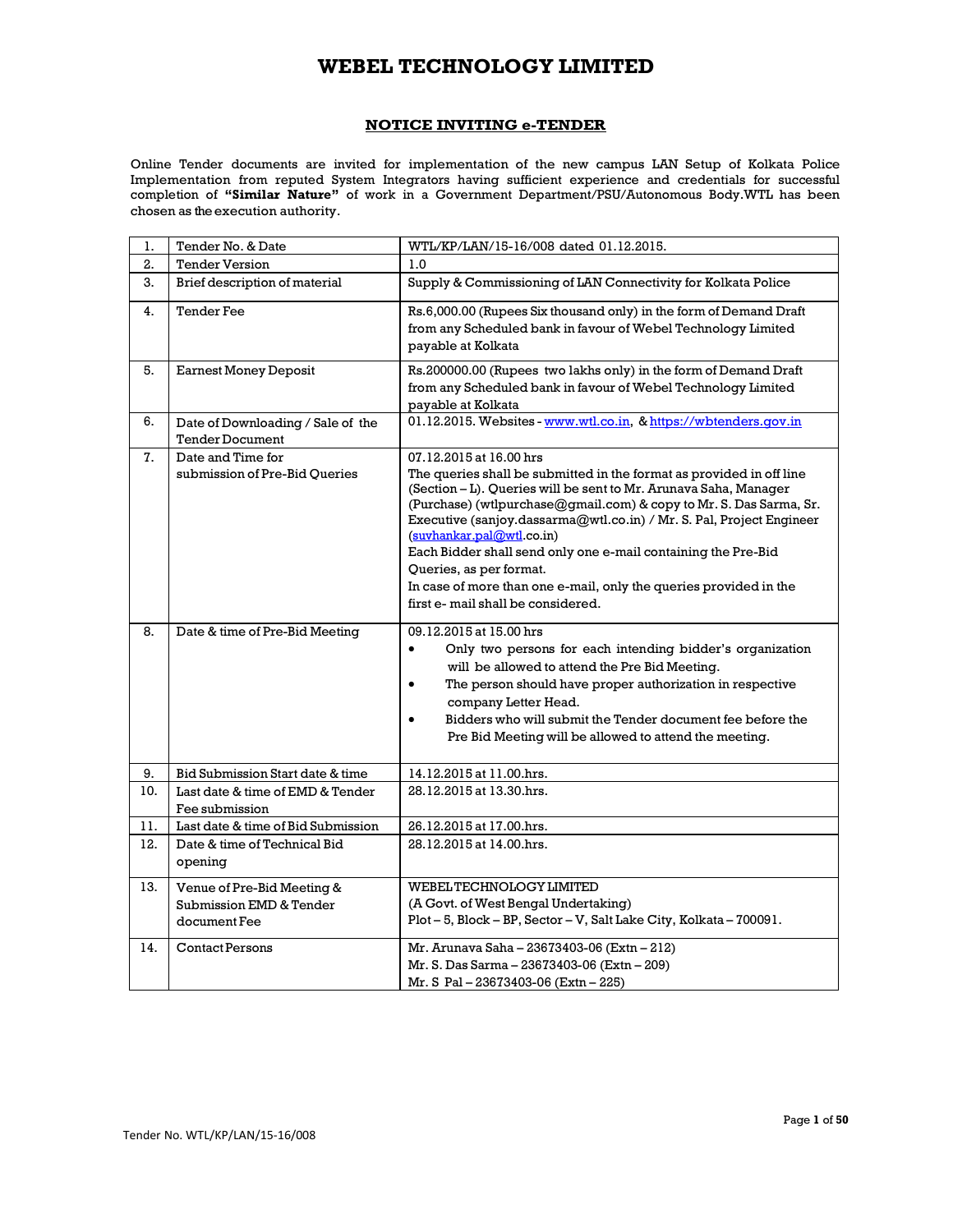# WEBEL TECHNOLOGY LIMITED

## NOTICE INVITING e-TENDER

Online Tender documents are invited for implementation of the new campus LAN Setup of Kolkata Police Implementation from reputed System Integrators having sufficient experience and credentials for successful completion of **"Similar Nature"** of work in a Government Department/PSU/Autonomous Body.WTL has been chosen as the execution authority.

| | | |
|---|---|---|
| 1. | Tender No. & Date | WTL/KP/LAN/15-16/008 dated 01.12.2015. |
| 2. | Tender Version | 1.0 |
| 3. | Brief description of material | Supply & Commissioning of LAN Connectivity for Kolkata Police |
| 4. | Tender Fee | Rs.6,000.00 (Rupees Six thousand only) in the form of Demand Draft from any Scheduled bank in favour of Webel Technology Limited payable at Kolkata |
| 5. | Earnest Money Deposit | Rs.200000.00 (Rupees two lakhs only) in the form of Demand Draft from any Scheduled bank in favour of Webel Technology Limited payable at Kolkata |
| 6. | Date of Downloading / Sale of the Tender Document | 01.12.2015. Websites - www.wtl.co.in, & https://wbtenders.gov.in |
| 7. | Date and Time for submission of Pre-Bid Queries | 07.12.2015 at 16.00 hrs<br>The queries shall be submitted in the format as provided in off line (Section – L). Queries will be sent to Mr. Arunava Saha, Manager (Purchase) (wtlpurchase@gmail.com) & copy to Mr. S. Das Sarma, Sr. Executive (sanjoy.dassarma@wtl.co.in) / Mr. S. Pal, Project Engineer (suvhankar.pal@wtl.co.in)<br>Each Bidder shall send only one e-mail containing the Pre-Bid Queries, as per format.<br>In case of more than one e-mail, only the queries provided in the first e- mail shall be considered. |
| 8. | Date & time of Pre-Bid Meeting | 09.12.2015 at 15.00 hrs<br>• Only two persons for each intending bidder's organization will be allowed to attend the Pre Bid Meeting.<br>• The person should have proper authorization in respective company Letter Head.<br>• Bidders who will submit the Tender document fee before the Pre Bid Meeting will be allowed to attend the meeting. |
| 9. | Bid Submission Start date & time | 14.12.2015 at 11.00.hrs. |
| 10. | Last date & time of EMD & Tender Fee submission | 28.12.2015 at 13.30.hrs. |
| 11. | Last date & time of Bid Submission | 26.12.2015 at 17.00.hrs. |
| 12. | Date & time of Technical Bid opening | 28.12.2015 at 14.00.hrs. |
| 13. | Venue of Pre-Bid Meeting & Submission EMD & Tender document Fee | WEBEL TECHNOLOGY LIMITED<br>(A Govt. of West Bengal Undertaking)<br>Plot – 5, Block – BP, Sector – V, Salt Lake City, Kolkata – 700091. |
| 14. | Contact Persons | Mr. Arunava Saha – 23673403-06 (Extn – 212)<br>Mr. S. Das Sarma – 23673403-06 (Extn – 209)<br>Mr. S Pal – 23673403-06 (Extn – 225) |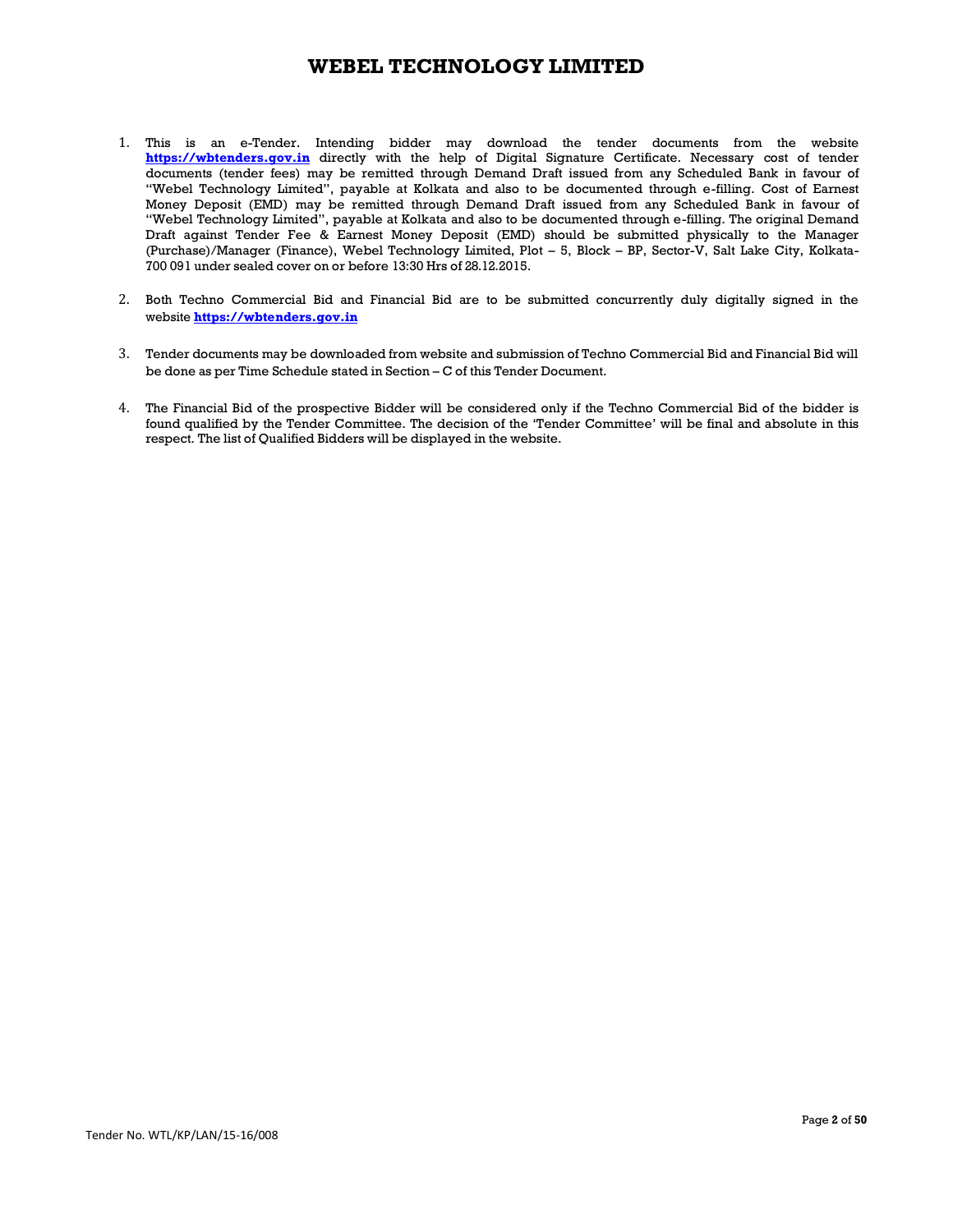# WEBEL TECHNOLOGY LIMITED

1. This is an e-Tender. Intending bidder may download the tender documents from the website **https://wbtenders.gov.in** directly with the help of Digital Signature Certificate. Necessary cost of tender documents (tender fees) may be remitted through Demand Draft issued from any Scheduled Bank in favour of "Webel Technology Limited", payable at Kolkata and also to be documented through e-filling. Cost of Earnest Money Deposit (EMD) may be remitted through Demand Draft issued from any Scheduled Bank in favour of "Webel Technology Limited", payable at Kolkata and also to be documented through e-filling. The original Demand Draft against Tender Fee & Earnest Money Deposit (EMD) should be submitted physically to the Manager (Purchase)/Manager (Finance), Webel Technology Limited, Plot – 5, Block – BP, Sector-V, Salt Lake City, Kolkata-700 091 under sealed cover on or before 13:30 Hrs of 28.12.2015.

2. Both Techno Commercial Bid and Financial Bid are to be submitted concurrently duly digitally signed in the website **https://wbtenders.gov.in**

3. Tender documents may be downloaded from website and submission of Techno Commercial Bid and Financial Bid will be done as per Time Schedule stated in Section – C of this Tender Document.

4. The Financial Bid of the prospective Bidder will be considered only if the Techno Commercial Bid of the bidder is found qualified by the Tender Committee. The decision of the 'Tender Committee' will be final and absolute in this respect. The list of Qualified Bidders will be displayed in the website.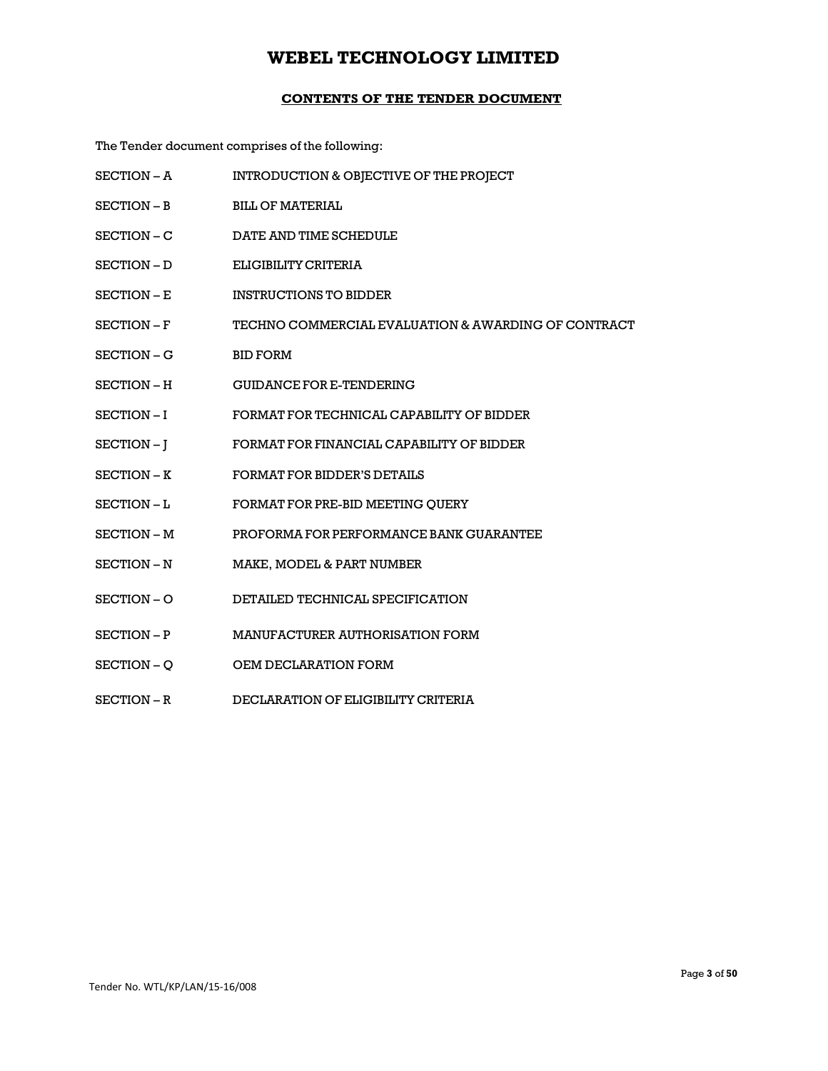# WEBEL TECHNOLOGY LIMITED

## CONTENTS OF THE TENDER DOCUMENT

The Tender document comprises of the following:

| | |
|---|---|
| SECTION – A | INTRODUCTION & OBJECTIVE OF THE PROJECT |
| SECTION – B | BILL OF MATERIAL |
| SECTION – C | DATE AND TIME SCHEDULE |
| SECTION – D | ELIGIBILITY CRITERIA |
| SECTION – E | INSTRUCTIONS TO BIDDER |
| SECTION – F | TECHNO COMMERCIAL EVALUATION & AWARDING OF CONTRACT |
| SECTION – G | BID FORM |
| SECTION – H | GUIDANCE FOR E-TENDERING |
| SECTION – I | FORMAT FOR TECHNICAL CAPABILITY OF BIDDER |
| SECTION – J | FORMAT FOR FINANCIAL CAPABILITY OF BIDDER |
| SECTION – K | FORMAT FOR BIDDER'S DETAILS |
| SECTION – L | FORMAT FOR PRE-BID MEETING QUERY |
| SECTION – M | PROFORMA FOR PERFORMANCE BANK GUARANTEE |
| SECTION – N | MAKE, MODEL & PART NUMBER |
| SECTION – O | DETAILED TECHNICAL SPECIFICATION |
| SECTION – P | MANUFACTURER AUTHORISATION FORM |
| SECTION – Q | OEM DECLARATION FORM |
| SECTION – R | DECLARATION OF ELIGIBILITY CRITERIA |

Tender No. WTL/KP/LAN/15-16/008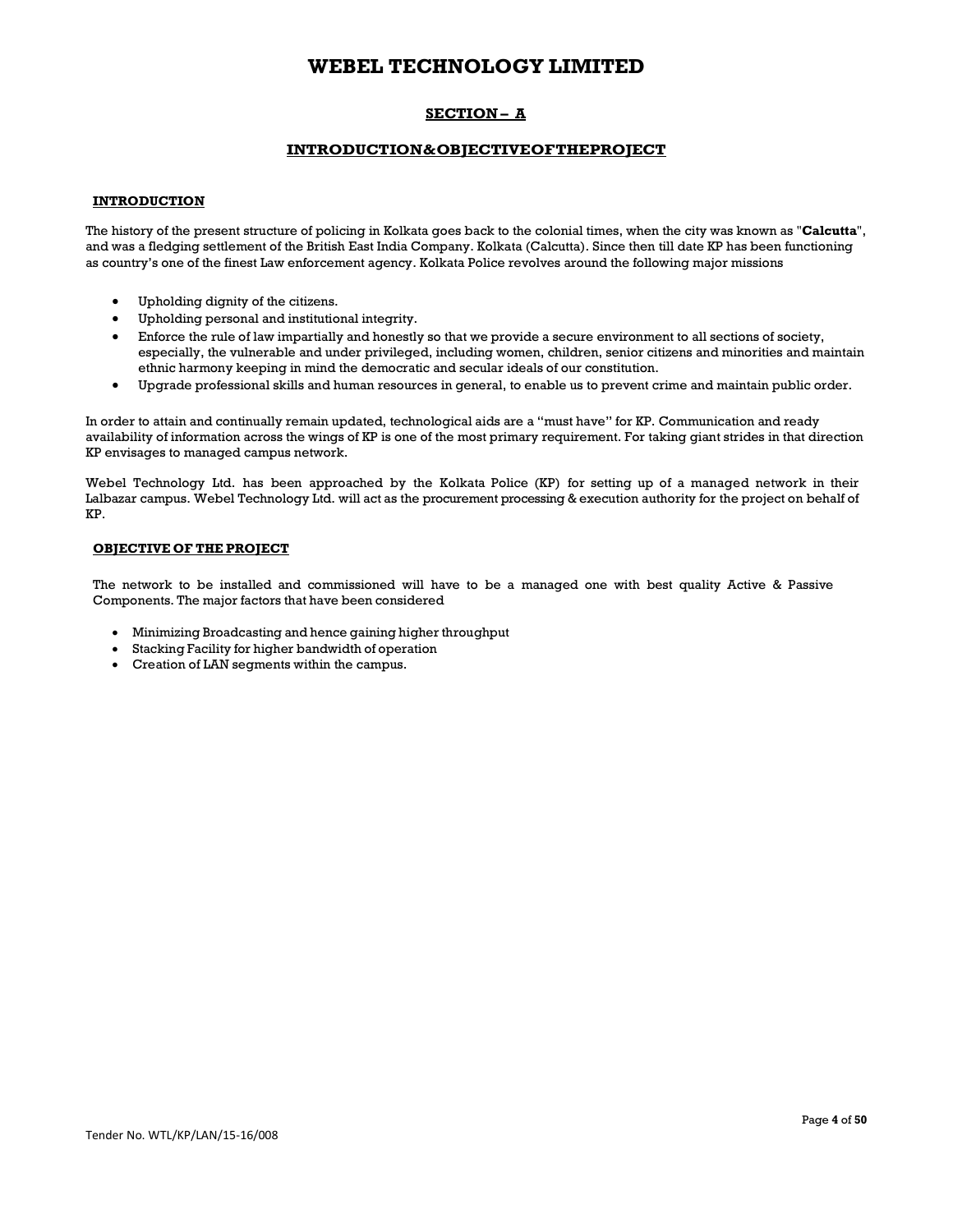# WEBEL TECHNOLOGY LIMITED

## SECTION – A

## INTRODUCTION&OBJECTIVEOFTHEPROJECT

### INTRODUCTION

The history of the present structure of policing in Kolkata goes back to the colonial times, when the city was known as "**Calcutta**", and was a fledging settlement of the British East India Company. Kolkata (Calcutta). Since then till date KP has been functioning as country's one of the finest Law enforcement agency. Kolkata Police revolves around the following major missions

- Upholding dignity of the citizens.
- Upholding personal and institutional integrity.
- Enforce the rule of law impartially and honestly so that we provide a secure environment to all sections of society, especially, the vulnerable and under privileged, including women, children, senior citizens and minorities and maintain ethnic harmony keeping in mind the democratic and secular ideals of our constitution.
- Upgrade professional skills and human resources in general, to enable us to prevent crime and maintain public order.

In order to attain and continually remain updated, technological aids are a "must have" for KP. Communication and ready availability of information across the wings of KP is one of the most primary requirement. For taking giant strides in that direction KP envisages to managed campus network.

Webel Technology Ltd. has been approached by the Kolkata Police (KP) for setting up of a managed network in their Lalbazar campus. Webel Technology Ltd. will act as the procurement processing & execution authority for the project on behalf of KP.

### OBJECTIVE OF THE PROJECT

The network to be installed and commissioned will have to be a managed one with best quality Active & Passive Components. The major factors that have been considered

- Minimizing Broadcasting and hence gaining higher throughput
- Stacking Facility for higher bandwidth of operation
- Creation of LAN segments within the campus.

Tender No. WTL/KP/LAN/15-16/008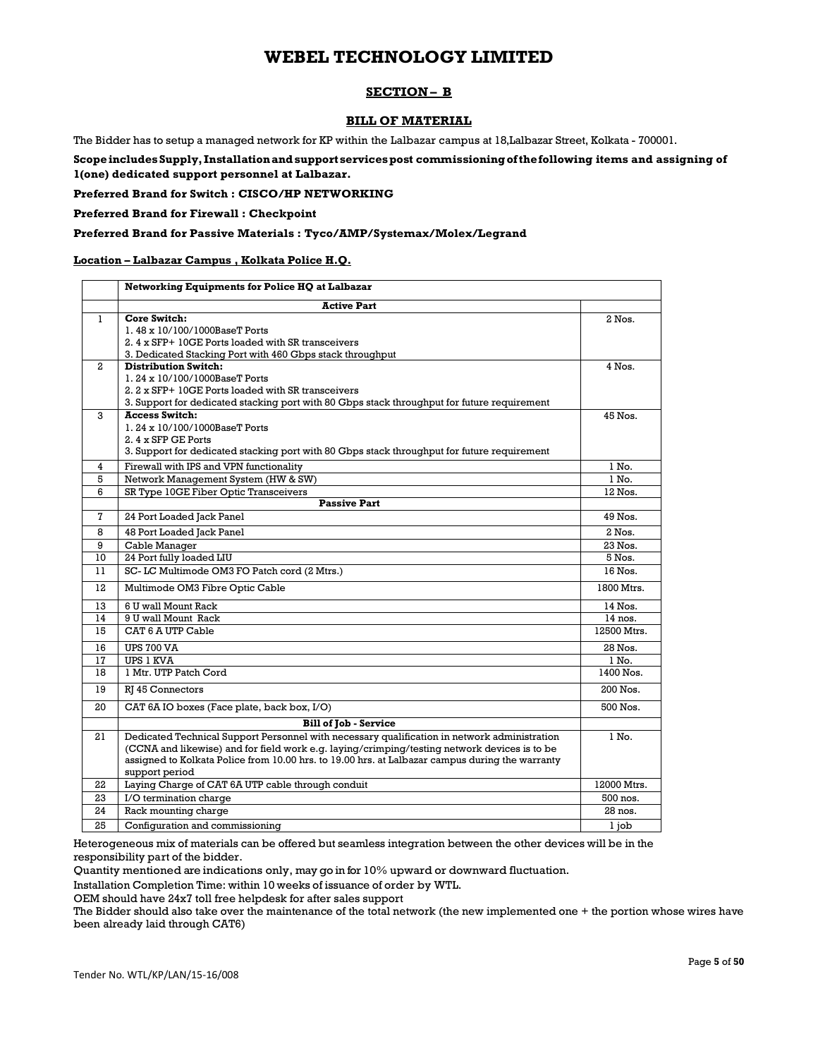# WEBEL TECHNOLOGY LIMITED

## SECTION – B

## BILL OF MATERIAL

The Bidder has to setup a managed network for KP within the Lalbazar campus at 18,Lalbazar Street, Kolkata - 700001.

**Scope includes Supply, Installation and support services post commissioning of the following items and assigning of 1(one) dedicated support personnel at Lalbazar.**

**Preferred Brand for Switch : CISCO/HP NETWORKING**

**Preferred Brand for Firewall : Checkpoint**

**Preferred Brand for Passive Materials : Tyco/AMP/Systemax/Molex/Legrand**

**Location – Lalbazar Campus , Kolkata Police H.Q.**

| | **Networking Equipments for Police HQ at Lalbazar** | |
|---|---|---|
| | **Active Part** | |
| 1 | **Core Switch:**<br>1. 48 x 10/100/1000BaseT Ports<br>2. 4 x SFP+ 10GE Ports loaded with SR transceivers<br>3. Dedicated Stacking Port with 460 Gbps stack throughput | 2 Nos. |
| 2 | **Distribution Switch:**<br>1. 24 x 10/100/1000BaseT Ports<br>2. 2 x SFP+ 10GE Ports loaded with SR transceivers<br>3. Support for dedicated stacking port with 80 Gbps stack throughput for future requirement | 4 Nos. |
| 3 | **Access Switch:**<br>1. 24 x 10/100/1000BaseT Ports<br>2. 4 x SFP GE Ports<br>3. Support for dedicated stacking port with 80 Gbps stack throughput for future requirement | 45 Nos. |
| 4 | Firewall with IPS and VPN functionality | 1 No. |
| 5 | Network Management System (HW & SW) | 1 No. |
| 6 | SR Type 10GE Fiber Optic Transceivers | 12 Nos. |
| | **Passive Part** | |
| 7 | 24 Port Loaded Jack Panel | 49 Nos. |
| 8 | 48 Port Loaded Jack Panel | 2 Nos. |
| 9 | Cable Manager | 23 Nos. |
| 10 | 24 Port fully loaded LIU | 5 Nos. |
| 11 | SC- LC Multimode OM3 FO Patch cord (2 Mtrs.) | 16 Nos. |
| 12 | Multimode OM3 Fibre Optic Cable | 1800 Mtrs. |
| 13 | 6 U wall Mount Rack | 14 Nos. |
| 14 | 9 U wall Mount Rack | 14 nos. |
| 15 | CAT 6 A UTP Cable | 12500 Mtrs. |
| 16 | UPS 700 VA | 28 Nos. |
| 17 | UPS 1 KVA | 1 No. |
| 18 | 1 Mtr. UTP Patch Cord | 1400 Nos. |
| 19 | RJ 45 Connectors | 200 Nos. |
| 20 | CAT 6A IO boxes (Face plate, back box, I/O) | 500 Nos. |
| | **Bill of Job - Service** | |
| 21 | Dedicated Technical Support Personnel with necessary qualification in network administration (CCNA and likewise) and for field work e.g. laying/crimping/testing network devices is to be assigned to Kolkata Police from 10.00 hrs. to 19.00 hrs. at Lalbazar campus during the warranty support period | 1 No. |
| 22 | Laying Charge of CAT 6A UTP cable through conduit | 12000 Mtrs. |
| 23 | I/O termination charge | 500 nos. |
| 24 | Rack mounting charge | 28 nos. |
| 25 | Configuration and commissioning | 1 job |

Heterogeneous mix of materials can be offered but seamless integration between the other devices will be in the responsibility part of the bidder.

Quantity mentioned are indications only, may go in for 10% upward or downward fluctuation.

Installation Completion Time: within 10 weeks of issuance of order by WTL.

OEM should have 24x7 toll free helpdesk for after sales support

The Bidder should also take over the maintenance of the total network (the new implemented one + the portion whose wires have been already laid through CAT6)

Tender No. WTL/KP/LAN/15-16/008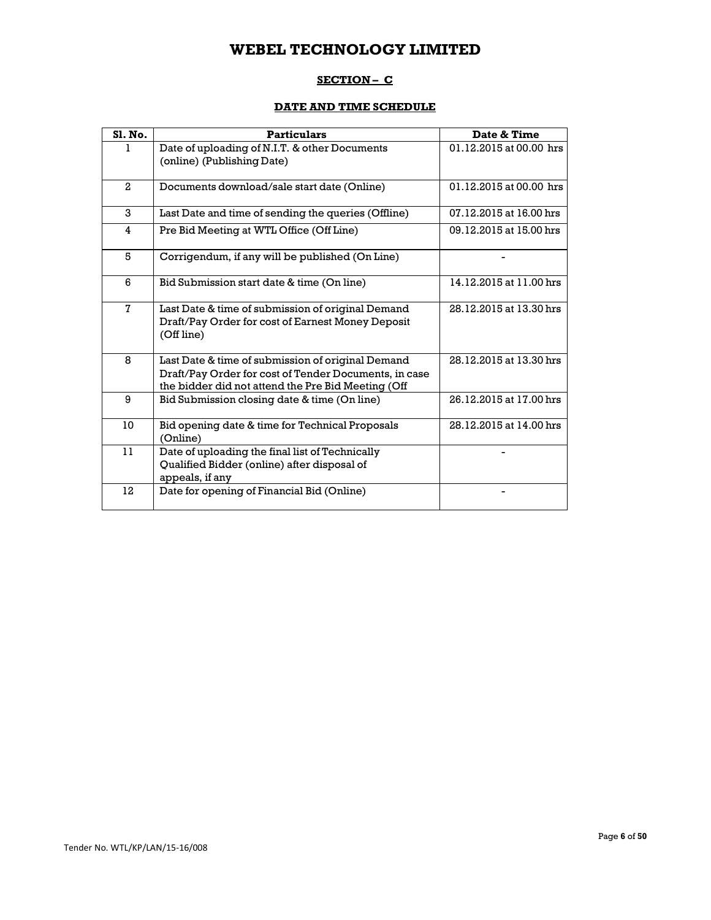# WEBEL TECHNOLOGY LIMITED

## SECTION – C

### DATE AND TIME SCHEDULE

| Sl. No. | Particulars | Date & Time |
|---|---|---|
| 1 | Date of uploading of N.I.T. & other Documents (online) (Publishing Date) | 01.12.2015 at 00.00 hrs |
| 2 | Documents download/sale start date (Online) | 01.12.2015 at 00.00 hrs |
| 3 | Last Date and time of sending the queries (Offline) | 07.12.2015 at 16.00 hrs |
| 4 | Pre Bid Meeting at WTL Office (Off Line) | 09.12.2015 at 15.00 hrs |
| 5 | Corrigendum, if any will be published (On Line) | - |
| 6 | Bid Submission start date & time (On line) | 14.12.2015 at 11.00 hrs |
| 7 | Last Date & time of submission of original Demand Draft/Pay Order for cost of Earnest Money Deposit (Off line) | 28.12.2015 at 13.30 hrs |
| 8 | Last Date & time of submission of original Demand Draft/Pay Order for cost of Tender Documents, in case the bidder did not attend the Pre Bid Meeting (Off | 28.12.2015 at 13.30 hrs |
| 9 | Bid Submission closing date & time (On line) | 26.12.2015 at 17.00 hrs |
| 10 | Bid opening date & time for Technical Proposals (Online) | 28.12.2015 at 14.00 hrs |
| 11 | Date of uploading the final list of Technically Qualified Bidder (online) after disposal of appeals, if any | - |
| 12 | Date for opening of Financial Bid (Online) | - |

Tender No. WTL/KP/LAN/15-16/008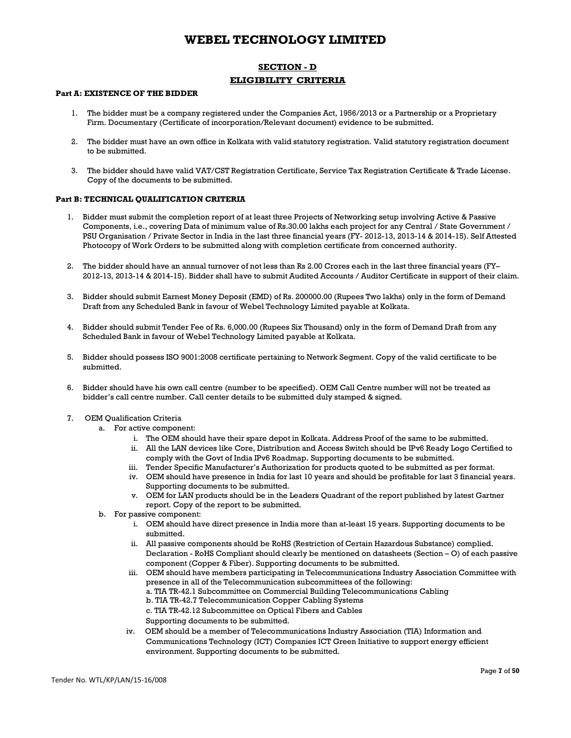# WEBEL TECHNOLOGY LIMITED

## SECTION - D

## ELIGIBILITY CRITERIA

**Part A: EXISTENCE OF THE BIDDER**

1. The bidder must be a company registered under the Companies Act, 1956/2013 or a Partnership or a Proprietary Firm. Documentary (Certificate of incorporation/Relevant document) evidence to be submitted.

2. The bidder must have an own office in Kolkata with valid statutory registration. Valid statutory registration document to be submitted.

3. The bidder should have valid VAT/CST Registration Certificate, Service Tax Registration Certificate & Trade License. Copy of the documents to be submitted.

**Part B: TECHNICAL QUALIFICATION CRITERIA**

1. Bidder must submit the completion report of at least three Projects of Networking setup involving Active & Passive Components, i.e., covering Data of minimum value of Rs.30.00 lakhs each project for any Central / State Government / PSU Organisation / Private Sector in India in the last three financial years (FY- 2012-13, 2013-14 & 2014-15). Self Attested Photocopy of Work Orders to be submitted along with completion certificate from concerned authority.

2. The bidder should have an annual turnover of not less than Rs 2.00 Crores each in the last three financial years (FY– 2012-13, 2013-14 & 2014-15). Bidder shall have to submit Audited Accounts / Auditor Certificate in support of their claim.

3. Bidder should submit Earnest Money Deposit (EMD) of Rs. 200000.00 (Rupees Two lakhs) only in the form of Demand Draft from any Scheduled Bank in favour of Webel Technology Limited payable at Kolkata.

4. Bidder should submit Tender Fee of Rs. 6,000.00 (Rupees Six Thousand) only in the form of Demand Draft from any Scheduled Bank in favour of Webel Technology Limited payable at Kolkata.

5. Bidder should possess ISO 9001:2008 certificate pertaining to Network Segment. Copy of the valid certificate to be submitted.

6. Bidder should have his own call centre (number to be specified). OEM Call Centre number will not be treated as bidder's call centre number. Call center details to be submitted duly stamped & signed.

7. OEM Qualification Criteria
   a. For active component:
      i. The OEM should have their spare depot in Kolkata. Address Proof of the same to be submitted.
      ii. All the LAN devices like Core, Distribution and Access Switch should be IPv6 Ready Logo Certified to comply with the Govt of India IPv6 Roadmap. Supporting documents to be submitted.
      iii. Tender Specific Manufacturer's Authorization for products quoted to be submitted as per format.
      iv. OEM should have presence in India for last 10 years and should be profitable for last 3 financial years. Supporting documents to be submitted.
      v. OEM for LAN products should be in the Leaders Quadrant of the report published by latest Gartner report. Copy of the report to be submitted.
   b. For passive component:
      i. OEM should have direct presence in India more than at-least 15 years. Supporting documents to be submitted.
      ii. All passive components should be RoHS (Restriction of Certain Hazardous Substance) complied. Declaration - RoHS Compliant should clearly be mentioned on datasheets (Section – O) of each passive component (Copper & Fiber). Supporting documents to be submitted.
      iii. OEM should have members participating in Telecommunications Industry Association Committee with presence in all of the Telecommunication subcommittees of the following:
         a. TIA TR-42.1 Subcommittee on Commercial Building Telecommunications Cabling
         b. TIA TR-42.7 Telecommunication Copper Cabling Systems
         c. TIA TR-42.12 Subcommittee on Optical Fibers and Cables
         Supporting documents to be submitted.
      iv. OEM should be a member of Telecommunications Industry Association (TIA) Information and Communications Technology (ICT) Companies ICT Green Initiative to support energy efficient environment. Supporting documents to be submitted.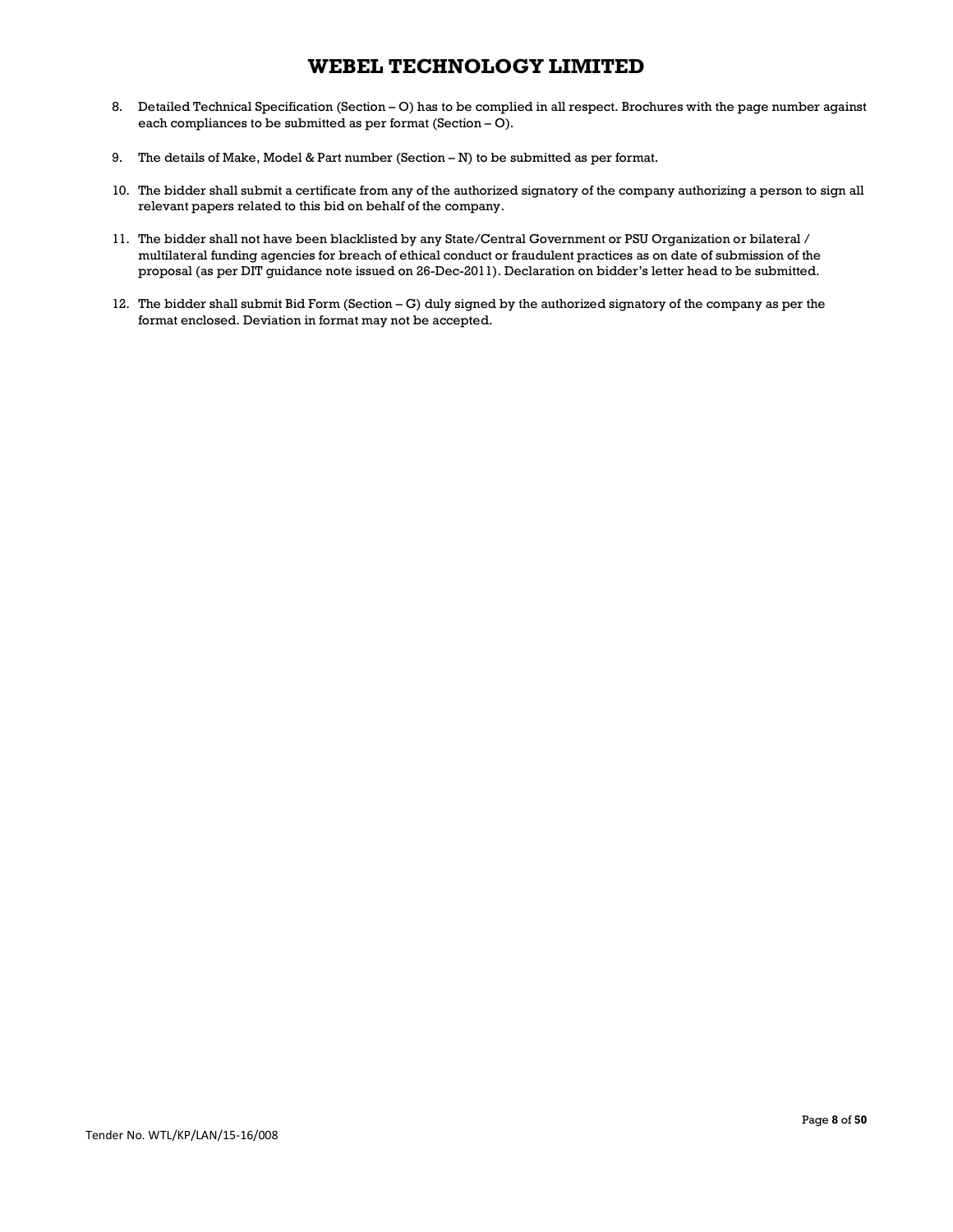8. Detailed Technical Specification (Section – O) has to be complied in all respect. Brochures with the page number against each compliances to be submitted as per format (Section – O).

9. The details of Make, Model & Part number (Section – N) to be submitted as per format.

10. The bidder shall submit a certificate from any of the authorized signatory of the company authorizing a person to sign all relevant papers related to this bid on behalf of the company.

11. The bidder shall not have been blacklisted by any State/Central Government or PSU Organization or bilateral / multilateral funding agencies for breach of ethical conduct or fraudulent practices as on date of submission of the proposal (as per DIT guidance note issued on 26-Dec-2011). Declaration on bidder's letter head to be submitted.

12. The bidder shall submit Bid Form (Section – G) duly signed by the authorized signatory of the company as per the format enclosed. Deviation in format may not be accepted.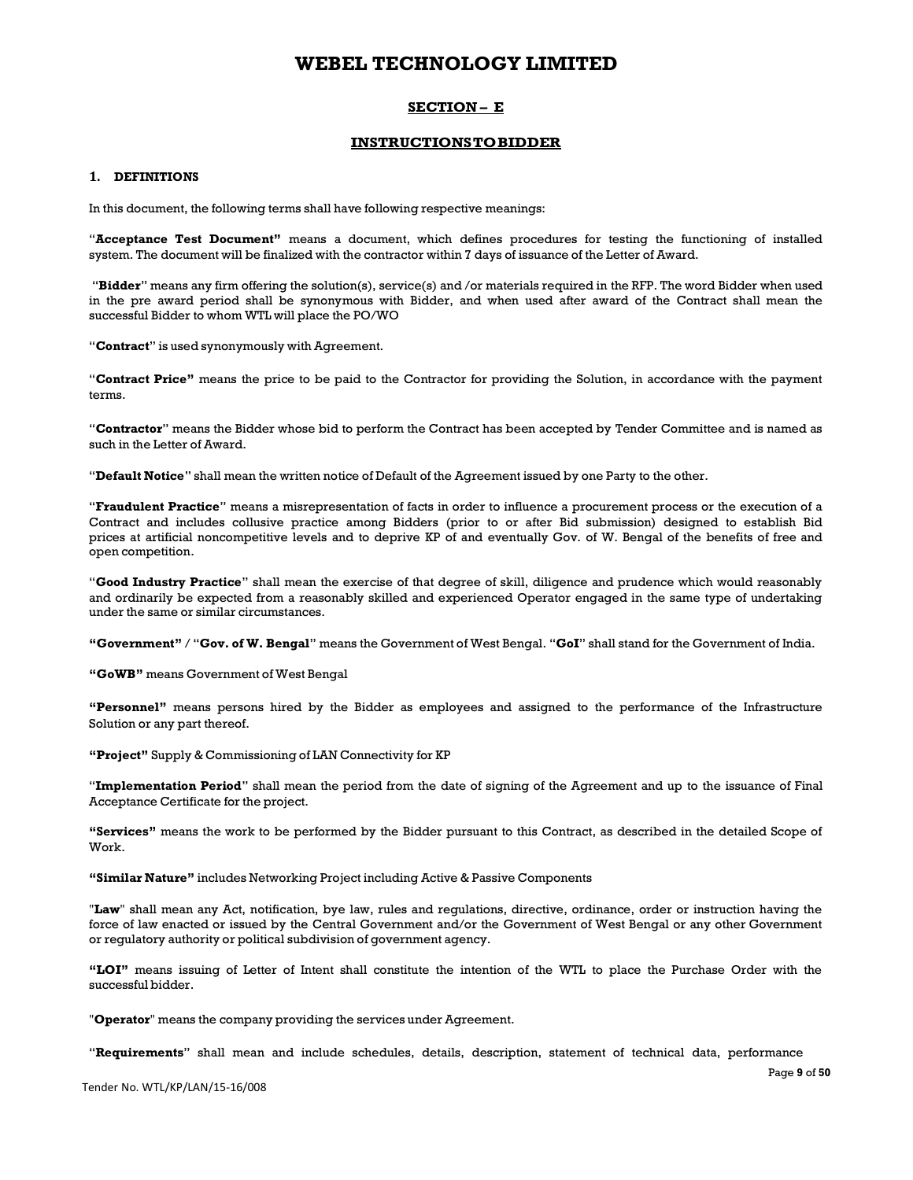# WEBEL TECHNOLOGY LIMITED

## SECTION – E

## INSTRUCTIONS TO BIDDER

### 1. DEFINITIONS

In this document, the following terms shall have following respective meanings:

"**Acceptance Test Document**" means a document, which defines procedures for testing the functioning of installed system. The document will be finalized with the contractor within 7 days of issuance of the Letter of Award.

"**Bidder**" means any firm offering the solution(s), service(s) and /or materials required in the RFP. The word Bidder when used in the pre award period shall be synonymous with Bidder, and when used after award of the Contract shall mean the successful Bidder to whom WTL will place the PO/WO

"**Contract**" is used synonymously with Agreement.

"**Contract Price**" means the price to be paid to the Contractor for providing the Solution, in accordance with the payment terms.

"**Contractor**" means the Bidder whose bid to perform the Contract has been accepted by Tender Committee and is named as such in the Letter of Award.

"**Default Notice**" shall mean the written notice of Default of the Agreement issued by one Party to the other.

"**Fraudulent Practice**" means a misrepresentation of facts in order to influence a procurement process or the execution of a Contract and includes collusive practice among Bidders (prior to or after Bid submission) designed to establish Bid prices at artificial noncompetitive levels and to deprive KP of and eventually Gov. of W. Bengal of the benefits of free and open competition.

"**Good Industry Practice**" shall mean the exercise of that degree of skill, diligence and prudence which would reasonably and ordinarily be expected from a reasonably skilled and experienced Operator engaged in the same type of undertaking under the same or similar circumstances.

**"Government"** / "**Gov. of W. Bengal**" means the Government of West Bengal. "**GoI**" shall stand for the Government of India.

**"GoWB"** means Government of West Bengal

**"Personnel"** means persons hired by the Bidder as employees and assigned to the performance of the Infrastructure Solution or any part thereof.

**"Project"** Supply & Commissioning of LAN Connectivity for KP

"**Implementation Period**" shall mean the period from the date of signing of the Agreement and up to the issuance of Final Acceptance Certificate for the project.

**"Services"** means the work to be performed by the Bidder pursuant to this Contract, as described in the detailed Scope of Work.

**"Similar Nature"** includes Networking Project including Active & Passive Components

"**Law**" shall mean any Act, notification, bye law, rules and regulations, directive, ordinance, order or instruction having the force of law enacted or issued by the Central Government and/or the Government of West Bengal or any other Government or regulatory authority or political subdivision of government agency.

**"LOI"** means issuing of Letter of Intent shall constitute the intention of the WTL to place the Purchase Order with the successful bidder.

"**Operator**" means the company providing the services under Agreement.

"**Requirements**" shall mean and include schedules, details, description, statement of technical data, performance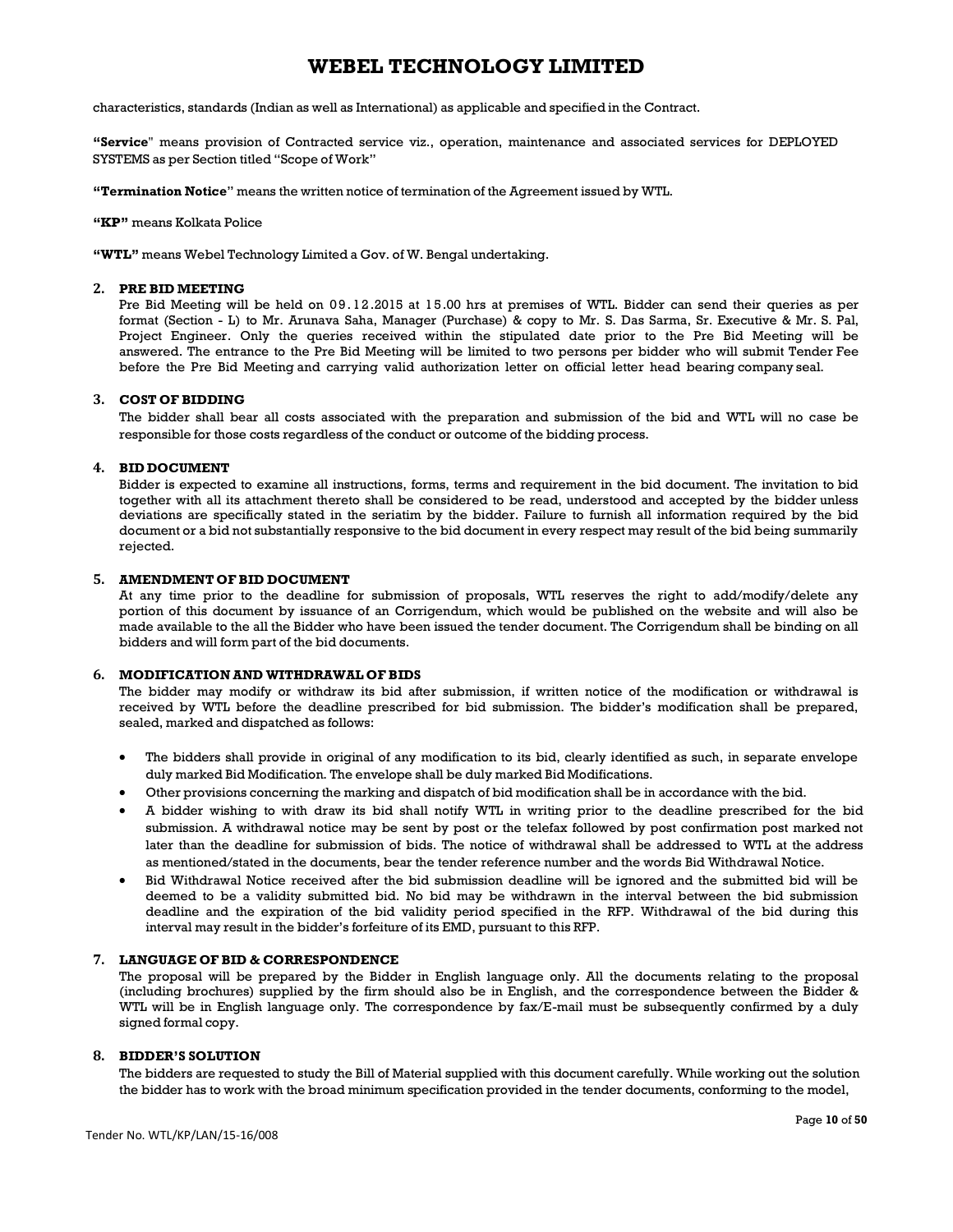characteristics, standards (Indian as well as International) as applicable and specified in the Contract.

**"Service"** means provision of Contracted service viz., operation, maintenance and associated services for DEPLOYED SYSTEMS as per Section titled "Scope of Work"

**"Termination Notice"** means the written notice of termination of the Agreement issued by WTL.

**"KP"** means Kolkata Police

**"WTL"** means Webel Technology Limited a Gov. of W. Bengal undertaking.

## 2. PRE BID MEETING

Pre Bid Meeting will be held on 09.12.2015 at 15.00 hrs at premises of WTL. Bidder can send their queries as per format (Section - L) to Mr. Arunava Saha, Manager (Purchase) & copy to Mr. S. Das Sarma, Sr. Executive & Mr. S. Pal, Project Engineer. Only the queries received within the stipulated date prior to the Pre Bid Meeting will be answered. The entrance to the Pre Bid Meeting will be limited to two persons per bidder who will submit Tender Fee before the Pre Bid Meeting and carrying valid authorization letter on official letter head bearing company seal.

## 3. COST OF BIDDING

The bidder shall bear all costs associated with the preparation and submission of the bid and WTL will no case be responsible for those costs regardless of the conduct or outcome of the bidding process.

## 4. BID DOCUMENT

Bidder is expected to examine all instructions, forms, terms and requirement in the bid document. The invitation to bid together with all its attachment thereto shall be considered to be read, understood and accepted by the bidder unless deviations are specifically stated in the seriatim by the bidder. Failure to furnish all information required by the bid document or a bid not substantially responsive to the bid document in every respect may result of the bid being summarily rejected.

## 5. AMENDMENT OF BID DOCUMENT

At any time prior to the deadline for submission of proposals, WTL reserves the right to add/modify/delete any portion of this document by issuance of an Corrigendum, which would be published on the website and will also be made available to the all the Bidder who have been issued the tender document. The Corrigendum shall be binding on all bidders and will form part of the bid documents.

## 6. MODIFICATION AND WITHDRAWAL OF BIDS

The bidder may modify or withdraw its bid after submission, if written notice of the modification or withdrawal is received by WTL before the deadline prescribed for bid submission. The bidder's modification shall be prepared, sealed, marked and dispatched as follows:

- The bidders shall provide in original of any modification to its bid, clearly identified as such, in separate envelope duly marked Bid Modification. The envelope shall be duly marked Bid Modifications.
- Other provisions concerning the marking and dispatch of bid modification shall be in accordance with the bid.
- A bidder wishing to with draw its bid shall notify WTL in writing prior to the deadline prescribed for the bid submission. A withdrawal notice may be sent by post or the telefax followed by post confirmation post marked not later than the deadline for submission of bids. The notice of withdrawal shall be addressed to WTL at the address as mentioned/stated in the documents, bear the tender reference number and the words Bid Withdrawal Notice.
- Bid Withdrawal Notice received after the bid submission deadline will be ignored and the submitted bid will be deemed to be a validity submitted bid. No bid may be withdrawn in the interval between the bid submission deadline and the expiration of the bid validity period specified in the RFP. Withdrawal of the bid during this interval may result in the bidder's forfeiture of its EMD, pursuant to this RFP.

## 7. LANGUAGE OF BID & CORRESPONDENCE

The proposal will be prepared by the Bidder in English language only. All the documents relating to the proposal (including brochures) supplied by the firm should also be in English, and the correspondence between the Bidder & WTL will be in English language only. The correspondence by fax/E-mail must be subsequently confirmed by a duly signed formal copy.

## 8. BIDDER'S SOLUTION

The bidders are requested to study the Bill of Material supplied with this document carefully. While working out the solution the bidder has to work with the broad minimum specification provided in the tender documents, conforming to the model,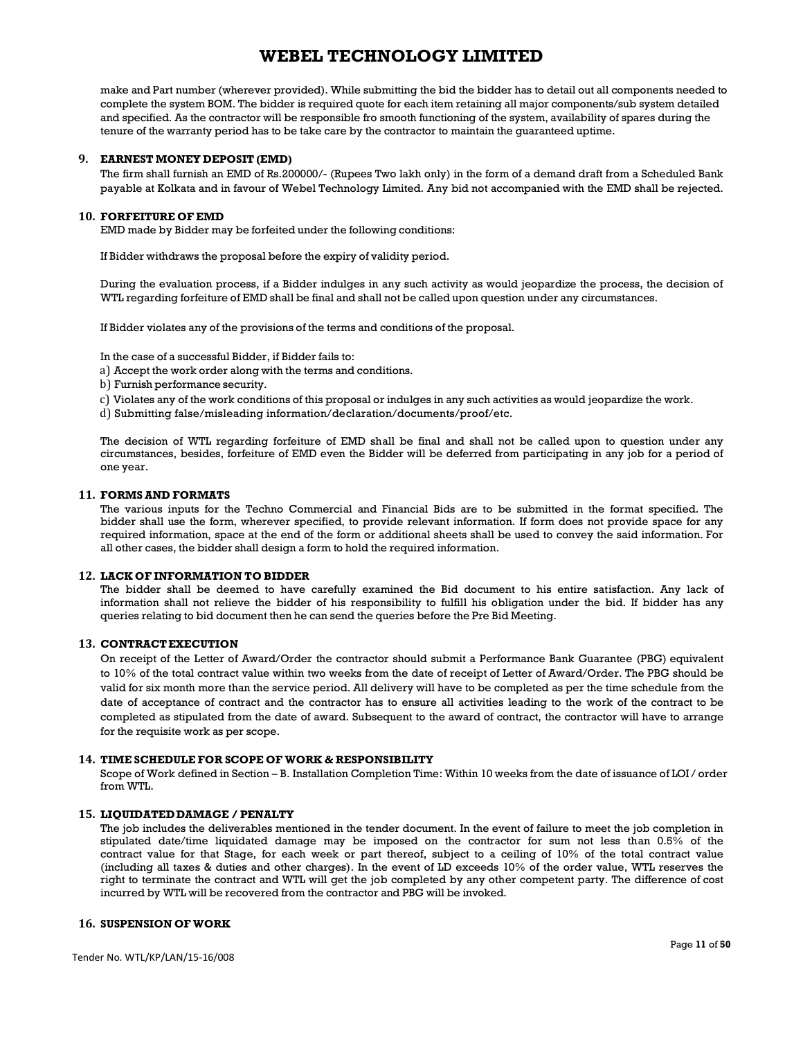make and Part number (wherever provided). While submitting the bid the bidder has to detail out all components needed to complete the system BOM. The bidder is required quote for each item retaining all major components/sub system detailed and specified. As the contractor will be responsible fro smooth functioning of the system, availability of spares during the tenure of the warranty period has to be take care by the contractor to maintain the guaranteed uptime.

## 9. EARNEST MONEY DEPOSIT (EMD)

The firm shall furnish an EMD of Rs.200000/- (Rupees Two lakh only) in the form of a demand draft from a Scheduled Bank payable at Kolkata and in favour of Webel Technology Limited. Any bid not accompanied with the EMD shall be rejected.

## 10. FORFEITURE OF EMD

EMD made by Bidder may be forfeited under the following conditions:

If Bidder withdraws the proposal before the expiry of validity period.

During the evaluation process, if a Bidder indulges in any such activity as would jeopardize the process, the decision of WTL regarding forfeiture of EMD shall be final and shall not be called upon question under any circumstances.

If Bidder violates any of the provisions of the terms and conditions of the proposal.

In the case of a successful Bidder, if Bidder fails to:

a) Accept the work order along with the terms and conditions.
b) Furnish performance security.
c) Violates any of the work conditions of this proposal or indulges in any such activities as would jeopardize the work.
d) Submitting false/misleading information/declaration/documents/proof/etc.

The decision of WTL regarding forfeiture of EMD shall be final and shall not be called upon to question under any circumstances, besides, forfeiture of EMD even the Bidder will be deferred from participating in any job for a period of one year.

## 11. FORMS AND FORMATS

The various inputs for the Techno Commercial and Financial Bids are to be submitted in the format specified. The bidder shall use the form, wherever specified, to provide relevant information. If form does not provide space for any required information, space at the end of the form or additional sheets shall be used to convey the said information. For all other cases, the bidder shall design a form to hold the required information.

## 12. LACK OF INFORMATION TO BIDDER

The bidder shall be deemed to have carefully examined the Bid document to his entire satisfaction. Any lack of information shall not relieve the bidder of his responsibility to fulfill his obligation under the bid. If bidder has any queries relating to bid document then he can send the queries before the Pre Bid Meeting.

## 13. CONTRACT EXECUTION

On receipt of the Letter of Award/Order the contractor should submit a Performance Bank Guarantee (PBG) equivalent to 10% of the total contract value within two weeks from the date of receipt of Letter of Award/Order. The PBG should be valid for six month more than the service period. All delivery will have to be completed as per the time schedule from the date of acceptance of contract and the contractor has to ensure all activities leading to the work of the contract to be completed as stipulated from the date of award. Subsequent to the award of contract, the contractor will have to arrange for the requisite work as per scope.

## 14. TIME SCHEDULE FOR SCOPE OF WORK & RESPONSIBILITY

Scope of Work defined in Section – B. Installation Completion Time: Within 10 weeks from the date of issuance of LOI / order from WTL.

## 15. LIQUIDATED DAMAGE / PENALTY

The job includes the deliverables mentioned in the tender document. In the event of failure to meet the job completion in stipulated date/time liquidated damage may be imposed on the contractor for sum not less than 0.5% of the contract value for that Stage, for each week or part thereof, subject to a ceiling of 10% of the total contract value (including all taxes & duties and other charges). In the event of LD exceeds 10% of the order value, WTL reserves the right to terminate the contract and WTL will get the job completed by any other competent party. The difference of cost incurred by WTL will be recovered from the contractor and PBG will be invoked.

## 16. SUSPENSION OF WORK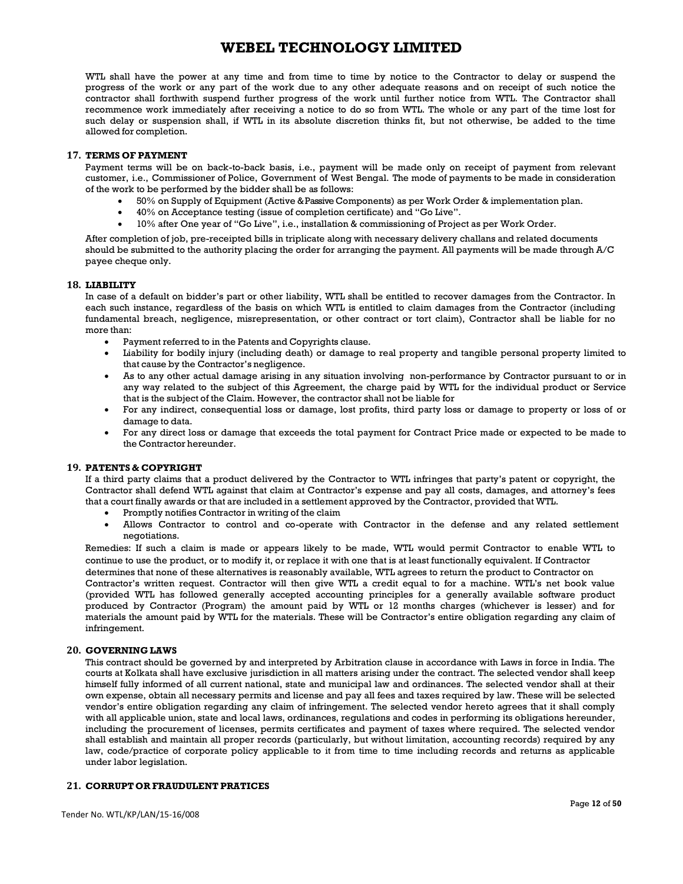WTL shall have the power at any time and from time to time by notice to the Contractor to delay or suspend the progress of the work or any part of the work due to any other adequate reasons and on receipt of such notice the contractor shall forthwith suspend further progress of the work until further notice from WTL. The Contractor shall recommence work immediately after receiving a notice to do so from WTL. The whole or any part of the time lost for such delay or suspension shall, if WTL in its absolute discretion thinks fit, but not otherwise, be added to the time allowed for completion.

## 17. TERMS OF PAYMENT

Payment terms will be on back-to-back basis, i.e., payment will be made only on receipt of payment from relevant customer, i.e., Commissioner of Police, Government of West Bengal. The mode of payments to be made in consideration of the work to be performed by the bidder shall be as follows:

- 50% on Supply of Equipment (Active & Passive Components) as per Work Order & implementation plan.
- 40% on Acceptance testing (issue of completion certificate) and "Go Live".
- 10% after One year of "Go Live", i.e., installation & commissioning of Project as per Work Order.

After completion of job, pre-receipted bills in triplicate along with necessary delivery challans and related documents should be submitted to the authority placing the order for arranging the payment. All payments will be made through A/C payee cheque only.

## 18. LIABILITY

In case of a default on bidder's part or other liability, WTL shall be entitled to recover damages from the Contractor. In each such instance, regardless of the basis on which WTL is entitled to claim damages from the Contractor (including fundamental breach, negligence, misrepresentation, or other contract or tort claim), Contractor shall be liable for no more than:

- Payment referred to in the Patents and Copyrights clause.
- Liability for bodily injury (including death) or damage to real property and tangible personal property limited to that cause by the Contractor's negligence.
- As to any other actual damage arising in any situation involving non-performance by Contractor pursuant to or in any way related to the subject of this Agreement, the charge paid by WTL for the individual product or Service that is the subject of the Claim. However, the contractor shall not be liable for
- For any indirect, consequential loss or damage, lost profits, third party loss or damage to property or loss of or damage to data.
- For any direct loss or damage that exceeds the total payment for Contract Price made or expected to be made to the Contractor hereunder.

## 19. PATENTS & COPYRIGHT

If a third party claims that a product delivered by the Contractor to WTL infringes that party's patent or copyright, the Contractor shall defend WTL against that claim at Contractor's expense and pay all costs, damages, and attorney's fees that a court finally awards or that are included in a settlement approved by the Contractor, provided that WTL.

- Promptly notifies Contractor in writing of the claim
- Allows Contractor to control and co-operate with Contractor in the defense and any related settlement negotiations.

Remedies: If such a claim is made or appears likely to be made, WTL would permit Contractor to enable WTL to continue to use the product, or to modify it, or replace it with one that is at least functionally equivalent. If Contractor determines that none of these alternatives is reasonably available, WTL agrees to return the product to Contractor on Contractor's written request. Contractor will then give WTL a credit equal to for a machine. WTL's net book value (provided WTL has followed generally accepted accounting principles for a generally available software product produced by Contractor (Program) the amount paid by WTL or 12 months charges (whichever is lesser) and for materials the amount paid by WTL for the materials. These will be Contractor's entire obligation regarding any claim of infringement.

## 20. GOVERNING LAWS

This contract should be governed by and interpreted by Arbitration clause in accordance with Laws in force in India. The courts at Kolkata shall have exclusive jurisdiction in all matters arising under the contract. The selected vendor shall keep himself fully informed of all current national, state and municipal law and ordinances. The selected vendor shall at their own expense, obtain all necessary permits and license and pay all fees and taxes required by law. These will be selected vendor's entire obligation regarding any claim of infringement. The selected vendor hereto agrees that it shall comply with all applicable union, state and local laws, ordinances, regulations and codes in performing its obligations hereunder, including the procurement of licenses, permits certificates and payment of taxes where required. The selected vendor shall establish and maintain all proper records (particularly, but without limitation, accounting records) required by any law, code/practice of corporate policy applicable to it from time to time including records and returns as applicable under labor legislation.

## 21. CORRUPT OR FRAUDULENT PRATICES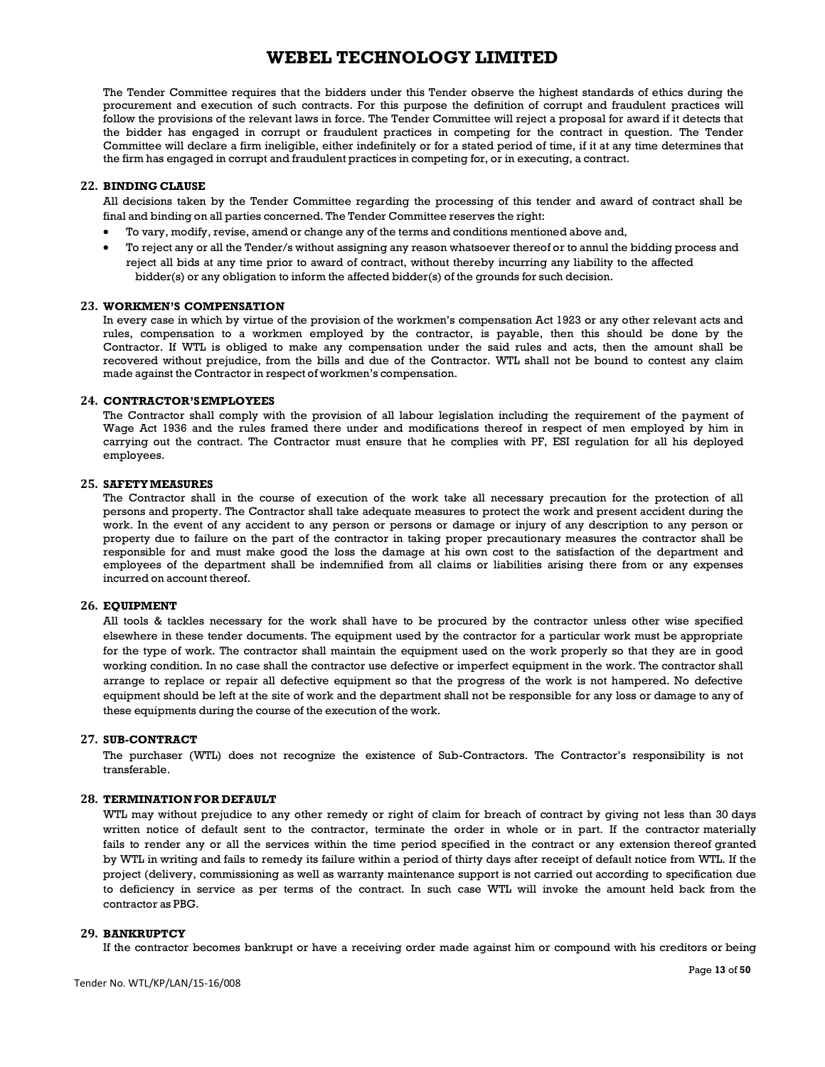The Tender Committee requires that the bidders under this Tender observe the highest standards of ethics during the procurement and execution of such contracts. For this purpose the definition of corrupt and fraudulent practices will follow the provisions of the relevant laws in force. The Tender Committee will reject a proposal for award if it detects that the bidder has engaged in corrupt or fraudulent practices in competing for the contract in question. The Tender Committee will declare a firm ineligible, either indefinitely or for a stated period of time, if it at any time determines that the firm has engaged in corrupt and fraudulent practices in competing for, or in executing, a contract.

### 22. BINDING CLAUSE

All decisions taken by the Tender Committee regarding the processing of this tender and award of contract shall be final and binding on all parties concerned. The Tender Committee reserves the right:

- To vary, modify, revise, amend or change any of the terms and conditions mentioned above and,
- To reject any or all the Tender/s without assigning any reason whatsoever thereof or to annul the bidding process and reject all bids at any time prior to award of contract, without thereby incurring any liability to the affected bidder(s) or any obligation to inform the affected bidder(s) of the grounds for such decision.

### 23. WORKMEN'S COMPENSATION

In every case in which by virtue of the provision of the workmen's compensation Act 1923 or any other relevant acts and rules, compensation to a workmen employed by the contractor, is payable, then this should be done by the Contractor. If WTL is obliged to make any compensation under the said rules and acts, then the amount shall be recovered without prejudice, from the bills and due of the Contractor. WTL shall not be bound to contest any claim made against the Contractor in respect of workmen's compensation.

### 24. CONTRACTOR'S EMPLOYEES

The Contractor shall comply with the provision of all labour legislation including the requirement of the payment of Wage Act 1936 and the rules framed there under and modifications thereof in respect of men employed by him in carrying out the contract. The Contractor must ensure that he complies with PF, ESI regulation for all his deployed employees.

### 25. SAFETY MEASURES

The Contractor shall in the course of execution of the work take all necessary precaution for the protection of all persons and property. The Contractor shall take adequate measures to protect the work and present accident during the work. In the event of any accident to any person or persons or damage or injury of any description to any person or property due to failure on the part of the contractor in taking proper precautionary measures the contractor shall be responsible for and must make good the loss the damage at his own cost to the satisfaction of the department and employees of the department shall be indemnified from all claims or liabilities arising there from or any expenses incurred on account thereof.

### 26. EQUIPMENT

All tools & tackles necessary for the work shall have to be procured by the contractor unless other wise specified elsewhere in these tender documents. The equipment used by the contractor for a particular work must be appropriate for the type of work. The contractor shall maintain the equipment used on the work properly so that they are in good working condition. In no case shall the contractor use defective or imperfect equipment in the work. The contractor shall arrange to replace or repair all defective equipment so that the progress of the work is not hampered. No defective equipment should be left at the site of work and the department shall not be responsible for any loss or damage to any of these equipments during the course of the execution of the work.

### 27. SUB-CONTRACT

The purchaser (WTL) does not recognize the existence of Sub-Contractors. The Contractor's responsibility is not transferable.

### 28. TERMINATION FOR DEFAULT

WTL may without prejudice to any other remedy or right of claim for breach of contract by giving not less than 30 days written notice of default sent to the contractor, terminate the order in whole or in part. If the contractor materially fails to render any or all the services within the time period specified in the contract or any extension thereof granted by WTL in writing and fails to remedy its failure within a period of thirty days after receipt of default notice from WTL. If the project (delivery, commissioning as well as warranty maintenance support is not carried out according to specification due to deficiency in service as per terms of the contract. In such case WTL will invoke the amount held back from the contractor as PBG.

### 29. BANKRUPTCY

If the contractor becomes bankrupt or have a receiving order made against him or compound with his creditors or being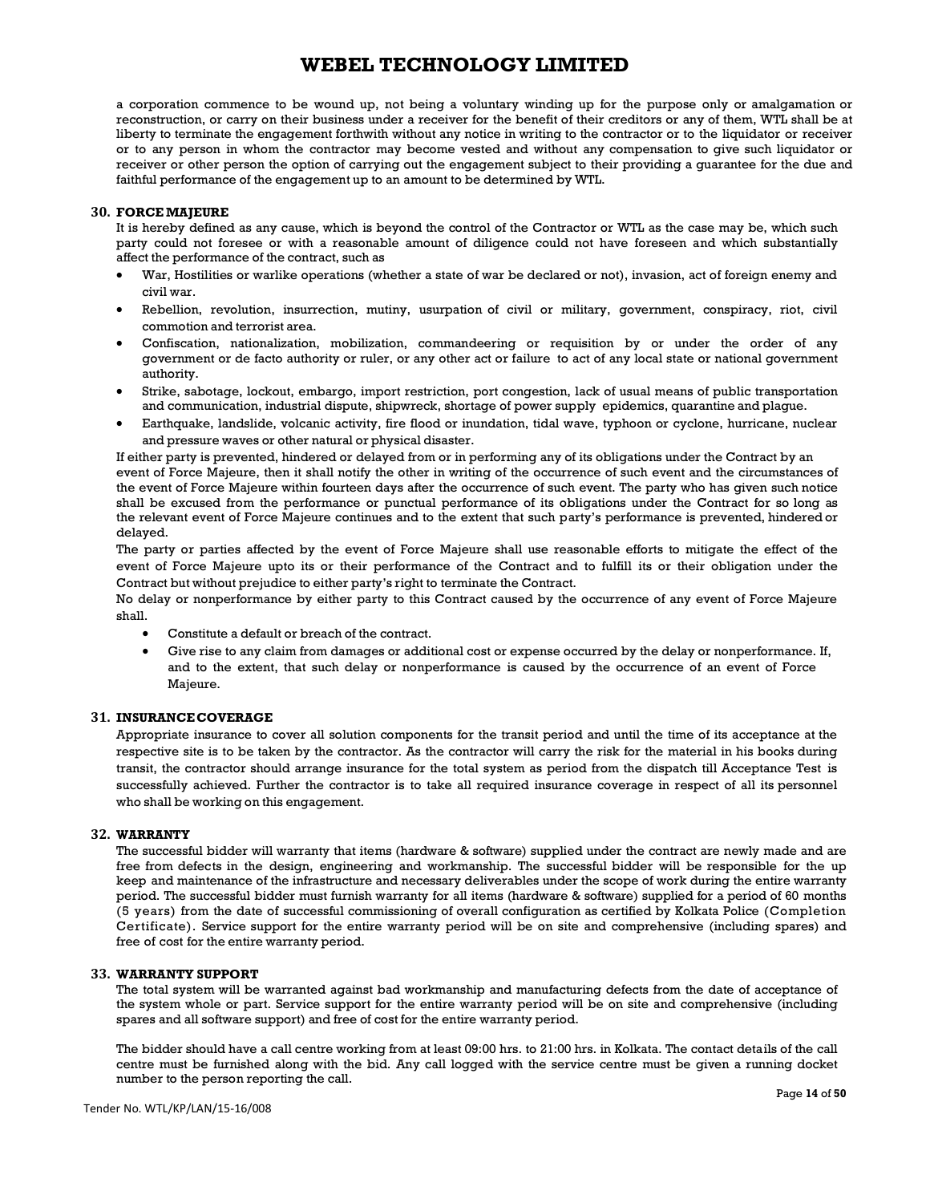a corporation commence to be wound up, not being a voluntary winding up for the purpose only or amalgamation or reconstruction, or carry on their business under a receiver for the benefit of their creditors or any of them, WTL shall be at liberty to terminate the engagement forthwith without any notice in writing to the contractor or to the liquidator or receiver or to any person in whom the contractor may become vested and without any compensation to give such liquidator or receiver or other person the option of carrying out the engagement subject to their providing a guarantee for the due and faithful performance of the engagement up to an amount to be determined by WTL.

### 30. FORCE MAJEURE

It is hereby defined as any cause, which is beyond the control of the Contractor or WTL as the case may be, which such party could not foresee or with a reasonable amount of diligence could not have foreseen and which substantially affect the performance of the contract, such as

- War, Hostilities or warlike operations (whether a state of war be declared or not), invasion, act of foreign enemy and civil war.
- Rebellion, revolution, insurrection, mutiny, usurpation of civil or military, government, conspiracy, riot, civil commotion and terrorist area.
- Confiscation, nationalization, mobilization, commandeering or requisition by or under the order of any government or de facto authority or ruler, or any other act or failure to act of any local state or national government authority.
- Strike, sabotage, lockout, embargo, import restriction, port congestion, lack of usual means of public transportation and communication, industrial dispute, shipwreck, shortage of power supply epidemics, quarantine and plague.
- Earthquake, landslide, volcanic activity, fire flood or inundation, tidal wave, typhoon or cyclone, hurricane, nuclear and pressure waves or other natural or physical disaster.

If either party is prevented, hindered or delayed from or in performing any of its obligations under the Contract by an event of Force Majeure, then it shall notify the other in writing of the occurrence of such event and the circumstances of the event of Force Majeure within fourteen days after the occurrence of such event. The party who has given such notice shall be excused from the performance or punctual performance of its obligations under the Contract for so long as the relevant event of Force Majeure continues and to the extent that such party's performance is prevented, hindered or delayed.

The party or parties affected by the event of Force Majeure shall use reasonable efforts to mitigate the effect of the event of Force Majeure upto its or their performance of the Contract and to fulfill its or their obligation under the Contract but without prejudice to either party's right to terminate the Contract.

No delay or nonperformance by either party to this Contract caused by the occurrence of any event of Force Majeure shall.

- Constitute a default or breach of the contract.
- Give rise to any claim from damages or additional cost or expense occurred by the delay or nonperformance. If, and to the extent, that such delay or nonperformance is caused by the occurrence of an event of Force Majeure.

### 31. INSURANCE COVERAGE

Appropriate insurance to cover all solution components for the transit period and until the time of its acceptance at the respective site is to be taken by the contractor. As the contractor will carry the risk for the material in his books during transit, the contractor should arrange insurance for the total system as period from the dispatch till Acceptance Test is successfully achieved. Further the contractor is to take all required insurance coverage in respect of all its personnel who shall be working on this engagement.

### 32. WARRANTY

The successful bidder will warranty that items (hardware & software) supplied under the contract are newly made and are free from defects in the design, engineering and workmanship. The successful bidder will be responsible for the up keep and maintenance of the infrastructure and necessary deliverables under the scope of work during the entire warranty period. The successful bidder must furnish warranty for all items (hardware & software) supplied for a period of 60 months (5 years) from the date of successful commissioning of overall configuration as certified by Kolkata Police (Completion Certificate). Service support for the entire warranty period will be on site and comprehensive (including spares) and free of cost for the entire warranty period.

### 33. WARRANTY SUPPORT

The total system will be warranted against bad workmanship and manufacturing defects from the date of acceptance of the system whole or part. Service support for the entire warranty period will be on site and comprehensive (including spares and all software support) and free of cost for the entire warranty period.

The bidder should have a call centre working from at least 09:00 hrs. to 21:00 hrs. in Kolkata. The contact details of the call centre must be furnished along with the bid. Any call logged with the service centre must be given a running docket number to the person reporting the call.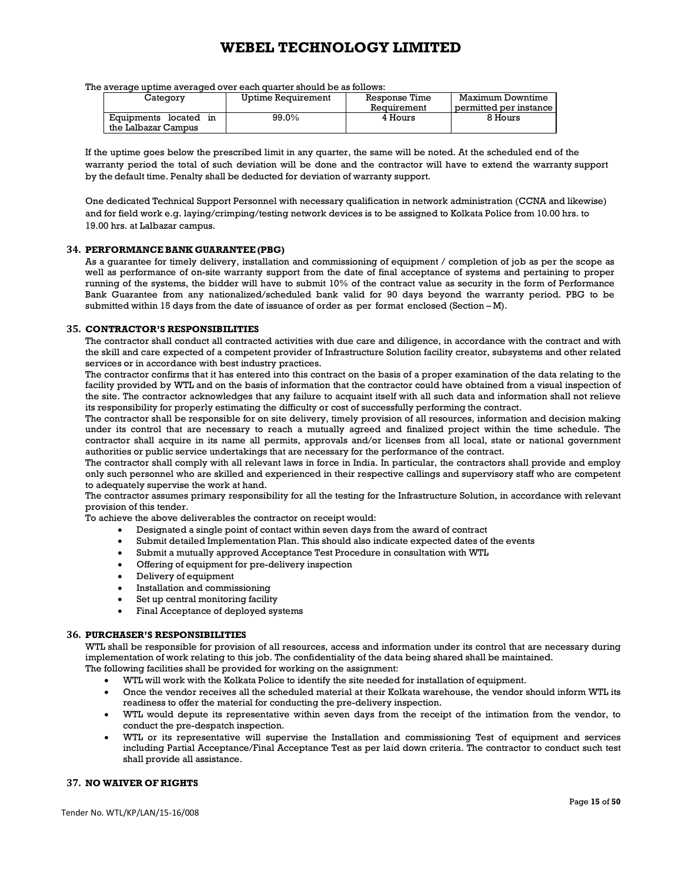The average uptime averaged over each quarter should be as follows:

| Category | Uptime Requirement | Response Time Requirement | Maximum Downtime permitted per instance |
|---|---|---|---|
| Equipments located in the Lalbazar Campus | 99.0% | 4 Hours | 8 Hours |

If the uptime goes below the prescribed limit in any quarter, the same will be noted. At the scheduled end of the warranty period the total of such deviation will be done and the contractor will have to extend the warranty support by the default time. Penalty shall be deducted for deviation of warranty support.

One dedicated Technical Support Personnel with necessary qualification in network administration (CCNA and likewise) and for field work e.g. laying/crimping/testing network devices is to be assigned to Kolkata Police from 10.00 hrs. to 19.00 hrs. at Lalbazar campus.

## 34. PERFORMANCE BANK GUARANTEE (PBG)

As a guarantee for timely delivery, installation and commissioning of equipment / completion of job as per the scope as well as performance of on-site warranty support from the date of final acceptance of systems and pertaining to proper running of the systems, the bidder will have to submit 10% of the contract value as security in the form of Performance Bank Guarantee from any nationalized/scheduled bank valid for 90 days beyond the warranty period. PBG to be submitted within 15 days from the date of issuance of order as per format enclosed (Section – M).

## 35. CONTRACTOR'S RESPONSIBILITIES

The contractor shall conduct all contracted activities with due care and diligence, in accordance with the contract and with the skill and care expected of a competent provider of Infrastructure Solution facility creator, subsystems and other related services or in accordance with best industry practices.

The contractor confirms that it has entered into this contract on the basis of a proper examination of the data relating to the facility provided by WTL and on the basis of information that the contractor could have obtained from a visual inspection of the site. The contractor acknowledges that any failure to acquaint itself with all such data and information shall not relieve its responsibility for properly estimating the difficulty or cost of successfully performing the contract.

The contractor shall be responsible for on site delivery, timely provision of all resources, information and decision making under its control that are necessary to reach a mutually agreed and finalized project within the time schedule. The contractor shall acquire in its name all permits, approvals and/or licenses from all local, state or national government authorities or public service undertakings that are necessary for the performance of the contract.

The contractor shall comply with all relevant laws in force in India. In particular, the contractors shall provide and employ only such personnel who are skilled and experienced in their respective callings and supervisory staff who are competent to adequately supervise the work at hand.

The contractor assumes primary responsibility for all the testing for the Infrastructure Solution, in accordance with relevant provision of this tender.

To achieve the above deliverables the contractor on receipt would:

- Designated a single point of contact within seven days from the award of contract
- Submit detailed Implementation Plan. This should also indicate expected dates of the events
- Submit a mutually approved Acceptance Test Procedure in consultation with WTL
- Offering of equipment for pre-delivery inspection
- Delivery of equipment
- Installation and commissioning
- Set up central monitoring facility
- Final Acceptance of deployed systems

## 36. PURCHASER'S RESPONSIBILITIES

WTL shall be responsible for provision of all resources, access and information under its control that are necessary during implementation of work relating to this job. The confidentiality of the data being shared shall be maintained.

The following facilities shall be provided for working on the assignment:

- WTL will work with the Kolkata Police to identify the site needed for installation of equipment.
- Once the vendor receives all the scheduled material at their Kolkata warehouse, the vendor should inform WTL its readiness to offer the material for conducting the pre-delivery inspection.
- WTL would depute its representative within seven days from the receipt of the intimation from the vendor, to conduct the pre-despatch inspection.
- WTL or its representative will supervise the Installation and commissioning Test of equipment and services including Partial Acceptance/Final Acceptance Test as per laid down criteria. The contractor to conduct such test shall provide all assistance.

## 37. NO WAIVER OF RIGHTS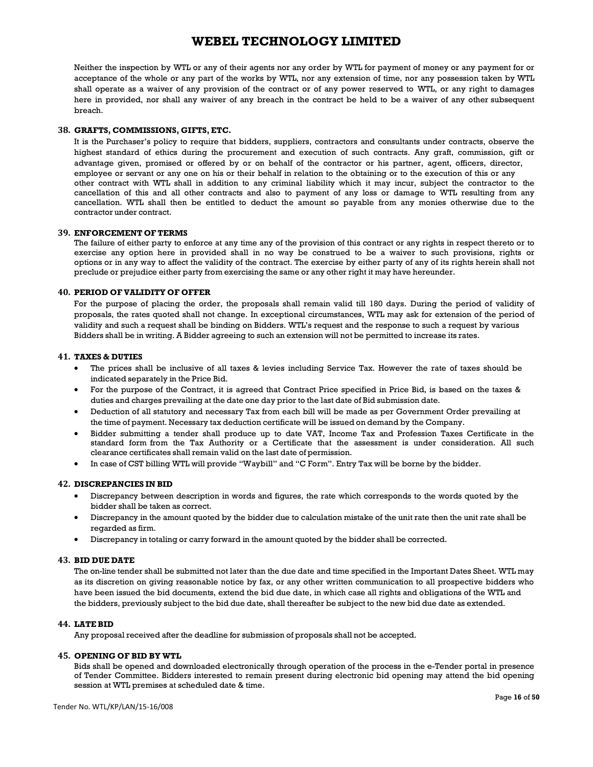Neither the inspection by WTL or any of their agents nor any order by WTL for payment of money or any payment for or acceptance of the whole or any part of the works by WTL, nor any extension of time, nor any possession taken by WTL shall operate as a waiver of any provision of the contract or of any power reserved to WTL, or any right to damages here in provided, nor shall any waiver of any breach in the contract be held to be a waiver of any other subsequent breach.

### 38. GRAFTS, COMMISSIONS, GIFTS, ETC.

It is the Purchaser's policy to require that bidders, suppliers, contractors and consultants under contracts, observe the highest standard of ethics during the procurement and execution of such contracts. Any graft, commission, gift or advantage given, promised or offered by or on behalf of the contractor or his partner, agent, officers, director, employee or servant or any one on his or their behalf in relation to the obtaining or to the execution of this or any other contract with WTL shall in addition to any criminal liability which it may incur, subject the contractor to the cancellation of this and all other contracts and also to payment of any loss or damage to WTL resulting from any cancellation. WTL shall then be entitled to deduct the amount so payable from any monies otherwise due to the contractor under contract.

### 39. ENFORCEMENT OF TERMS

The failure of either party to enforce at any time any of the provision of this contract or any rights in respect thereto or to exercise any option here in provided shall in no way be construed to be a waiver to such provisions, rights or options or in any way to affect the validity of the contract. The exercise by either party of any of its rights herein shall not preclude or prejudice either party from exercising the same or any other right it may have hereunder.

### 40. PERIOD OF VALIDITY OF OFFER

For the purpose of placing the order, the proposals shall remain valid till 180 days. During the period of validity of proposals, the rates quoted shall not change. In exceptional circumstances, WTL may ask for extension of the period of validity and such a request shall be binding on Bidders. WTL's request and the response to such a request by various Bidders shall be in writing. A Bidder agreeing to such an extension will not be permitted to increase its rates.

### 41. TAXES & DUTIES

- The prices shall be inclusive of all taxes & levies including Service Tax. However the rate of taxes should be indicated separately in the Price Bid.
- For the purpose of the Contract, it is agreed that Contract Price specified in Price Bid, is based on the taxes & duties and charges prevailing at the date one day prior to the last date of Bid submission date.
- Deduction of all statutory and necessary Tax from each bill will be made as per Government Order prevailing at the time of payment. Necessary tax deduction certificate will be issued on demand by the Company.
- Bidder submitting a tender shall produce up to date VAT, Income Tax and Profession Taxes Certificate in the standard form from the Tax Authority or a Certificate that the assessment is under consideration. All such clearance certificates shall remain valid on the last date of permission.
- In case of CST billing WTL will provide "Waybill" and "C Form". Entry Tax will be borne by the bidder.

### 42. DISCREPANCIES IN BID

- Discrepancy between description in words and figures, the rate which corresponds to the words quoted by the bidder shall be taken as correct.
- Discrepancy in the amount quoted by the bidder due to calculation mistake of the unit rate then the unit rate shall be regarded as firm.
- Discrepancy in totaling or carry forward in the amount quoted by the bidder shall be corrected.

### 43. BID DUE DATE

The on-line tender shall be submitted not later than the due date and time specified in the Important Dates Sheet. WTL may as its discretion on giving reasonable notice by fax, or any other written communication to all prospective bidders who have been issued the bid documents, extend the bid due date, in which case all rights and obligations of the WTL and the bidders, previously subject to the bid due date, shall thereafter be subject to the new bid due date as extended.

### 44. LATE BID

Any proposal received after the deadline for submission of proposals shall not be accepted.

### 45. OPENING OF BID BY WTL

Bids shall be opened and downloaded electronically through operation of the process in the e-Tender portal in presence of Tender Committee. Bidders interested to remain present during electronic bid opening may attend the bid opening session at WTL premises at scheduled date & time.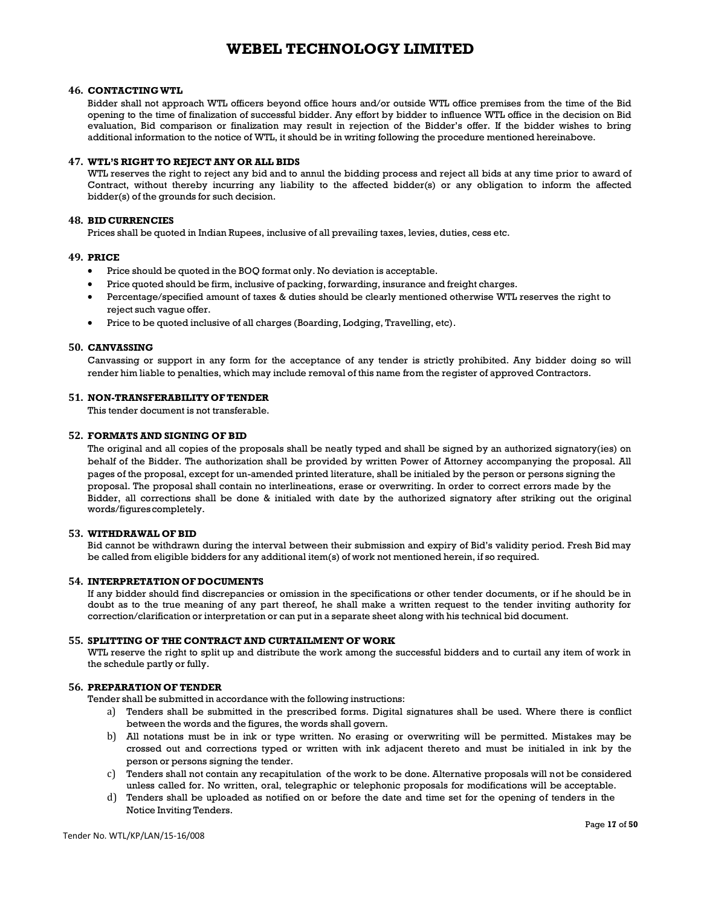### 46. CONTACTING WTL

Bidder shall not approach WTL officers beyond office hours and/or outside WTL office premises from the time of the Bid opening to the time of finalization of successful bidder. Any effort by bidder to influence WTL office in the decision on Bid evaluation, Bid comparison or finalization may result in rejection of the Bidder's offer. If the bidder wishes to bring additional information to the notice of WTL, it should be in writing following the procedure mentioned hereinabove.

### 47. WTL'S RIGHT TO REJECT ANY OR ALL BIDS

WTL reserves the right to reject any bid and to annul the bidding process and reject all bids at any time prior to award of Contract, without thereby incurring any liability to the affected bidder(s) or any obligation to inform the affected bidder(s) of the grounds for such decision.

### 48. BID CURRENCIES

Prices shall be quoted in Indian Rupees, inclusive of all prevailing taxes, levies, duties, cess etc.

### 49. PRICE

- Price should be quoted in the BOQ format only. No deviation is acceptable.
- Price quoted should be firm, inclusive of packing, forwarding, insurance and freight charges.
- Percentage/specified amount of taxes & duties should be clearly mentioned otherwise WTL reserves the right to reject such vague offer.
- Price to be quoted inclusive of all charges (Boarding, Lodging, Travelling, etc).

### 50. CANVASSING

Canvassing or support in any form for the acceptance of any tender is strictly prohibited. Any bidder doing so will render him liable to penalties, which may include removal of this name from the register of approved Contractors.

### 51. NON-TRANSFERABILITY OF TENDER

This tender document is not transferable.

### 52. FORMATS AND SIGNING OF BID

The original and all copies of the proposals shall be neatly typed and shall be signed by an authorized signatory(ies) on behalf of the Bidder. The authorization shall be provided by written Power of Attorney accompanying the proposal. All pages of the proposal, except for un-amended printed literature, shall be initialed by the person or persons signing the proposal. The proposal shall contain no interlineations, erase or overwriting. In order to correct errors made by the Bidder, all corrections shall be done & initialed with date by the authorized signatory after striking out the original words/figures completely.

### 53. WITHDRAWAL OF BID

Bid cannot be withdrawn during the interval between their submission and expiry of Bid's validity period. Fresh Bid may be called from eligible bidders for any additional item(s) of work not mentioned herein, if so required.

### 54. INTERPRETATION OF DOCUMENTS

If any bidder should find discrepancies or omission in the specifications or other tender documents, or if he should be in doubt as to the true meaning of any part thereof, he shall make a written request to the tender inviting authority for correction/clarification or interpretation or can put in a separate sheet along with his technical bid document.

### 55. SPLITTING OF THE CONTRACT AND CURTAILMENT OF WORK

WTL reserve the right to split up and distribute the work among the successful bidders and to curtail any item of work in the schedule partly or fully.

### 56. PREPARATION OF TENDER

Tender shall be submitted in accordance with the following instructions:

a) Tenders shall be submitted in the prescribed forms. Digital signatures shall be used. Where there is conflict between the words and the figures, the words shall govern.

b) All notations must be in ink or type written. No erasing or overwriting will be permitted. Mistakes may be crossed out and corrections typed or written with ink adjacent thereto and must be initialed in ink by the person or persons signing the tender.

c) Tenders shall not contain any recapitulation of the work to be done. Alternative proposals will not be considered unless called for. No written, oral, telegraphic or telephonic proposals for modifications will be acceptable.

d) Tenders shall be uploaded as notified on or before the date and time set for the opening of tenders in the Notice Inviting Tenders.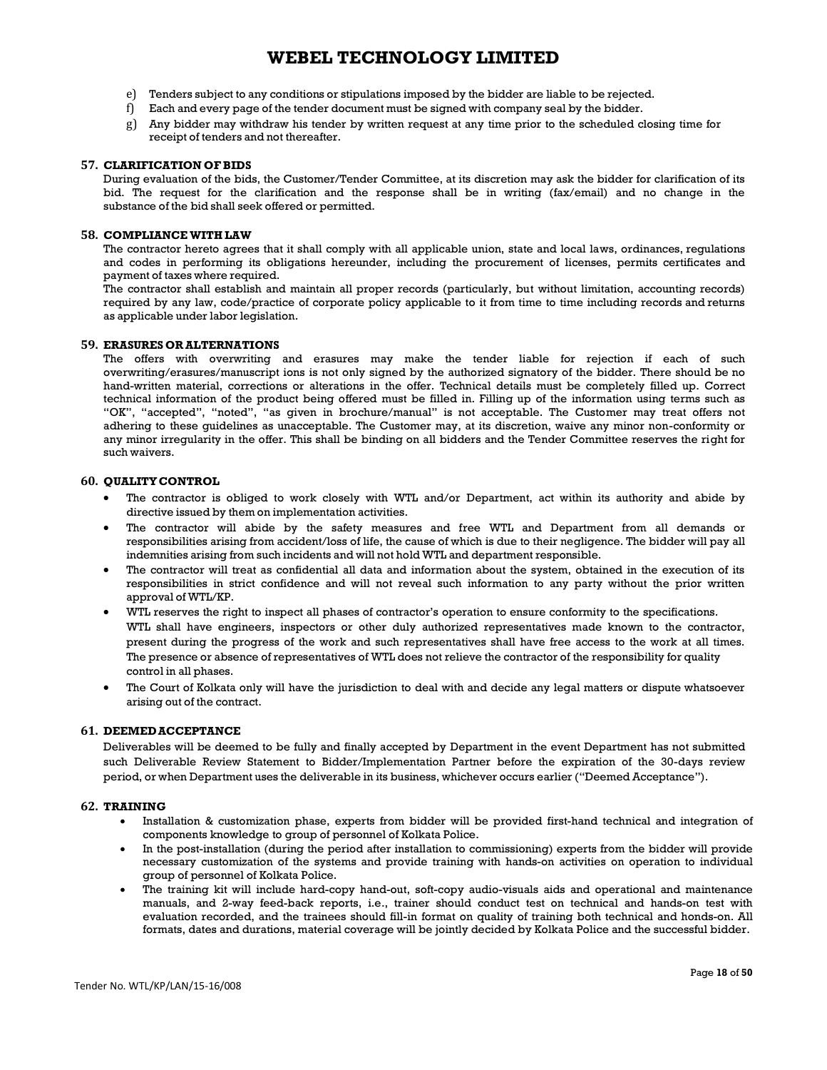e) Tenders subject to any conditions or stipulations imposed by the bidder are liable to be rejected.
f) Each and every page of the tender document must be signed with company seal by the bidder.
g) Any bidder may withdraw his tender by written request at any time prior to the scheduled closing time for receipt of tenders and not thereafter.

**57. CLARIFICATION OF BIDS**

During evaluation of the bids, the Customer/Tender Committee, at its discretion may ask the bidder for clarification of its bid. The request for the clarification and the response shall be in writing (fax/email) and no change in the substance of the bid shall seek offered or permitted.

**58. COMPLIANCE WITH LAW**

The contractor hereto agrees that it shall comply with all applicable union, state and local laws, ordinances, regulations and codes in performing its obligations hereunder, including the procurement of licenses, permits certificates and payment of taxes where required.

The contractor shall establish and maintain all proper records (particularly, but without limitation, accounting records) required by any law, code/practice of corporate policy applicable to it from time to time including records and returns as applicable under labor legislation.

**59. ERASURES OR ALTERNATIONS**

The offers with overwriting and erasures may make the tender liable for rejection if each of such overwriting/erasures/manuscript ions is not only signed by the authorized signatory of the bidder. There should be no hand-written material, corrections or alterations in the offer. Technical details must be completely filled up. Correct technical information of the product being offered must be filled in. Filling up of the information using terms such as "OK", "accepted", "noted", "as given in brochure/manual" is not acceptable. The Customer may treat offers not adhering to these guidelines as unacceptable. The Customer may, at its discretion, waive any minor non-conformity or any minor irregularity in the offer. This shall be binding on all bidders and the Tender Committee reserves the right for such waivers.

**60. QUALITY CONTROL**

- The contractor is obliged to work closely with WTL and/or Department, act within its authority and abide by directive issued by them on implementation activities.
- The contractor will abide by the safety measures and free WTL and Department from all demands or responsibilities arising from accident/loss of life, the cause of which is due to their negligence. The bidder will pay all indemnities arising from such incidents and will not hold WTL and department responsible.
- The contractor will treat as confidential all data and information about the system, obtained in the execution of its responsibilities in strict confidence and will not reveal such information to any party without the prior written approval of WTL/KP.
- WTL reserves the right to inspect all phases of contractor's operation to ensure conformity to the specifications.
  WTL shall have engineers, inspectors or other duly authorized representatives made known to the contractor, present during the progress of the work and such representatives shall have free access to the work at all times. The presence or absence of representatives of WTL does not relieve the contractor of the responsibility for quality control in all phases.
- The Court of Kolkata only will have the jurisdiction to deal with and decide any legal matters or dispute whatsoever arising out of the contract.

**61. DEEMED ACCEPTANCE**

Deliverables will be deemed to be fully and finally accepted by Department in the event Department has not submitted such Deliverable Review Statement to Bidder/Implementation Partner before the expiration of the 30-days review period, or when Department uses the deliverable in its business, whichever occurs earlier ("Deemed Acceptance").

**62. TRAINING**

- Installation & customization phase, experts from bidder will be provided first-hand technical and integration of components knowledge to group of personnel of Kolkata Police.
- In the post-installation (during the period after installation to commissioning) experts from the bidder will provide necessary customization of the systems and provide training with hands-on activities on operation to individual group of personnel of Kolkata Police.
- The training kit will include hard-copy hand-out, soft-copy audio-visuals aids and operational and maintenance manuals, and 2-way feed-back reports, i.e., trainer should conduct test on technical and hands-on test with evaluation recorded, and the trainees should fill-in format on quality of training both technical and honds-on. All formats, dates and durations, material coverage will be jointly decided by Kolkata Police and the successful bidder.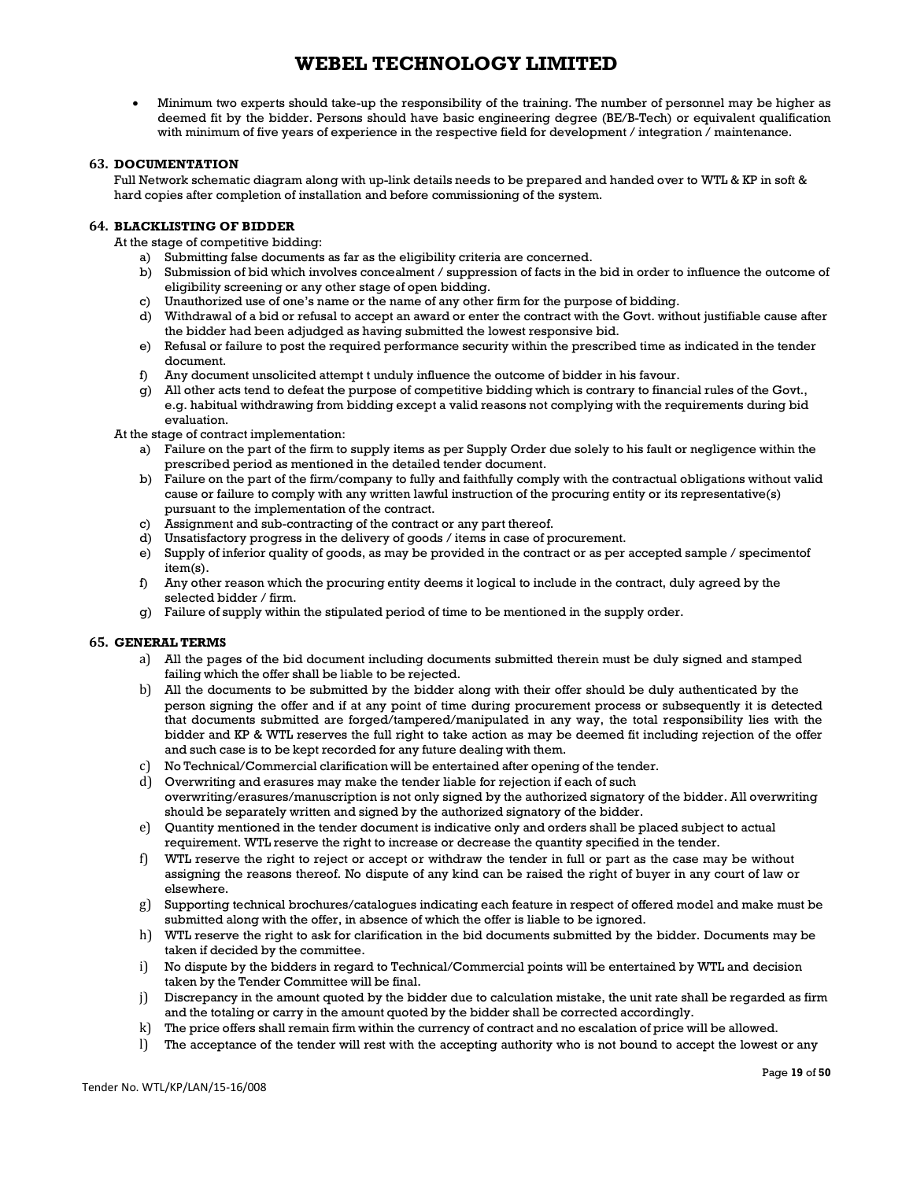- Minimum two experts should take-up the responsibility of the training. The number of personnel may be higher as deemed fit by the bidder. Persons should have basic engineering degree (BE/B-Tech) or equivalent qualification with minimum of five years of experience in the respective field for development / integration / maintenance.

### 63. DOCUMENTATION

Full Network schematic diagram along with up-link details needs to be prepared and handed over to WTL & KP in soft & hard copies after completion of installation and before commissioning of the system.

### 64. BLACKLISTING OF BIDDER

At the stage of competitive bidding:

a) Submitting false documents as far as the eligibility criteria are concerned.
b) Submission of bid which involves concealment / suppression of facts in the bid in order to influence the outcome of eligibility screening or any other stage of open bidding.
c) Unauthorized use of one's name or the name of any other firm for the purpose of bidding.
d) Withdrawal of a bid or refusal to accept an award or enter the contract with the Govt. without justifiable cause after the bidder had been adjudged as having submitted the lowest responsive bid.
e) Refusal or failure to post the required performance security within the prescribed time as indicated in the tender document.
f) Any document unsolicited attempt t unduly influence the outcome of bidder in his favour.
g) All other acts tend to defeat the purpose of competitive bidding which is contrary to financial rules of the Govt., e.g. habitual withdrawing from bidding except a valid reasons not complying with the requirements during bid evaluation.

At the stage of contract implementation:

a) Failure on the part of the firm to supply items as per Supply Order due solely to his fault or negligence within the prescribed period as mentioned in the detailed tender document.
b) Failure on the part of the firm/company to fully and faithfully comply with the contractual obligations without valid cause or failure to comply with any written lawful instruction of the procuring entity or its representative(s) pursuant to the implementation of the contract.
c) Assignment and sub-contracting of the contract or any part thereof.
d) Unsatisfactory progress in the delivery of goods / items in case of procurement.
e) Supply of inferior quality of goods, as may be provided in the contract or as per accepted sample / specimentof item(s).
f) Any other reason which the procuring entity deems it logical to include in the contract, duly agreed by the selected bidder / firm.
g) Failure of supply within the stipulated period of time to be mentioned in the supply order.

### 65. GENERAL TERMS

a) All the pages of the bid document including documents submitted therein must be duly signed and stamped failing which the offer shall be liable to be rejected.
b) All the documents to be submitted by the bidder along with their offer should be duly authenticated by the person signing the offer and if at any point of time during procurement process or subsequently it is detected that documents submitted are forged/tampered/manipulated in any way, the total responsibility lies with the bidder and KP & WTL reserves the full right to take action as may be deemed fit including rejection of the offer and such case is to be kept recorded for any future dealing with them.
c) No Technical/Commercial clarification will be entertained after opening of the tender.
d) Overwriting and erasures may make the tender liable for rejection if each of such overwriting/erasures/manuscription is not only signed by the authorized signatory of the bidder. All overwriting should be separately written and signed by the authorized signatory of the bidder.
e) Quantity mentioned in the tender document is indicative only and orders shall be placed subject to actual requirement. WTL reserve the right to increase or decrease the quantity specified in the tender.
f) WTL reserve the right to reject or accept or withdraw the tender in full or part as the case may be without assigning the reasons thereof. No dispute of any kind can be raised the right of buyer in any court of law or elsewhere.
g) Supporting technical brochures/catalogues indicating each feature in respect of offered model and make must be submitted along with the offer, in absence of which the offer is liable to be ignored.
h) WTL reserve the right to ask for clarification in the bid documents submitted by the bidder. Documents may be taken if decided by the committee.
i) No dispute by the bidders in regard to Technical/Commercial points will be entertained by WTL and decision taken by the Tender Committee will be final.
j) Discrepancy in the amount quoted by the bidder due to calculation mistake, the unit rate shall be regarded as firm and the totaling or carry in the amount quoted by the bidder shall be corrected accordingly.
k) The price offers shall remain firm within the currency of contract and no escalation of price will be allowed.
l) The acceptance of the tender will rest with the accepting authority who is not bound to accept the lowest or any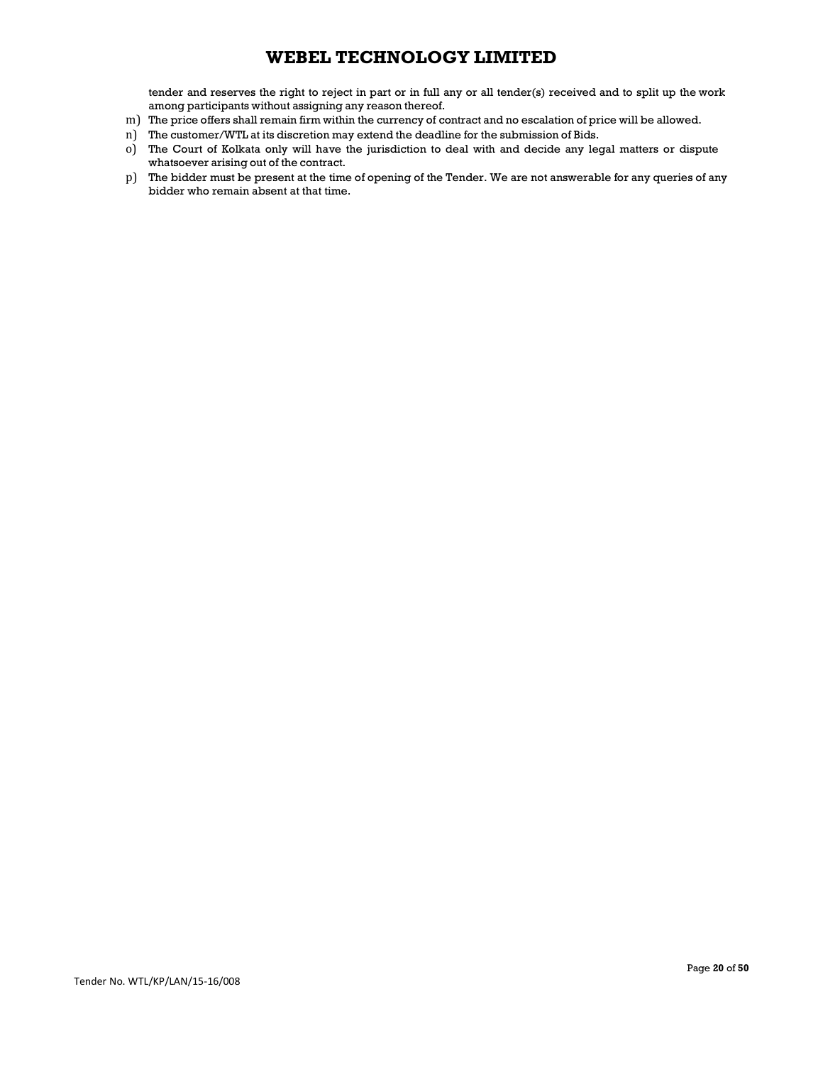tender and reserves the right to reject in part or in full any or all tender(s) received and to split up the work among participants without assigning any reason thereof.

m) The price offers shall remain firm within the currency of contract and no escalation of price will be allowed.
n) The customer/WTL at its discretion may extend the deadline for the submission of Bids.
o) The Court of Kolkata only will have the jurisdiction to deal with and decide any legal matters or dispute whatsoever arising out of the contract.
p) The bidder must be present at the time of opening of the Tender. We are not answerable for any queries of any bidder who remain absent at that time.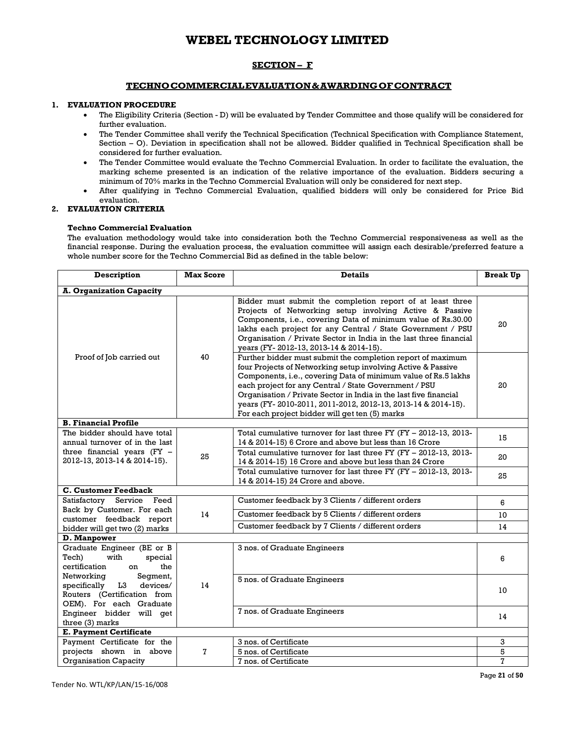# WEBEL TECHNOLOGY LIMITED

## SECTION – F

### TECHNO COMMERCIAL EVALUATION & AWARDING OF CONTRACT

**1. EVALUATION PROCEDURE**

- The Eligibility Criteria (Section - D) will be evaluated by Tender Committee and those qualify will be considered for further evaluation.
- The Tender Committee shall verify the Technical Specification (Technical Specification with Compliance Statement, Section – O). Deviation in specification shall not be allowed. Bidder qualified in Technical Specification shall be considered for further evaluation.
- The Tender Committee would evaluate the Techno Commercial Evaluation. In order to facilitate the evaluation, the marking scheme presented is an indication of the relative importance of the evaluation. Bidders securing a minimum of 70% marks in the Techno Commercial Evaluation will only be considered for next step.
- After qualifying in Techno Commercial Evaluation, qualified bidders will only be considered for Price Bid evaluation.

**2. EVALUATION CRITERIA**

**Techno Commercial Evaluation**

The evaluation methodology would take into consideration both the Techno Commercial responsiveness as well as the financial response. During the evaluation process, the evaluation committee will assign each desirable/preferred feature a whole number score for the Techno Commercial Bid as defined in the table below:

| Description | Max Score | Details | Break Up |
|---|---|---|---|
| **A. Organization Capacity** | | | |
| Proof of Job carried out | 40 | Bidder must submit the completion report of at least three Projects of Networking setup involving Active & Passive Components, i.e., covering Data of minimum value of Rs.30.00 lakhs each project for any Central / State Government / PSU Organisation / Private Sector in India in the last three financial years (FY- 2012-13, 2013-14 & 2014-15). | 20 |
| | | Further bidder must submit the completion report of maximum four Projects of Networking setup involving Active & Passive Components, i.e., covering Data of minimum value of Rs.5 lakhs each project for any Central / State Government / PSU Organisation / Private Sector in India in the last five financial years (FY- 2010-2011, 2011-2012, 2012-13, 2013-14 & 2014-15). For each project bidder will get ten (5) marks | 20 |
| **B. Financial Profile** | | | |
| The bidder should have total annual turnover of in the last three financial years (FY – 2012-13, 2013-14 & 2014-15). | 25 | Total cumulative turnover for last three FY (FY – 2012-13, 2013-14 & 2014-15) 6 Crore and above but less than 16 Crore | 15 |
| | | Total cumulative turnover for last three FY (FY – 2012-13, 2013-14 & 2014-15) 16 Crore and above but less than 24 Crore | 20 |
| | | Total cumulative turnover for last three FY (FY – 2012-13, 2013-14 & 2014-15) 24 Crore and above. | 25 |
| **C. Customer Feedback** | | | |
| Satisfactory Service Feed Back by Customer. For each customer feedback report bidder will get two (2) marks | 14 | Customer feedback by 3 Clients / different orders | 6 |
| | | Customer feedback by 5 Clients / different orders | 10 |
| | | Customer feedback by 7 Clients / different orders | 14 |
| **D. Manpower** | | | |
| Graduate Engineer (BE or B Tech) with special certification on the Networking Segment, specifically L3 devices/ Routers (Certification from OEM). For each Graduate Engineer bidder will get three (3) marks | 14 | 3 nos. of Graduate Engineers | 6 |
| | | 5 nos. of Graduate Engineers | 10 |
| | | 7 nos. of Graduate Engineers | 14 |
| **E. Payment Certificate** | | | |
| Payment Certificate for the projects shown in above Organisation Capacity | 7 | 3 nos. of Certificate | 3 |
| | | 5 nos. of Certificate | 5 |
| | | 7 nos. of Certificate | 7 |

Tender No. WTL/KP/LAN/15-16/008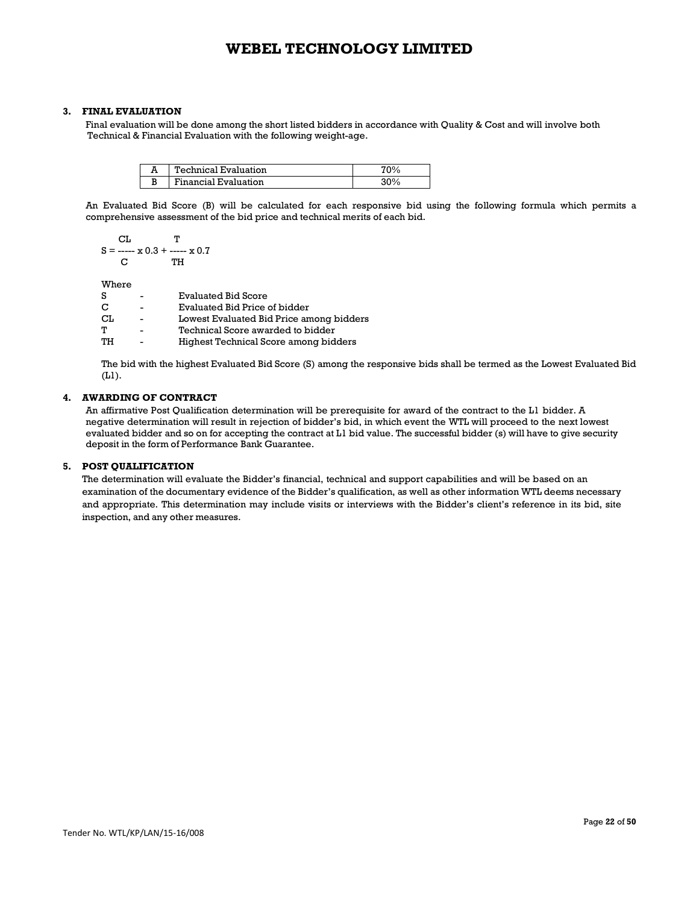### 3. FINAL EVALUATION

Final evaluation will be done among the short listed bidders in accordance with Quality & Cost and will involve both Technical & Financial Evaluation with the following weight-age.

| A | Technical Evaluation | 70% |
|---|---|---|
| B | Financial Evaluation | 30% |

An Evaluated Bid Score (B) will be calculated for each responsive bid using the following formula which permits a comprehensive assessment of the bid price and technical merits of each bid.

$$S = \frac{CL}{C} \times 0.3 + \frac{T}{TH} \times 0.7$$

Where

| | | |
|---|---|---|
| S | - | Evaluated Bid Score |
| C | - | Evaluated Bid Price of bidder |
| CL | - | Lowest Evaluated Bid Price among bidders |
| T | - | Technical Score awarded to bidder |
| TH | - | Highest Technical Score among bidders |

The bid with the highest Evaluated Bid Score (S) among the responsive bids shall be termed as the Lowest Evaluated Bid (L1).

### 4. AWARDING OF CONTRACT

An affirmative Post Qualification determination will be prerequisite for award of the contract to the L1 bidder. A negative determination will result in rejection of bidder's bid, in which event the WTL will proceed to the next lowest evaluated bidder and so on for accepting the contract at L1 bid value. The successful bidder (s) will have to give security deposit in the form of Performance Bank Guarantee.

### 5. POST QUALIFICATION

The determination will evaluate the Bidder's financial, technical and support capabilities and will be based on an examination of the documentary evidence of the Bidder's qualification, as well as other information WTL deems necessary and appropriate. This determination may include visits or interviews with the Bidder's client's reference in its bid, site inspection, and any other measures.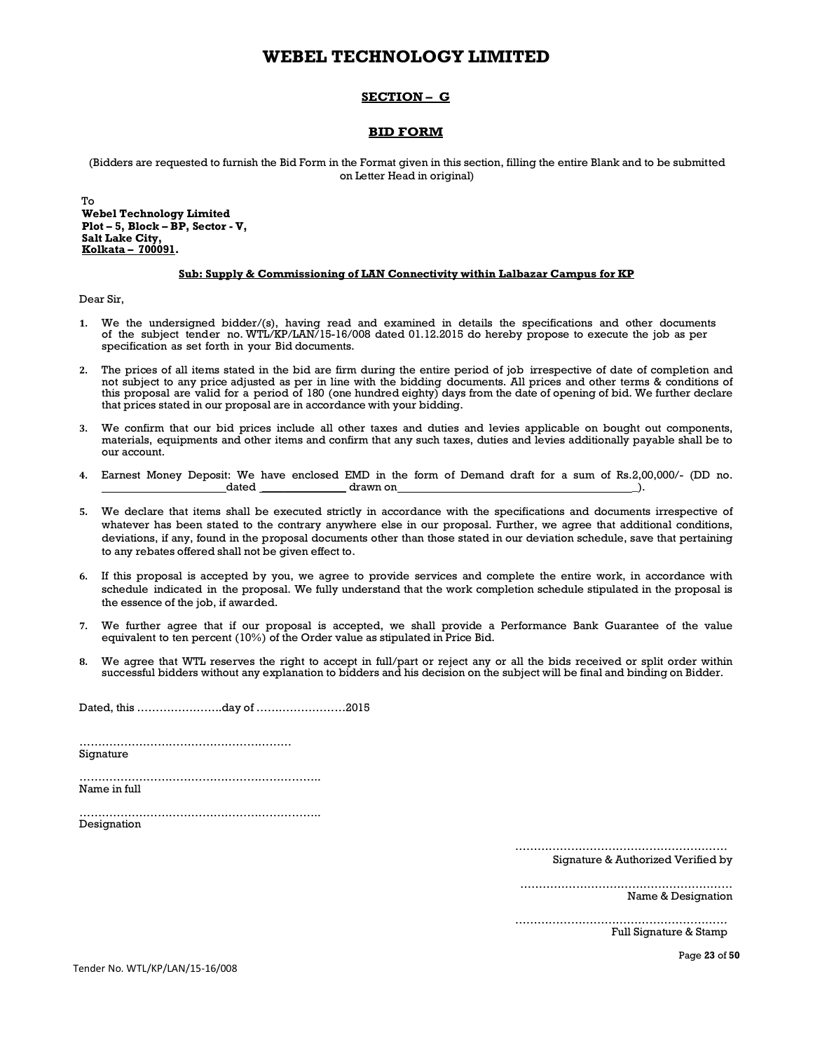# WEBEL TECHNOLOGY LIMITED

## SECTION – G

## BID FORM

(Bidders are requested to furnish the Bid Form in the Format given in this section, filling the entire Blank and to be submitted on Letter Head in original)

To
**Webel Technology Limited**
**Plot – 5, Block – BP, Sector - V,**
**Salt Lake City,**
**Kolkata – 700091.**

**Sub: Supply & Commissioning of LAN Connectivity within Lalbazar Campus for KP**

Dear Sir,

1. We the undersigned bidder/(s), having read and examined in details the specifications and other documents of the subject tender no. WTL/KP/LAN/15-16/008 dated 01.12.2015 do hereby propose to execute the job as per specification as set forth in your Bid documents.

2. The prices of all items stated in the bid are firm during the entire period of job irrespective of date of completion and not subject to any price adjusted as per in line with the bidding documents. All prices and other terms & conditions of this proposal are valid for a period of 180 (one hundred eighty) days from the date of opening of bid. We further declare that prices stated in our proposal are in accordance with your bidding.

3. We confirm that our bid prices include all other taxes and duties and levies applicable on bought out components, materials, equipments and other items and confirm that any such taxes, duties and levies additionally payable shall be to our account.

4. Earnest Money Deposit: We have enclosed EMD in the form of Demand draft for a sum of Rs.2,00,000/- (DD no. ____________ dated ____________ drawn on ______________________________).

5. We declare that items shall be executed strictly in accordance with the specifications and documents irrespective of whatever has been stated to the contrary anywhere else in our proposal. Further, we agree that additional conditions, deviations, if any, found in the proposal documents other than those stated in our deviation schedule, save that pertaining to any rebates offered shall not be given effect to.

6. If this proposal is accepted by you, we agree to provide services and complete the entire work, in accordance with schedule indicated in the proposal. We fully understand that the work completion schedule stipulated in the proposal is the essence of the job, if awarded.

7. We further agree that if our proposal is accepted, we shall provide a Performance Bank Guarantee of the value equivalent to ten percent (10%) of the Order value as stipulated in Price Bid.

8. We agree that WTL reserves the right to accept in full/part or reject any or all the bids received or split order within successful bidders without any explanation to bidders and his decision on the subject will be final and binding on Bidder.

Dated, this ………………….day of ……………………2015

…………………………………………………
Signature

………………………………………………………..
Name in full

………………………………………………………..
Designation

…………………………………………………
Signature & Authorized Verified by

…………………………………………………
Name & Designation

…………………………………………………
Full Signature & Stamp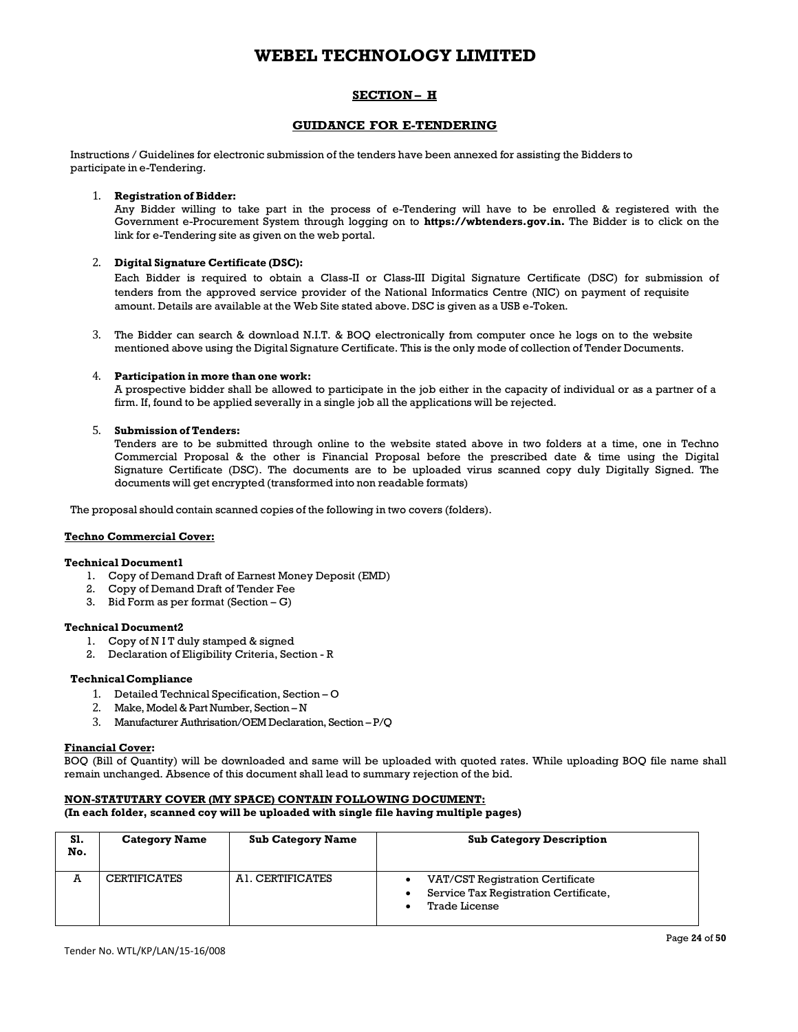# WEBEL TECHNOLOGY LIMITED

## SECTION – H

## GUIDANCE FOR E-TENDERING

Instructions / Guidelines for electronic submission of the tenders have been annexed for assisting the Bidders to participate in e-Tendering.

1. **Registration of Bidder:**
   Any Bidder willing to take part in the process of e-Tendering will have to be enrolled & registered with the Government e-Procurement System through logging on to **https://wbtenders.gov.in.** The Bidder is to click on the link for e-Tendering site as given on the web portal.

2. **Digital Signature Certificate (DSC):**
   Each Bidder is required to obtain a Class-II or Class-III Digital Signature Certificate (DSC) for submission of tenders from the approved service provider of the National Informatics Centre (NIC) on payment of requisite amount. Details are available at the Web Site stated above. DSC is given as a USB e-Token.

3. The Bidder can search & download N.I.T. & BOQ electronically from computer once he logs on to the website mentioned above using the Digital Signature Certificate. This is the only mode of collection of Tender Documents.

4. **Participation in more than one work:**
   A prospective bidder shall be allowed to participate in the job either in the capacity of individual or as a partner of a firm. If, found to be applied severally in a single job all the applications will be rejected.

5. **Submission of Tenders:**
   Tenders are to be submitted through online to the website stated above in two folders at a time, one in Techno Commercial Proposal & the other is Financial Proposal before the prescribed date & time using the Digital Signature Certificate (DSC). The documents are to be uploaded virus scanned copy duly Digitally Signed. The documents will get encrypted (transformed into non readable formats)

The proposal should contain scanned copies of the following in two covers (folders).

**Techno Commercial Cover:**

**Technical Document1**

1. Copy of Demand Draft of Earnest Money Deposit (EMD)
2. Copy of Demand Draft of Tender Fee
3. Bid Form as per format (Section – G)

**Technical Document2**

1. Copy of N I T duly stamped & signed
2. Declaration of Eligibility Criteria, Section - R

**Technical Compliance**

1. Detailed Technical Specification, Section – O
2. Make, Model & Part Number, Section – N
3. Manufacturer Authrisation/OEM Declaration, Section – P/Q

**Financial Cover:**
BOQ (Bill of Quantity) will be downloaded and same will be uploaded with quoted rates. While uploading BOQ file name shall remain unchanged. Absence of this document shall lead to summary rejection of the bid.

**NON-STATUTARY COVER (MY SPACE) CONTAIN FOLLOWING DOCUMENT:**
**(In each folder, scanned coy will be uploaded with single file having multiple pages)**

| Sl. No. | Category Name | Sub Category Name | Sub Category Description |
|---|---|---|---|
| A | CERTIFICATES | A1. CERTIFICATES | • VAT/CST Registration Certificate<br>• Service Tax Registration Certificate,<br>• Trade License |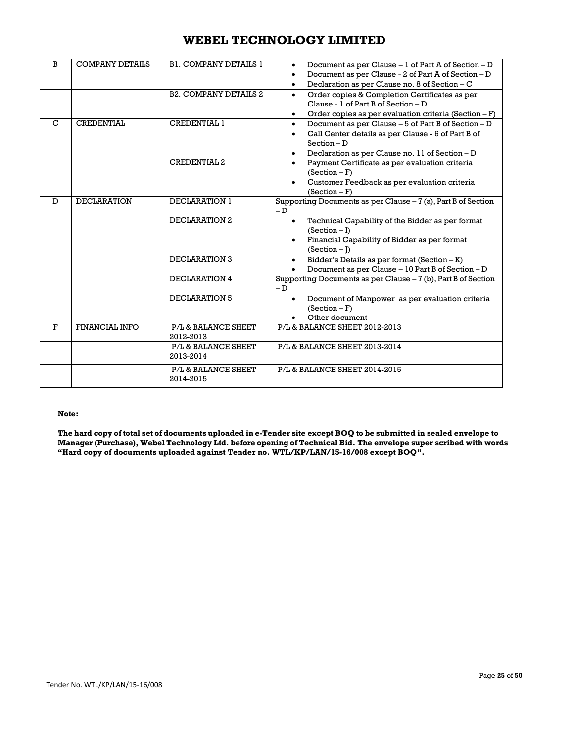| B | COMPANY DETAILS | B1. COMPANY DETAILS 1 | • Document as per Clause – 1 of Part A of Section – D<br>• Document as per Clause - 2 of Part A of Section – D<br>• Declaration as per Clause no. 8 of Section – C |
|---|---|---|---|
| | | B2. COMPANY DETAILS 2 | • Order copies & Completion Certificates as per Clause - 1 of Part B of Section – D<br>• Order copies as per evaluation criteria (Section – F) |
| C | CREDENTIAL | CREDENTIAL 1 | • Document as per Clause – 5 of Part B of Section – D<br>• Call Center details as per Clause - 6 of Part B of Section – D<br>• Declaration as per Clause no. 11 of Section – D |
| | | CREDENTIAL 2 | • Payment Certificate as per evaluation criteria (Section – F)<br>• Customer Feedback as per evaluation criteria (Section – F) |
| D | DECLARATION | DECLARATION 1 | Supporting Documents as per Clause – 7 (a), Part B of Section – D |
| | | DECLARATION 2 | • Technical Capability of the Bidder as per format (Section – I)<br>• Financial Capability of Bidder as per format (Section – J) |
| | | DECLARATION 3 | • Bidder's Details as per format (Section – K)<br>• Document as per Clause – 10 Part B of Section – D |
| | | DECLARATION 4 | Supporting Documents as per Clause – 7 (b), Part B of Section – D |
| | | DECLARATION 5 | • Document of Manpower as per evaluation criteria (Section – F)<br>• Other document |
| F | FINANCIAL INFO | P/L & BALANCE SHEET 2012-2013 | P/L & BALANCE SHEET 2012-2013 |
| | | P/L & BALANCE SHEET 2013-2014 | P/L & BALANCE SHEET 2013-2014 |
| | | P/L & BALANCE SHEET 2014-2015 | P/L & BALANCE SHEET 2014-2015 |

**Note:**

**The hard copy of total set of documents uploaded in e-Tender site except BOQ to be submitted in sealed envelope to Manager (Purchase), Webel Technology Ltd. before opening of Technical Bid. The envelope super scribed with words "Hard copy of documents uploaded against Tender no. WTL/KP/LAN/15-16/008 except BOQ".**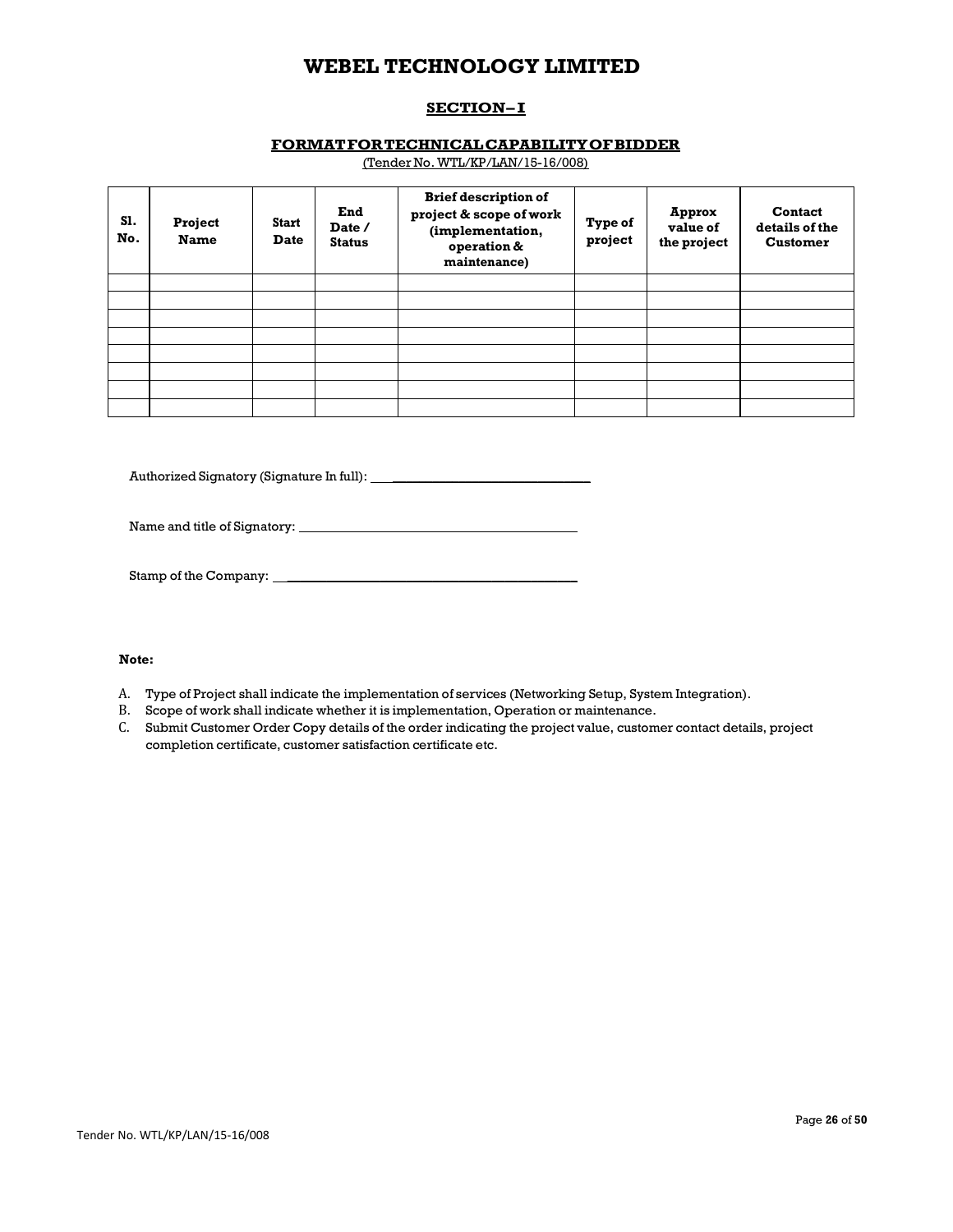# WEBEL TECHNOLOGY LIMITED

## SECTION– I

### FORMAT FOR TECHNICAL CAPABILITY OF BIDDER

(Tender No. WTL/KP/LAN/15-16/008)

| Sl. No. | Project Name | Start Date | End Date / Status | Brief description of project & scope of work (implementation, operation & maintenance) | Type of project | Approx value of the project | Contact details of the Customer |
|---|---|---|---|---|---|---|---|
| | | | | | | | |
| | | | | | | | |
| | | | | | | | |
| | | | | | | | |
| | | | | | | | |
| | | | | | | | |
| | | | | | | | |
| | | | | | | | |

Authorized Signatory (Signature In full): _______________________________

Name and title of Signatory: ____________________________________________

Stamp of the Company: _________________________________________________

**Note:**

A. Type of Project shall indicate the implementation of services (Networking Setup, System Integration).
B. Scope of work shall indicate whether it is implementation, Operation or maintenance.
C. Submit Customer Order Copy details of the order indicating the project value, customer contact details, project completion certificate, customer satisfaction certificate etc.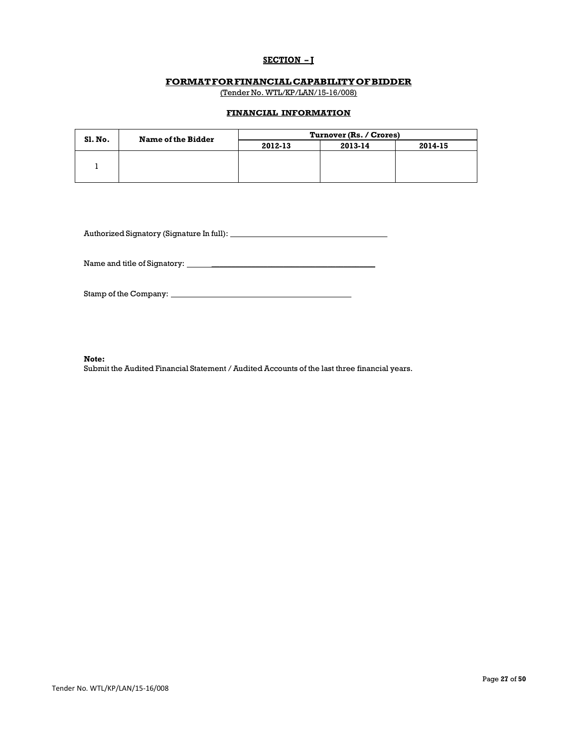## SECTION – J

## FORMAT FOR FINANCIAL CAPABILITY OF BIDDER

(Tender No. WTL/KP/LAN/15-16/008)

### FINANCIAL INFORMATION

| Sl. No. | Name of the Bidder | Turnover (Rs. / Crores) | | |
|---|---|---|---|---|
| | | 2012-13 | 2013-14 | 2014-15 |
| 1 | | | | |

Authorized Signatory (Signature In full): ______________________________

Name and title of Signatory: ______________________________

Stamp of the Company: ______________________________

**Note:**
Submit the Audited Financial Statement / Audited Accounts of the last three financial years.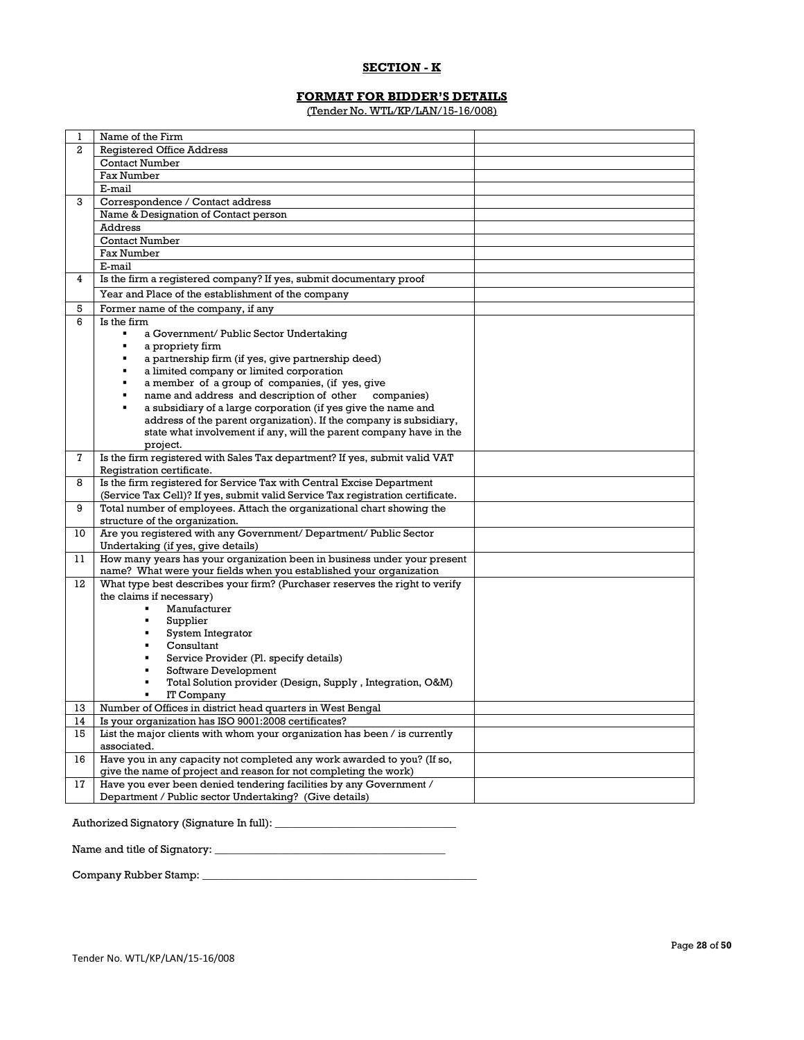## SECTION - K

## FORMAT FOR BIDDER'S DETAILS

(Tender No. WTL/KP/LAN/15-16/008)

| | | |
|---|---|---|
| 1 | Name of the Firm | |
| 2 | Registered Office Address | |
| | Contact Number | |
| | Fax Number | |
| | E-mail | |
| 3 | Correspondence / Contact address | |
| | Name & Designation of Contact person | |
| | Address | |
| | Contact Number | |
| | Fax Number | |
| | E-mail | |
| 4 | Is the firm a registered company? If yes, submit documentary proof | |
| | Year and Place of the establishment of the company | |
| 5 | Former name of the company, if any | |
| 6 | Is the firm<br>▪ a Government/ Public Sector Undertaking<br>▪ a propriety firm<br>▪ a partnership firm (if yes, give partnership deed)<br>▪ a limited company or limited corporation<br>▪ a member of a group of companies, (if yes, give<br>▪ name and address and description of other companies)<br>▪ a subsidiary of a large corporation (if yes give the name and address of the parent organization). If the company is subsidiary, state what involvement if any, will the parent company have in the project. | |
| 7 | Is the firm registered with Sales Tax department? If yes, submit valid VAT Registration certificate. | |
| 8 | Is the firm registered for Service Tax with Central Excise Department (Service Tax Cell)? If yes, submit valid Service Tax registration certificate. | |
| 9 | Total number of employees. Attach the organizational chart showing the structure of the organization. | |
| 10 | Are you registered with any Government/ Department/ Public Sector Undertaking (if yes, give details) | |
| 11 | How many years has your organization been in business under your present name? What were your fields when you established your organization | |
| 12 | What type best describes your firm? (Purchaser reserves the right to verify the claims if necessary)<br>▪ Manufacturer<br>▪ Supplier<br>▪ System Integrator<br>▪ Consultant<br>▪ Service Provider (Pl. specify details)<br>▪ Software Development<br>▪ Total Solution provider (Design, Supply , Integration, O&M)<br>▪ IT Company | |
| 13 | Number of Offices in district head quarters in West Bengal | |
| 14 | Is your organization has ISO 9001:2008 certificates? | |
| 15 | List the major clients with whom your organization has been / is currently associated. | |
| 16 | Have you in any capacity not completed any work awarded to you? (If so, give the name of project and reason for not completing the work) | |
| 17 | Have you ever been denied tendering facilities by any Government / Department / Public sector Undertaking? (Give details) | |

Authorized Signatory (Signature In full): ______________________________

Name and title of Signatory: ______________________________________

Company Rubber Stamp: _____________________________________________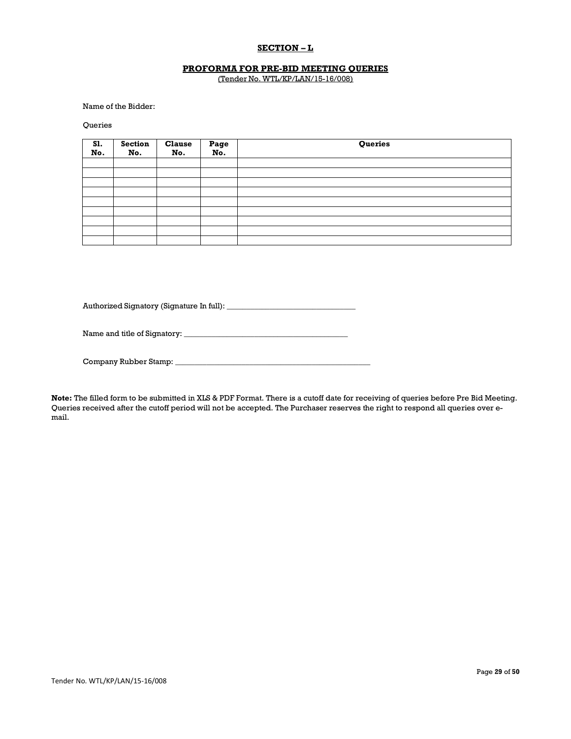## SECTION – L

### PROFORMA FOR PRE-BID MEETING QUERIES

(Tender No. WTL/KP/LAN/15-16/008)

Name of the Bidder:

Queries

| Sl. No. | Section No. | Clause No. | Page No. | Queries |
|---|---|---|---|---|
| | | | | |
| | | | | |
| | | | | |
| | | | | |
| | | | | |
| | | | | |
| | | | | |
| | | | | |
| | | | | |

Authorized Signatory (Signature In full): _________________________________

Name and title of Signatory: __________________________________________

Company Rubber Stamp: ____________________________________________________

**Note:** The filled form to be submitted in XLS & PDF Format. There is a cutoff date for receiving of queries before Pre Bid Meeting. Queries received after the cutoff period will not be accepted. The Purchaser reserves the right to respond all queries over e-mail.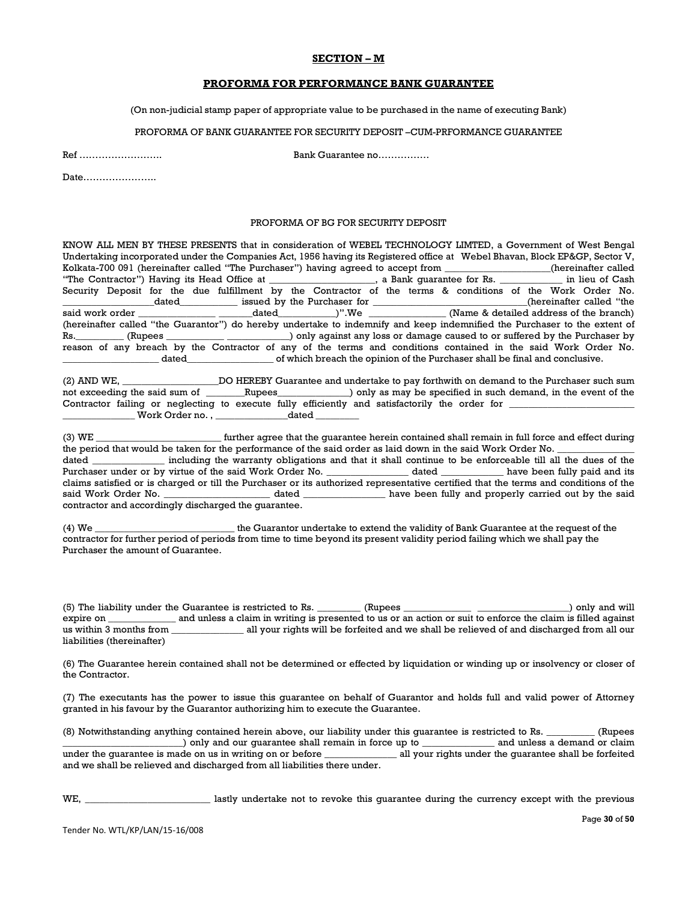## SECTION – M

## PROFORMA FOR PERFORMANCE BANK GUARANTEE

(On non-judicial stamp paper of appropriate value to be purchased in the name of executing Bank)

PROFORMA OF BANK GUARANTEE FOR SECURITY DEPOSIT –CUM-PRFORMANCE GUARANTEE

Ref …………………….. Bank Guarantee no…………….

Date…………………..

PROFORMA OF BG FOR SECURITY DEPOSIT

KNOW ALL MEN BY THESE PRESENTS that in consideration of WEBEL TECHNOLOGY LIMTED, a Government of West Bengal Undertaking incorporated under the Companies Act, 1956 having its Registered office at Webel Bhavan, Block EP&GP, Sector V, Kolkata-700 091 (hereinafter called "The Purchaser") having agreed to accept from ______________________(hereinafter called "The Contractor") Having its Head Office at ______________________, a Bank guarantee for Rs. _____________ in lieu of Cash Security Deposit for the due fulfillment by the Contractor of the terms & conditions of the Work Order No. _________________dated____________ issued by the Purchaser for _______________________________(hereinafter called "the said work order ________________ _______dated____________)".We ________________ (Name & detailed address of the branch) (hereinafter called "the Guarantor") do hereby undertake to indemnify and keep indemnified the Purchaser to the extent of Rs.__________ (Rupees ____________ _____________) only against any loss or damage caused to or suffered by the Purchaser by reason of any breach by the Contractor of any of the terms and conditions contained in the said Work Order No. ____________________ dated__________________ of which breach the opinion of the Purchaser shall be final and conclusive.

(2) AND WE, ____________________DO HEREBY Guarantee and undertake to pay forthwith on demand to the Purchaser such sum not exceeding the said sum of _________Rupees_______________) only as may be specified in such demand, in the event of the Contractor failing or neglecting to execute fully efficiently and satisfactorily the order for __________________________ _______________ Work Order no. , _______________dated _________

(3) WE __________________________ further agree that the guarantee herein contained shall remain in full force and effect during the period that would be taken for the performance of the said order as laid down in the said Work Order No. ________________ dated _______________ including the warranty obligations and that it shall continue to be enforceable till all the dues of the Purchaser under or by virtue of the said Work Order No. _________________ dated _____________ have been fully paid and its claims satisfied or is charged or till the Purchaser or its authorized representative certified that the terms and conditions of the said Work Order No. ______________________ dated _________________ have been fully and properly carried out by the said contractor and accordingly discharged the guarantee.

(4) We _____________________________ the Guarantor undertake to extend the validity of Bank Guarantee at the request of the contractor for further period of periods from time to time beyond its present validity period failing which we shall pay the Purchaser the amount of Guarantee.

(5) The liability under the Guarantee is restricted to Rs. _________ (Rupees ______________ ___________________) only and will expire on ______________ and unless a claim in writing is presented to us or an action or suit to enforce the claim is filled against us within 3 months from _______________ all your rights will be forfeited and we shall be relieved of and discharged from all our liabilities (thereinafter)

(6) The Guarantee herein contained shall not be determined or effected by liquidation or winding up or insolvency or closer of the Contractor.

(7) The executants has the power to issue this guarantee on behalf of Guarantor and holds full and valid power of Attorney granted in his favour by the Guarantor authorizing him to execute the Guarantee.

(8) Notwithstanding anything contained herein above, our liability under this guarantee is restricted to Rs. __________ (Rupees __________________________) only and our guarantee shall remain in force up to _______________ and unless a demand or claim under the guarantee is made on us in writing on or before _______________ all your rights under the guarantee shall be forfeited and we shall be relieved and discharged from all liabilities there under.

WE, _________________________ lastly undertake not to revoke this guarantee during the currency except with the previous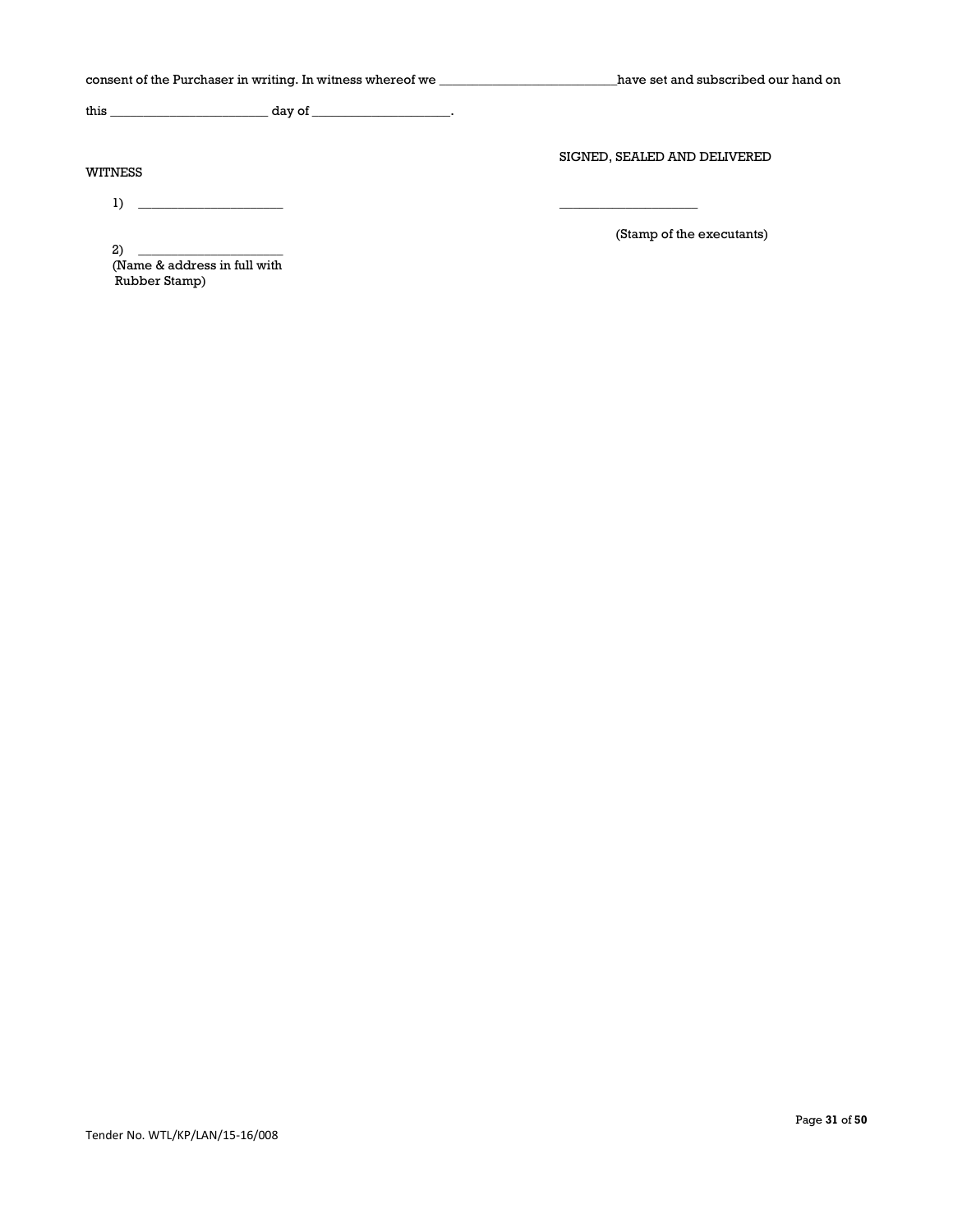consent of the Purchaser in writing. In witness whereof we ___________________________have set and subscribed our hand on

this ________________________ day of _____________________.

SIGNED, SEALED AND DELIVERED

WITNESS

1) _______________________

_____________________

(Stamp of the executants)

2) _______________________
(Name & address in full with Rubber Stamp)

Tender No. WTL/KP/LAN/15-16/008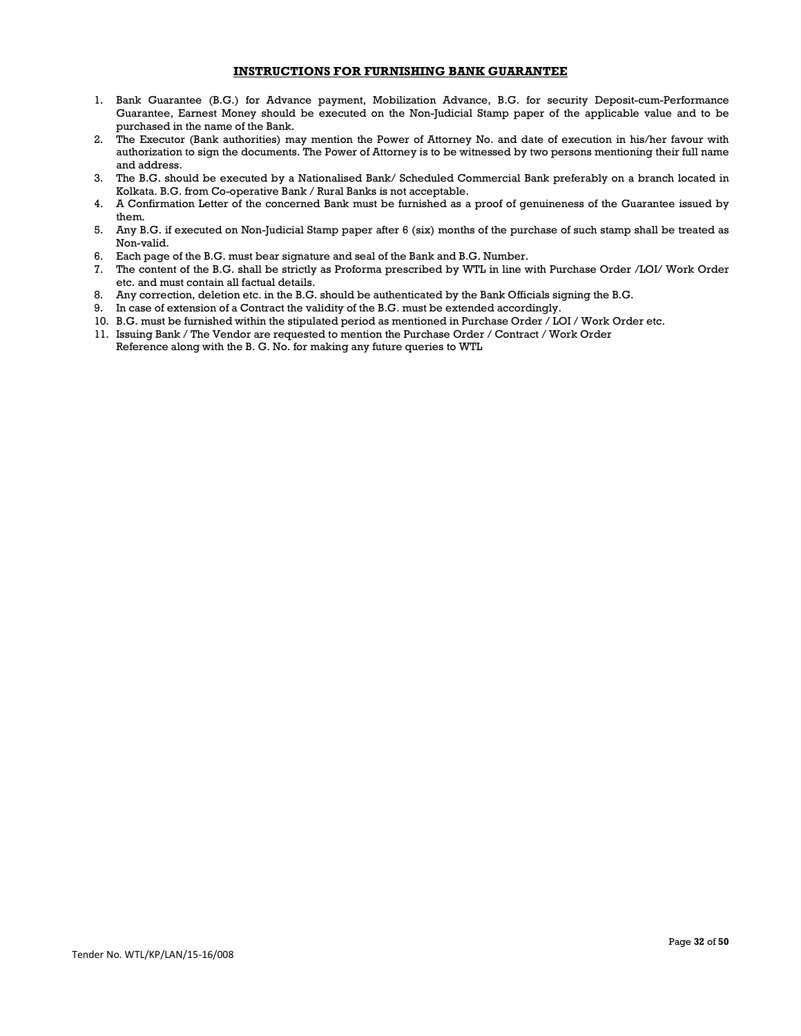## INSTRUCTIONS FOR FURNISHING BANK GUARANTEE

1. Bank Guarantee (B.G.) for Advance payment, Mobilization Advance, B.G. for security Deposit-cum-Performance Guarantee, Earnest Money should be executed on the Non-Judicial Stamp paper of the applicable value and to be purchased in the name of the Bank.
2. The Executor (Bank authorities) may mention the Power of Attorney No. and date of execution in his/her favour with authorization to sign the documents. The Power of Attorney is to be witnessed by two persons mentioning their full name and address.
3. The B.G. should be executed by a Nationalised Bank/ Scheduled Commercial Bank preferably on a branch located in Kolkata. B.G. from Co-operative Bank / Rural Banks is not acceptable.
4. A Confirmation Letter of the concerned Bank must be furnished as a proof of genuineness of the Guarantee issued by them.
5. Any B.G. if executed on Non-Judicial Stamp paper after 6 (six) months of the purchase of such stamp shall be treated as Non-valid.
6. Each page of the B.G. must bear signature and seal of the Bank and B.G. Number.
7. The content of the B.G. shall be strictly as Proforma prescribed by WTL in line with Purchase Order /LOI/ Work Order etc. and must contain all factual details.
8. Any correction, deletion etc. in the B.G. should be authenticated by the Bank Officials signing the B.G.
9. In case of extension of a Contract the validity of the B.G. must be extended accordingly.
10. B.G. must be furnished within the stipulated period as mentioned in Purchase Order / LOI / Work Order etc.
11. Issuing Bank / The Vendor are requested to mention the Purchase Order / Contract / Work Order Reference along with the B. G. No. for making any future queries to WTL

Tender No. WTL/KP/LAN/15-16/008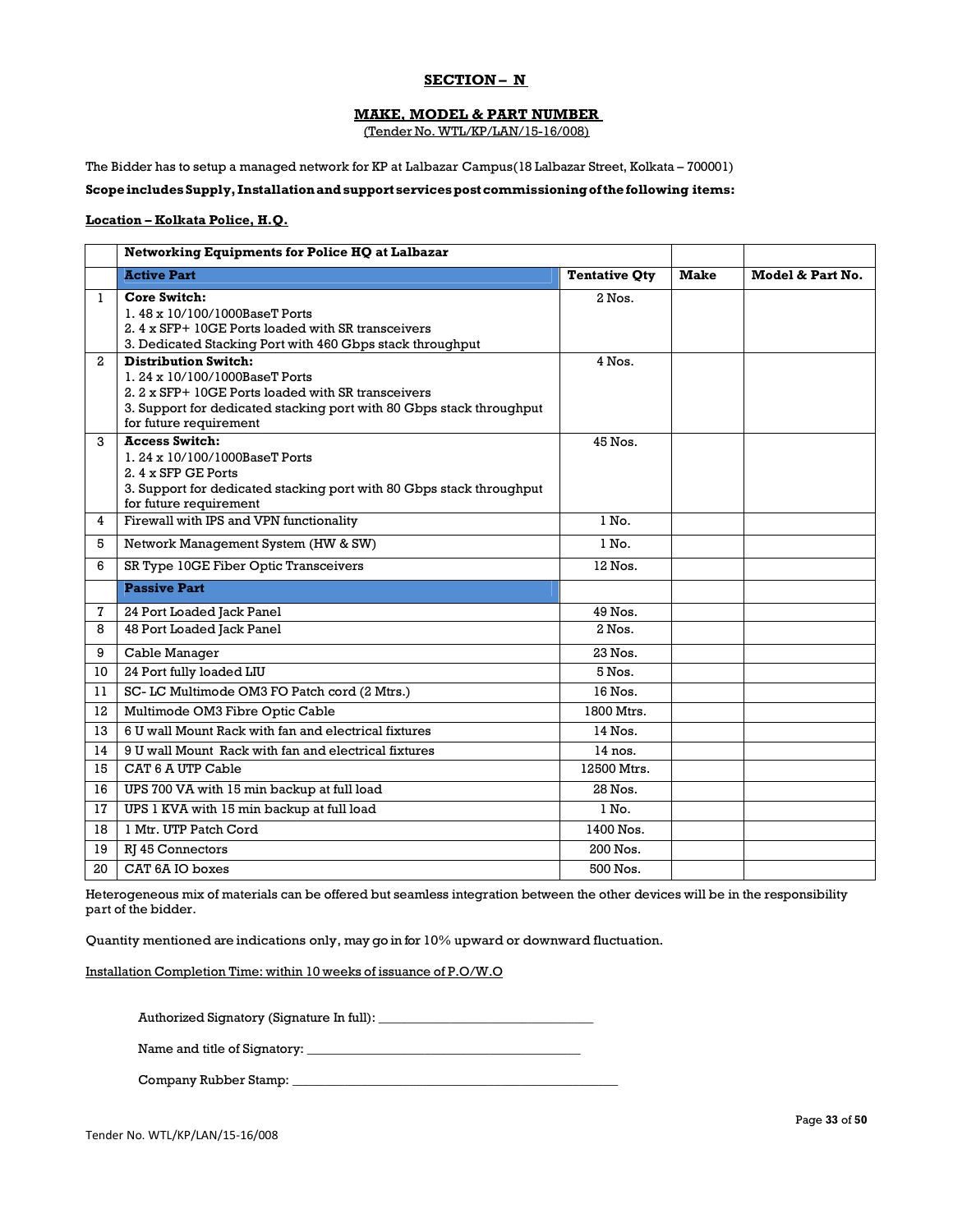## SECTION – N

### MAKE, MODEL & PART NUMBER

(Tender No. WTL/KP/LAN/15-16/008)

The Bidder has to setup a managed network for KP at Lalbazar Campus(18 Lalbazar Street, Kolkata – 700001)

**Scope includes Supply, Installation and support services post commissioning of the following items:**

Location – Kolkata Police, H.Q.

| | **Networking Equipments for Police HQ at Lalbazar** | | | |
|---|---|---|---|---|
| | **Active Part** | **Tentative Qty** | **Make** | **Model & Part No.** |
| 1 | **Core Switch:**<br>1. 48 x 10/100/1000BaseT Ports<br>2. 4 x SFP+ 10GE Ports loaded with SR transceivers<br>3. Dedicated Stacking Port with 460 Gbps stack throughput | 2 Nos. | | |
| 2 | **Distribution Switch:**<br>1. 24 x 10/100/1000BaseT Ports<br>2. 2 x SFP+ 10GE Ports loaded with SR transceivers<br>3. Support for dedicated stacking port with 80 Gbps stack throughput for future requirement | 4 Nos. | | |
| 3 | **Access Switch:**<br>1. 24 x 10/100/1000BaseT Ports<br>2. 4 x SFP GE Ports<br>3. Support for dedicated stacking port with 80 Gbps stack throughput for future requirement | 45 Nos. | | |
| 4 | Firewall with IPS and VPN functionality | 1 No. | | |
| 5 | Network Management System (HW & SW) | 1 No. | | |
| 6 | SR Type 10GE Fiber Optic Transceivers | 12 Nos. | | |
| | **Passive Part** | | | |
| 7 | 24 Port Loaded Jack Panel | 49 Nos. | | |
| 8 | 48 Port Loaded Jack Panel | 2 Nos. | | |
| 9 | Cable Manager | 23 Nos. | | |
| 10 | 24 Port fully loaded LIU | 5 Nos. | | |
| 11 | SC- LC Multimode OM3 FO Patch cord (2 Mtrs.) | 16 Nos. | | |
| 12 | Multimode OM3 Fibre Optic Cable | 1800 Mtrs. | | |
| 13 | 6 U wall Mount Rack with fan and electrical fixtures | 14 Nos. | | |
| 14 | 9 U wall Mount Rack with fan and electrical fixtures | 14 nos. | | |
| 15 | CAT 6 A UTP Cable | 12500 Mtrs. | | |
| 16 | UPS 700 VA with 15 min backup at full load | 28 Nos. | | |
| 17 | UPS 1 KVA with 15 min backup at full load | 1 No. | | |
| 18 | 1 Mtr. UTP Patch Cord | 1400 Nos. | | |
| 19 | RJ 45 Connectors | 200 Nos. | | |
| 20 | CAT 6A IO boxes | 500 Nos. | | |

Heterogeneous mix of materials can be offered but seamless integration between the other devices will be in the responsibility part of the bidder.

Quantity mentioned are indications only, may go in for 10% upward or downward fluctuation.

Installation Completion Time: within 10 weeks of issuance of P.O/W.O

Authorized Signatory (Signature In full): _________________________________

Name and title of Signatory: __________________________________________

Company Rubber Stamp: ____________________________________________________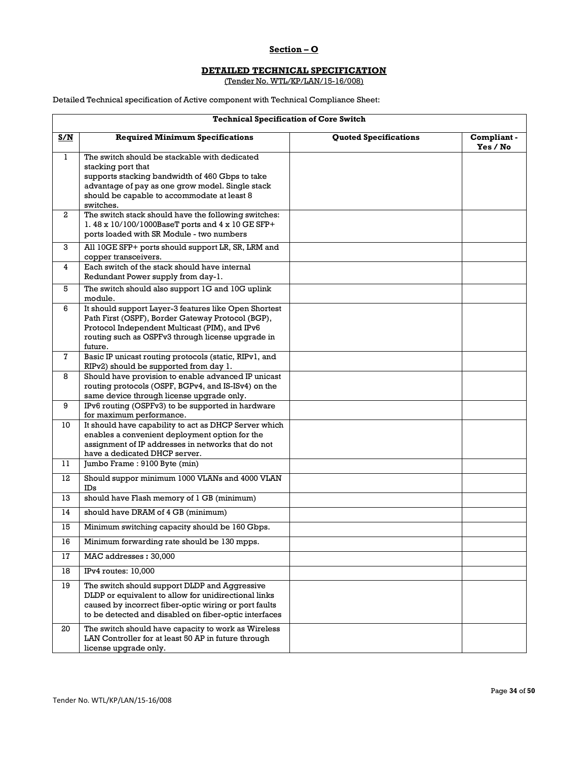**Section – O**

**DETAILED TECHNICAL SPECIFICATION**
(Tender No. WTL/KP/LAN/15-16/008)

Detailed Technical specification of Active component with Technical Compliance Sheet:

| **Technical Specification of Core Switch** | | | |
|---|---|---|---|
| **S/N** | **Required Minimum Specifications** | **Quoted Specifications** | **Compliant - Yes / No** |
| 1 | The switch should be stackable with dedicated stacking port that supports stacking bandwidth of 460 Gbps to take advantage of pay as one grow model. Single stack should be capable to accommodate at least 8 switches. | | |
| 2 | The switch stack should have the following switches: 1. 48 x 10/100/1000BaseT ports and 4 x 10 GE SFP+ ports loaded with SR Module - two numbers | | |
| 3 | All 10GE SFP+ ports should support LR, SR, LRM and copper transceivers. | | |
| 4 | Each switch of the stack should have internal Redundant Power supply from day-1. | | |
| 5 | The switch should also support 1G and 10G uplink module. | | |
| 6 | It should support Layer-3 features like Open Shortest Path First (OSPF), Border Gateway Protocol (BGP), Protocol Independent Multicast (PIM), and IPv6 routing such as OSPFv3 through license upgrade in future. | | |
| 7 | Basic IP unicast routing protocols (static, RIPv1, and RIPv2) should be supported from day 1. | | |
| 8 | Should have provision to enable advanced IP unicast routing protocols (OSPF, BGPv4, and IS-ISv4) on the same device through license upgrade only. | | |
| 9 | IPv6 routing (OSPFv3) to be supported in hardware for maximum performance. | | |
| 10 | It should have capability to act as DHCP Server which enables a convenient deployment option for the assignment of IP addresses in networks that do not have a dedicated DHCP server. | | |
| 11 | Jumbo Frame : 9100 Byte (min) | | |
| 12 | Should suppor minimum 1000 VLANs and 4000 VLAN IDs | | |
| 13 | should have Flash memory of 1 GB (minimum) | | |
| 14 | should have DRAM of 4 GB (minimum) | | |
| 15 | Minimum switching capacity should be 160 Gbps. | | |
| 16 | Minimum forwarding rate should be 130 mpps. | | |
| 17 | MAC addresses **:** 30,000 | | |
| 18 | IPv4 routes: 10,000 | | |
| 19 | The switch should support DLDP and Aggressive DLDP or equivalent to allow for unidirectional links caused by incorrect fiber-optic wiring or port faults to be detected and disabled on fiber-optic interfaces | | |
| 20 | The switch should have capacity to work as Wireless LAN Controller for at least 50 AP in future through license upgrade only. | | |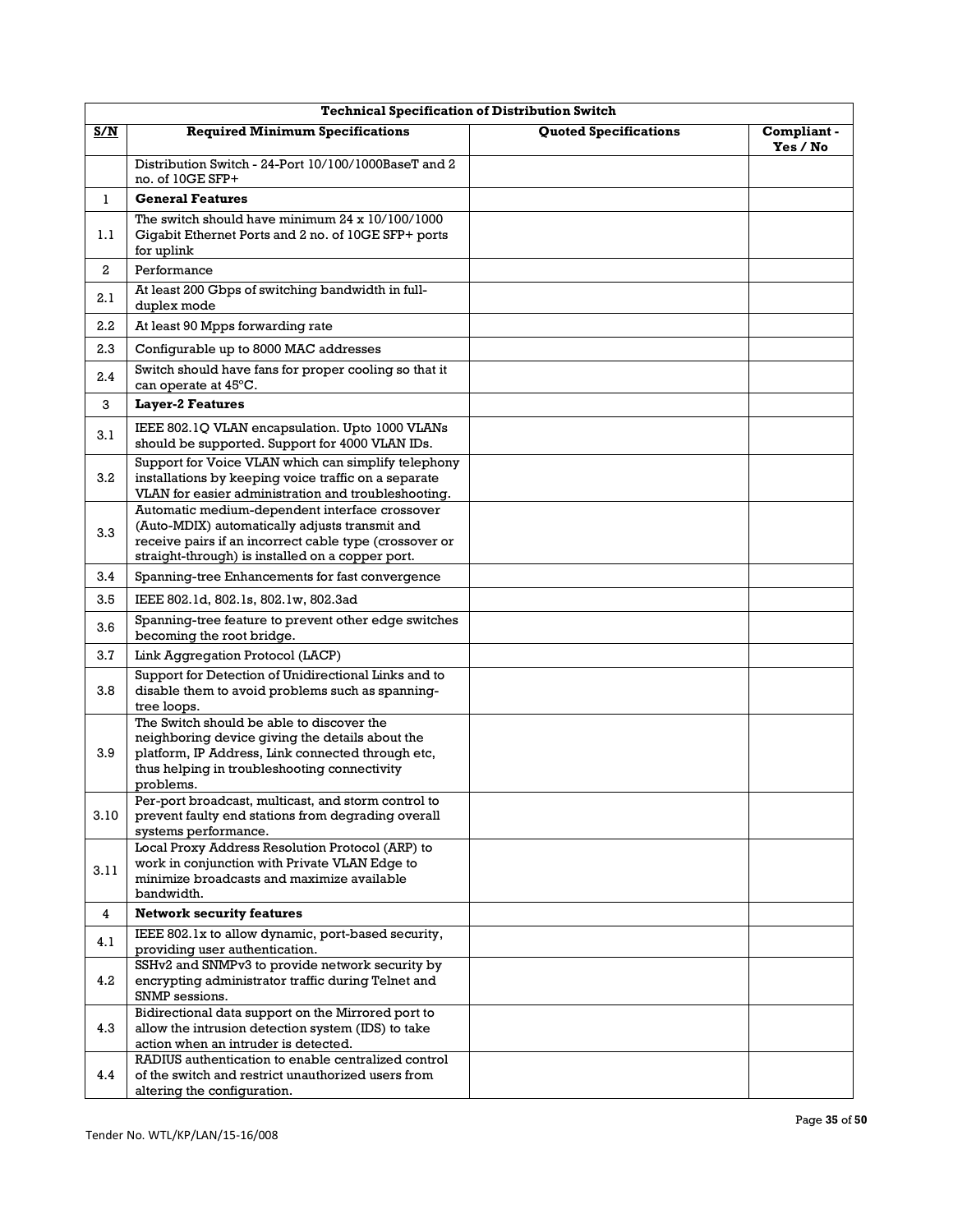| Technical Specification of Distribution Switch | | | |
|---|---|---|---|
| **S/N** | **Required Minimum Specifications** | **Quoted Specifications** | **Compliant - Yes / No** |
| | Distribution Switch - 24-Port 10/100/1000BaseT and 2 no. of 10GE SFP+ | | |
| 1 | **General Features** | | |
| 1.1 | The switch should have minimum 24 x 10/100/1000 Gigabit Ethernet Ports and 2 no. of 10GE SFP+ ports for uplink | | |
| 2 | Performance | | |
| 2.1 | At least 200 Gbps of switching bandwidth in full-duplex mode | | |
| 2.2 | At least 90 Mpps forwarding rate | | |
| 2.3 | Configurable up to 8000 MAC addresses | | |
| 2.4 | Switch should have fans for proper cooling so that it can operate at 45°C. | | |
| 3 | **Layer-2 Features** | | |
| 3.1 | IEEE 802.1Q VLAN encapsulation. Upto 1000 VLANs should be supported. Support for 4000 VLAN IDs. | | |
| 3.2 | Support for Voice VLAN which can simplify telephony installations by keeping voice traffic on a separate VLAN for easier administration and troubleshooting. | | |
| 3.3 | Automatic medium-dependent interface crossover (Auto-MDIX) automatically adjusts transmit and receive pairs if an incorrect cable type (crossover or straight-through) is installed on a copper port. | | |
| 3.4 | Spanning-tree Enhancements for fast convergence | | |
| 3.5 | IEEE 802.1d, 802.1s, 802.1w, 802.3ad | | |
| 3.6 | Spanning-tree feature to prevent other edge switches becoming the root bridge. | | |
| 3.7 | Link Aggregation Protocol (LACP) | | |
| 3.8 | Support for Detection of Unidirectional Links and to disable them to avoid problems such as spanning-tree loops. | | |
| 3.9 | The Switch should be able to discover the neighboring device giving the details about the platform, IP Address, Link connected through etc, thus helping in troubleshooting connectivity problems. | | |
| 3.10 | Per-port broadcast, multicast, and storm control to prevent faulty end stations from degrading overall systems performance. | | |
| 3.11 | Local Proxy Address Resolution Protocol (ARP) to work in conjunction with Private VLAN Edge to minimize broadcasts and maximize available bandwidth. | | |
| 4 | **Network security features** | | |
| 4.1 | IEEE 802.1x to allow dynamic, port-based security, providing user authentication. | | |
| 4.2 | SSHv2 and SNMPv3 to provide network security by encrypting administrator traffic during Telnet and SNMP sessions. | | |
| 4.3 | Bidirectional data support on the Mirrored port to allow the intrusion detection system (IDS) to take action when an intruder is detected. | | |
| 4.4 | RADIUS authentication to enable centralized control of the switch and restrict unauthorized users from altering the configuration. | | |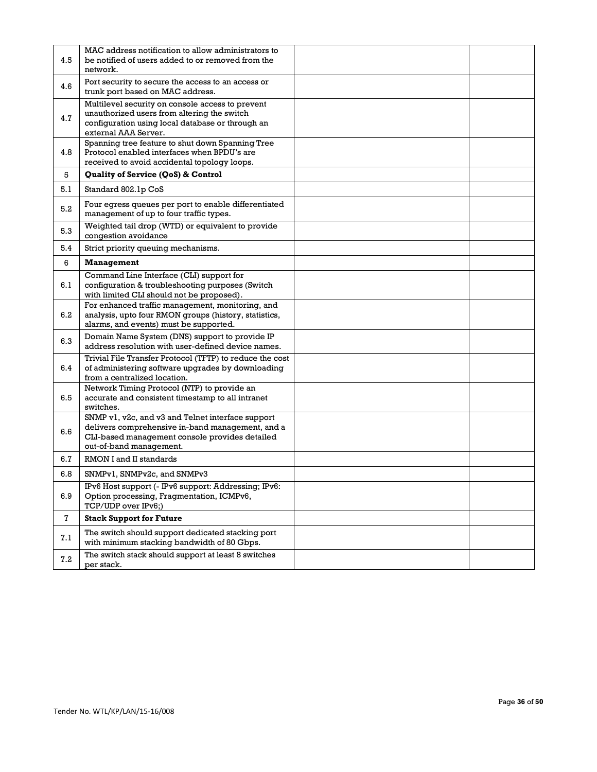| | | | |
|---|---|---|---|
| 4.5 | MAC address notification to allow administrators to be notified of users added to or removed from the network. | | |
| 4.6 | Port security to secure the access to an access or trunk port based on MAC address. | | |
| 4.7 | Multilevel security on console access to prevent unauthorized users from altering the switch configuration using local database or through an external AAA Server. | | |
| 4.8 | Spanning tree feature to shut down Spanning Tree Protocol enabled interfaces when BPDU's are received to avoid accidental topology loops. | | |
| 5 | **Quality of Service (QoS) & Control** | | |
| 5.1 | Standard 802.1p CoS | | |
| 5.2 | Four egress queues per port to enable differentiated management of up to four traffic types. | | |
| 5.3 | Weighted tail drop (WTD) or equivalent to provide congestion avoidance | | |
| 5.4 | Strict priority queuing mechanisms. | | |
| 6 | **Management** | | |
| 6.1 | Command Line Interface (CLI) support for configuration & troubleshooting purposes (Switch with limited CLI should not be proposed). | | |
| 6.2 | For enhanced traffic management, monitoring, and analysis, upto four RMON groups (history, statistics, alarms, and events) must be supported. | | |
| 6.3 | Domain Name System (DNS) support to provide IP address resolution with user-defined device names. | | |
| 6.4 | Trivial File Transfer Protocol (TFTP) to reduce the cost of administering software upgrades by downloading from a centralized location. | | |
| 6.5 | Network Timing Protocol (NTP) to provide an accurate and consistent timestamp to all intranet switches. | | |
| 6.6 | SNMP v1, v2c, and v3 and Telnet interface support delivers comprehensive in-band management, and a CLI-based management console provides detailed out-of-band management. | | |
| 6.7 | RMON I and II standards | | |
| 6.8 | SNMPv1, SNMPv2c, and SNMPv3 | | |
| 6.9 | IPv6 Host support (- IPv6 support: Addressing; IPv6: Option processing, Fragmentation, ICMPv6, TCP/UDP over IPv6;) | | |
| 7 | **Stack Support for Future** | | |
| 7.1 | The switch should support dedicated stacking port with minimum stacking bandwidth of 80 Gbps. | | |
| 7.2 | The switch stack should support at least 8 switches per stack. | | |

Tender No. WTL/KP/LAN/15-16/008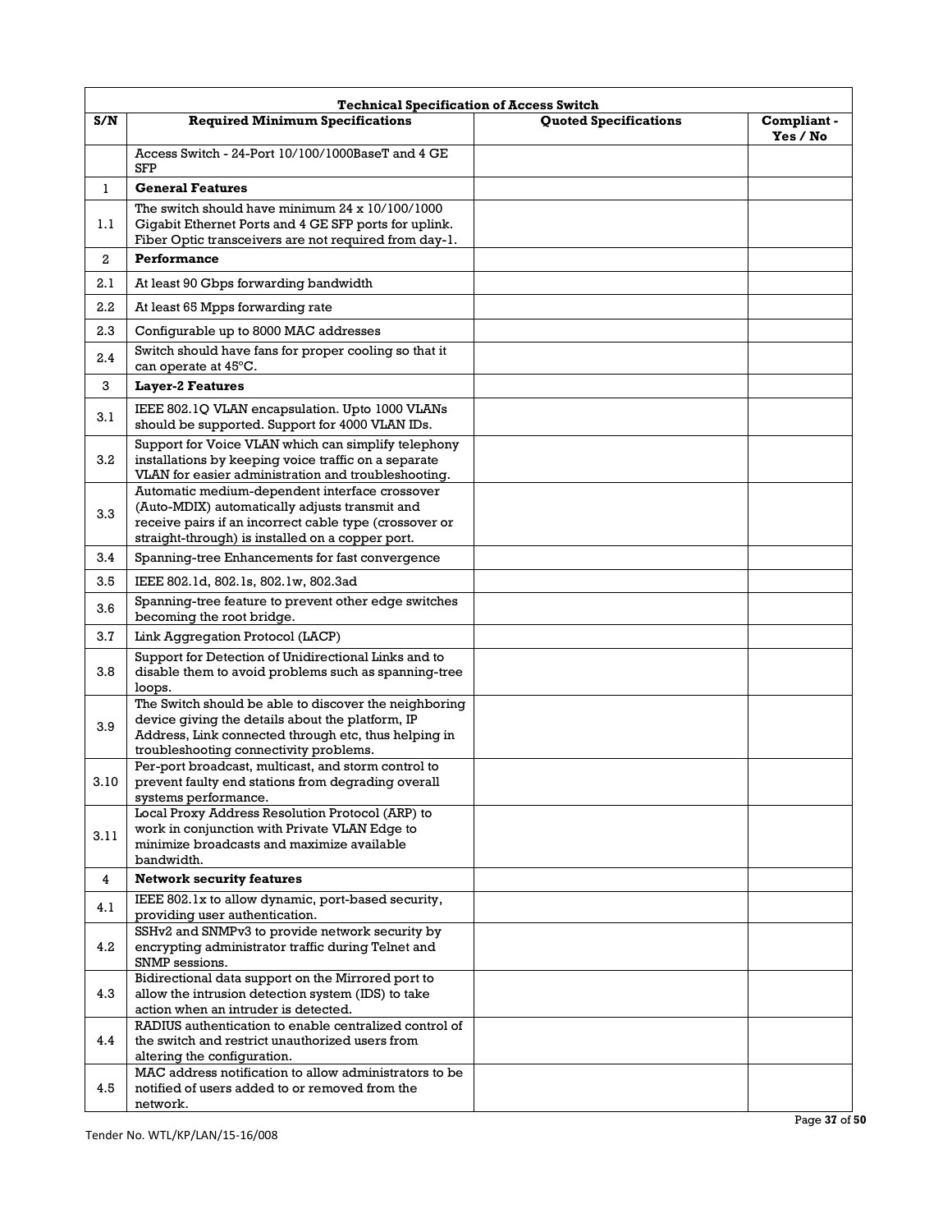| Technical Specification of Access Switch | | | |
|---|---|---|---|
| **S/N** | **Required Minimum Specifications** | **Quoted Specifications** | **Compliant - Yes / No** |
| | Access Switch - 24-Port 10/100/1000BaseT and 4 GE SFP | | |
| 1 | **General Features** | | |
| 1.1 | The switch should have minimum 24 x 10/100/1000 Gigabit Ethernet Ports and 4 GE SFP ports for uplink. Fiber Optic transceivers are not required from day-1. | | |
| 2 | **Performance** | | |
| 2.1 | At least 90 Gbps forwarding bandwidth | | |
| 2.2 | At least 65 Mpps forwarding rate | | |
| 2.3 | Configurable up to 8000 MAC addresses | | |
| 2.4 | Switch should have fans for proper cooling so that it can operate at 45°C. | | |
| 3 | **Layer-2 Features** | | |
| 3.1 | IEEE 802.1Q VLAN encapsulation. Upto 1000 VLANs should be supported. Support for 4000 VLAN IDs. | | |
| 3.2 | Support for Voice VLAN which can simplify telephony installations by keeping voice traffic on a separate VLAN for easier administration and troubleshooting. | | |
| 3.3 | Automatic medium-dependent interface crossover (Auto-MDIX) automatically adjusts transmit and receive pairs if an incorrect cable type (crossover or straight-through) is installed on a copper port. | | |
| 3.4 | Spanning-tree Enhancements for fast convergence | | |
| 3.5 | IEEE 802.1d, 802.1s, 802.1w, 802.3ad | | |
| 3.6 | Spanning-tree feature to prevent other edge switches becoming the root bridge. | | |
| 3.7 | Link Aggregation Protocol (LACP) | | |
| 3.8 | Support for Detection of Unidirectional Links and to disable them to avoid problems such as spanning-tree loops. | | |
| 3.9 | The Switch should be able to discover the neighboring device giving the details about the platform, IP Address, Link connected through etc, thus helping in troubleshooting connectivity problems. | | |
| 3.10 | Per-port broadcast, multicast, and storm control to prevent faulty end stations from degrading overall systems performance. | | |
| 3.11 | Local Proxy Address Resolution Protocol (ARP) to work in conjunction with Private VLAN Edge to minimize broadcasts and maximize available bandwidth. | | |
| 4 | **Network security features** | | |
| 4.1 | IEEE 802.1x to allow dynamic, port-based security, providing user authentication. | | |
| 4.2 | SSHv2 and SNMPv3 to provide network security by encrypting administrator traffic during Telnet and SNMP sessions. | | |
| 4.3 | Bidirectional data support on the Mirrored port to allow the intrusion detection system (IDS) to take action when an intruder is detected. | | |
| 4.4 | RADIUS authentication to enable centralized control of the switch and restrict unauthorized users from altering the configuration. | | |
| 4.5 | MAC address notification to allow administrators to be notified of users added to or removed from the network. | | |

Tender No. WTL/KP/LAN/15-16/008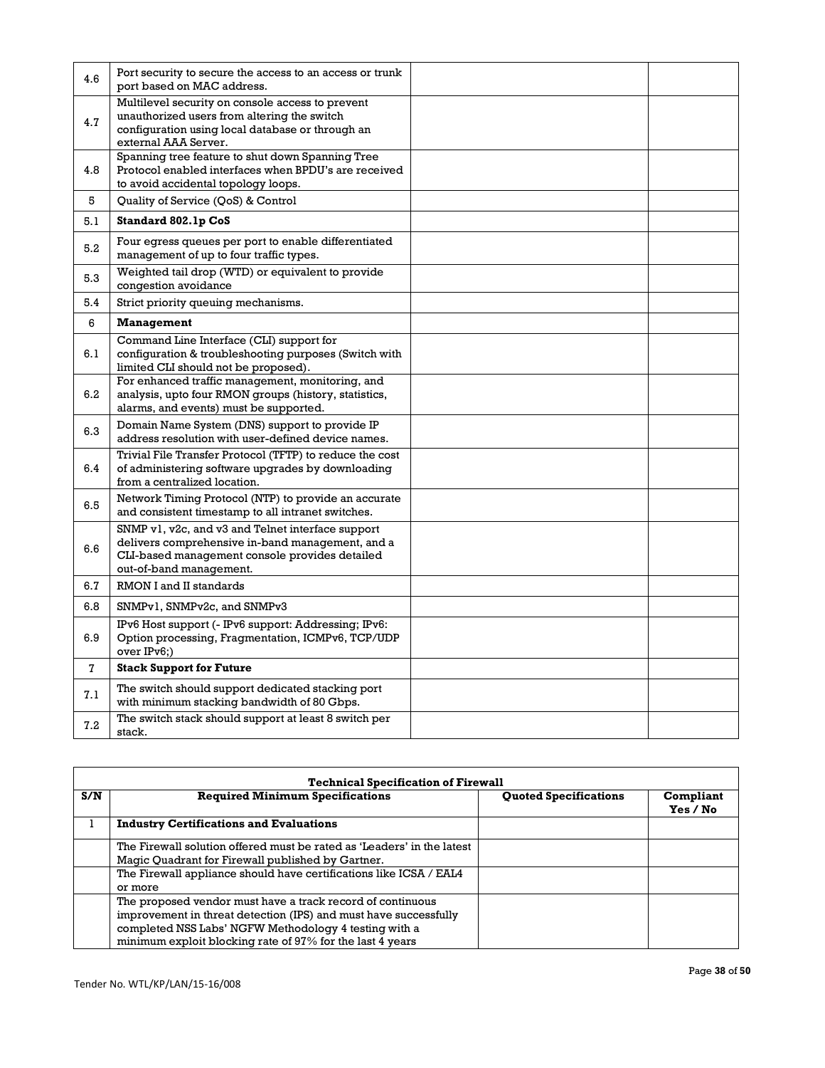| | | | |
|---|---|---|---|
| 4.6 | Port security to secure the access to an access or trunk port based on MAC address. | | |
| 4.7 | Multilevel security on console access to prevent unauthorized users from altering the switch configuration using local database or through an external AAA Server. | | |
| 4.8 | Spanning tree feature to shut down Spanning Tree Protocol enabled interfaces when BPDU's are received to avoid accidental topology loops. | | |
| 5 | Quality of Service (QoS) & Control | | |
| 5.1 | **Standard 802.1p CoS** | | |
| 5.2 | Four egress queues per port to enable differentiated management of up to four traffic types. | | |
| 5.3 | Weighted tail drop (WTD) or equivalent to provide congestion avoidance | | |
| 5.4 | Strict priority queuing mechanisms. | | |
| 6 | **Management** | | |
| 6.1 | Command Line Interface (CLI) support for configuration & troubleshooting purposes (Switch with limited CLI should not be proposed). | | |
| 6.2 | For enhanced traffic management, monitoring, and analysis, upto four RMON groups (history, statistics, alarms, and events) must be supported. | | |
| 6.3 | Domain Name System (DNS) support to provide IP address resolution with user-defined device names. | | |
| 6.4 | Trivial File Transfer Protocol (TFTP) to reduce the cost of administering software upgrades by downloading from a centralized location. | | |
| 6.5 | Network Timing Protocol (NTP) to provide an accurate and consistent timestamp to all intranet switches. | | |
| 6.6 | SNMP v1, v2c, and v3 and Telnet interface support delivers comprehensive in-band management, and a CLI-based management console provides detailed out-of-band management. | | |
| 6.7 | RMON I and II standards | | |
| 6.8 | SNMPv1, SNMPv2c, and SNMPv3 | | |
| 6.9 | IPv6 Host support (- IPv6 support: Addressing; IPv6: Option processing, Fragmentation, ICMPv6, TCP/UDP over IPv6;) | | |
| 7 | **Stack Support for Future** | | |
| 7.1 | The switch should support dedicated stacking port with minimum stacking bandwidth of 80 Gbps. | | |
| 7.2 | The switch stack should support at least 8 switch per stack. | | |

| **Technical Specification of Firewall** | | | |
|---|---|---|---|
| **S/N** | **Required Minimum Specifications** | **Quoted Specifications** | **Compliant Yes / No** |
| 1 | **Industry Certifications and Evaluations** | | |
| | The Firewall solution offered must be rated as 'Leaders' in the latest Magic Quadrant for Firewall published by Gartner. | | |
| | The Firewall appliance should have certifications like ICSA / EAL4 or more | | |
| | The proposed vendor must have a track record of continuous improvement in threat detection (IPS) and must have successfully completed NSS Labs' NGFW Methodology 4 testing with a minimum exploit blocking rate of 97% for the last 4 years | | |

Tender No. WTL/KP/LAN/15-16/008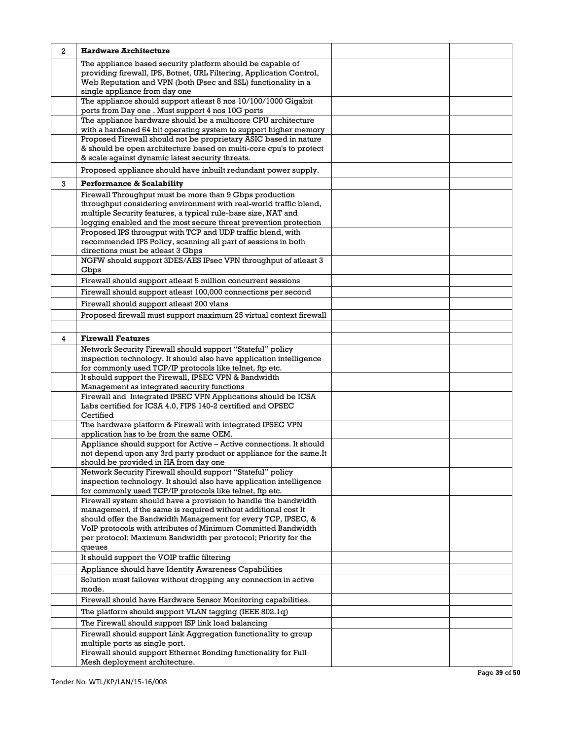| 2 | **Hardware Architecture** | | |
|---|---|---|---|
| | The appliance based security platform should be capable of providing firewall, IPS, Botnet, URL Filtering, Application Control, Web Reputation and VPN (both IPsec and SSL) functionality in a single appliance from day one | | |
| | The appliance should support atleast 8 nos 10/100/1000 Gigabit ports from Day one . Must support 4 nos 10G ports | | |
| | The appliance hardware should be a multicore CPU architecture with a hardened 64 bit operating system to support higher memory | | |
| | Proposed Firewall should not be proprietary ASIC based in nature & should be open architecture based on multi-core cpu's to protect & scale against dynamic latest security threats. | | |
| | Proposed appliance should have inbuilt redundant power supply. | | |
| 3 | **Performance & Scalability** | | |
| | Firewall Throughput must be more than 9 Gbps production throughput considering environment with real-world traffic blend, multiple Security features, a typical rule-base size, NAT and logging enabled and the most secure threat prevention protection | | |
| | Proposed IPS througput with TCP and UDP traffic blend, with recommended IPS Policy, scanning all part of sessions in both directions must be atleast 3 Gbps | | |
| | NGFW should support 3DES/AES IPsec VPN throughput of atleast 3 Gbps | | |
| | Firewall should support atleast 5 million concurrent sessions | | |
| | Firewall should support atleast 100,000 connections per second | | |
| | Firewall should support atleast 200 vlans | | |
| | Proposed firewall must support maximum 25 virtual context firewall | | |
| | | | |
| 4 | **Firewall Features** | | |
| | Network Security Firewall should support "Stateful" policy inspection technology. It should also have application intelligence for commonly used TCP/IP protocols like telnet, ftp etc. | | |
| | It should support the Firewall, IPSEC VPN & Bandwidth Management as integrated security functions | | |
| | Firewall and Integrated IPSEC VPN Applications should be ICSA Labs certified for ICSA 4.0, FIPS 140-2 certified and OPSEC Certified | | |
| | The hardware platform & Firewall with integrated IPSEC VPN application has to be from the same OEM. | | |
| | Appliance should support for Active – Active connections. It should not depend upon any 3rd party product or appliance for the same.It should be provided in HA from day one | | |
| | Network Security Firewall should support "Stateful" policy inspection technology. It should also have application intelligence for commonly used TCP/IP protocols like telnet, ftp etc. | | |
| | Firewall system should have a provision to handle the bandwidth management, if the same is required without additional cost It should offer the Bandwidth Management for every TCP, IPSEC, & VoIP protocols with attributes of Minimum Committed Bandwidth per protocol; Maximum Bandwidth per protocol; Priority for the queues | | |
| | It should support the VOIP traffic filtering | | |
| | Appliance should have Identity Awareness Capabilities | | |
| | Solution must failover without dropping any connection in active mode. | | |
| | Firewall should have Hardware Sensor Monitoring capabilities. | | |
| | The platform should support VLAN tagging (IEEE 802.1q) | | |
| | The Firewall should support ISP link load balancing | | |
| | Firewall should support Link Aggregation functionality to group multiple ports as single port. | | |
| | Firewall should support Ethernet Bonding functionality for Full Mesh deployment architecture. | | |

Tender No. WTL/KP/LAN/15-16/008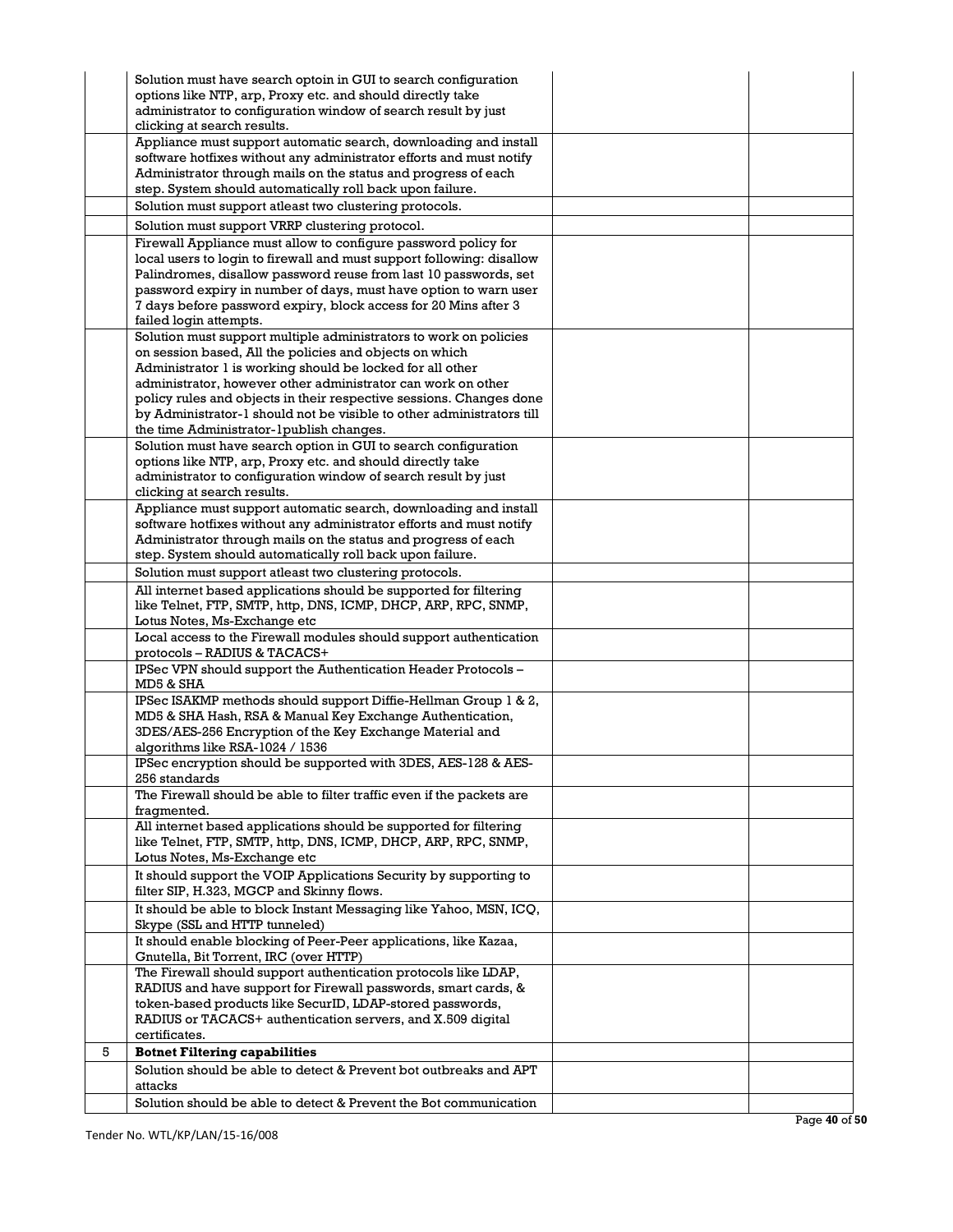| | | | |
|---|---|---|---|
| | Solution must have search optoin in GUI to search configuration options like NTP, arp, Proxy etc. and should directly take administrator to configuration window of search result by just clicking at search results. | | |
| | Appliance must support automatic search, downloading and install software hotfixes without any administrator efforts and must notify Administrator through mails on the status and progress of each step. System should automatically roll back upon failure. | | |
| | Solution must support atleast two clustering protocols. | | |
| | Solution must support VRRP clustering protocol. | | |
| | Firewall Appliance must allow to configure password policy for local users to login to firewall and must support following: disallow Palindromes, disallow password reuse from last 10 passwords, set password expiry in number of days, must have option to warn user 7 days before password expiry, block access for 20 Mins after 3 failed login attempts. | | |
| | Solution must support multiple administrators to work on policies on session based, All the policies and objects on which Administrator 1 is working should be locked for all other administrator, however other administrator can work on other policy rules and objects in their respective sessions. Changes done by Administrator-1 should not be visible to other administrators till the time Administrator-1publish changes. | | |
| | Solution must have search option in GUI to search configuration options like NTP, arp, Proxy etc. and should directly take administrator to configuration window of search result by just clicking at search results. | | |
| | Appliance must support automatic search, downloading and install software hotfixes without any administrator efforts and must notify Administrator through mails on the status and progress of each step. System should automatically roll back upon failure. | | |
| | Solution must support atleast two clustering protocols. | | |
| | All internet based applications should be supported for filtering like Telnet, FTP, SMTP, http, DNS, ICMP, DHCP, ARP, RPC, SNMP, Lotus Notes, Ms-Exchange etc | | |
| | Local access to the Firewall modules should support authentication protocols – RADIUS & TACACS+ | | |
| | IPSec VPN should support the Authentication Header Protocols – MD5 & SHA | | |
| | IPSec ISAKMP methods should support Diffie-Hellman Group 1 & 2, MD5 & SHA Hash, RSA & Manual Key Exchange Authentication, 3DES/AES-256 Encryption of the Key Exchange Material and algorithms like RSA-1024 / 1536 | | |
| | IPSec encryption should be supported with 3DES, AES-128 & AES-256 standards | | |
| | The Firewall should be able to filter traffic even if the packets are fragmented. | | |
| | All internet based applications should be supported for filtering like Telnet, FTP, SMTP, http, DNS, ICMP, DHCP, ARP, RPC, SNMP, Lotus Notes, Ms-Exchange etc | | |
| | It should support the VOIP Applications Security by supporting to filter SIP, H.323, MGCP and Skinny flows. | | |
| | It should be able to block Instant Messaging like Yahoo, MSN, ICQ, Skype (SSL and HTTP tunneled) | | |
| | It should enable blocking of Peer-Peer applications, like Kazaa, Gnutella, Bit Torrent, IRC (over HTTP) | | |
| | The Firewall should support authentication protocols like LDAP, RADIUS and have support for Firewall passwords, smart cards, & token-based products like SecurID, LDAP-stored passwords, RADIUS or TACACS+ authentication servers, and X.509 digital certificates. | | |
| 5 | **Botnet Filtering capabilities** | | |
| | Solution should be able to detect & Prevent bot outbreaks and APT attacks | | |
| | Solution should be able to detect & Prevent the Bot communication | | |

Tender No. WTL/KP/LAN/15-16/008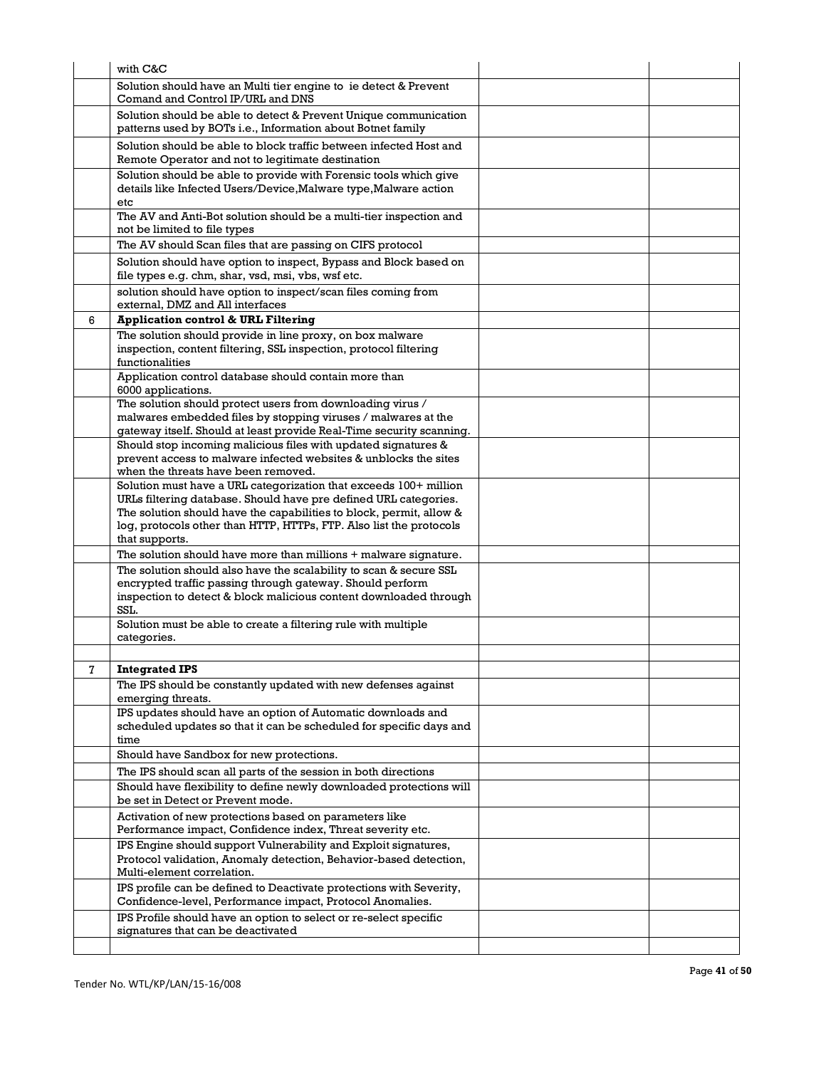| | | | |
|---|---|---|---|
| | with C&C | | |
| | Solution should have an Multi tier engine to ie detect & Prevent Comand and Control IP/URL and DNS | | |
| | Solution should be able to detect & Prevent Unique communication patterns used by BOTs i.e., Information about Botnet family | | |
| | Solution should be able to block traffic between infected Host and Remote Operator and not to legitimate destination | | |
| | Solution should be able to provide with Forensic tools which give details like Infected Users/Device,Malware type,Malware action etc | | |
| | The AV and Anti-Bot solution should be a multi-tier inspection and not be limited to file types | | |
| | The AV should Scan files that are passing on CIFS protocol | | |
| | Solution should have option to inspect, Bypass and Block based on file types e.g. chm, shar, vsd, msi, vbs, wsf etc. | | |
| | solution should have option to inspect/scan files coming from external, DMZ and All interfaces | | |
| 6 | **Application control & URL Filtering** | | |
| | The solution should provide in line proxy, on box malware inspection, content filtering, SSL inspection, protocol filtering functionalities | | |
| | Application control database should contain more than 6000 applications. | | |
| | The solution should protect users from downloading virus / malwares embedded files by stopping viruses / malwares at the gateway itself. Should at least provide Real-Time security scanning. | | |
| | Should stop incoming malicious files with updated signatures & prevent access to malware infected websites & unblocks the sites when the threats have been removed. | | |
| | Solution must have a URL categorization that exceeds 100+ million URLs filtering database. Should have pre defined URL categories. The solution should have the capabilities to block, permit, allow & log, protocols other than HTTP, HTTPs, FTP. Also list the protocols that supports. | | |
| | The solution should have more than millions + malware signature. | | |
| | The solution should also have the scalability to scan & secure SSL encrypted traffic passing through gateway. Should perform inspection to detect & block malicious content downloaded through SSL. | | |
| | Solution must be able to create a filtering rule with multiple categories. | | |
| | | | |
| 7 | **Integrated IPS** | | |
| | The IPS should be constantly updated with new defenses against emerging threats. | | |
| | IPS updates should have an option of Automatic downloads and scheduled updates so that it can be scheduled for specific days and time | | |
| | Should have Sandbox for new protections. | | |
| | The IPS should scan all parts of the session in both directions | | |
| | Should have flexibility to define newly downloaded protections will be set in Detect or Prevent mode. | | |
| | Activation of new protections based on parameters like Performance impact, Confidence index, Threat severity etc. | | |
| | IPS Engine should support Vulnerability and Exploit signatures, Protocol validation, Anomaly detection, Behavior-based detection, Multi-element correlation. | | |
| | IPS profile can be defined to Deactivate protections with Severity, Confidence-level, Performance impact, Protocol Anomalies. | | |
| | IPS Profile should have an option to select or re-select specific signatures that can be deactivated | | |
| | | | |

Tender No. WTL/KP/LAN/15-16/008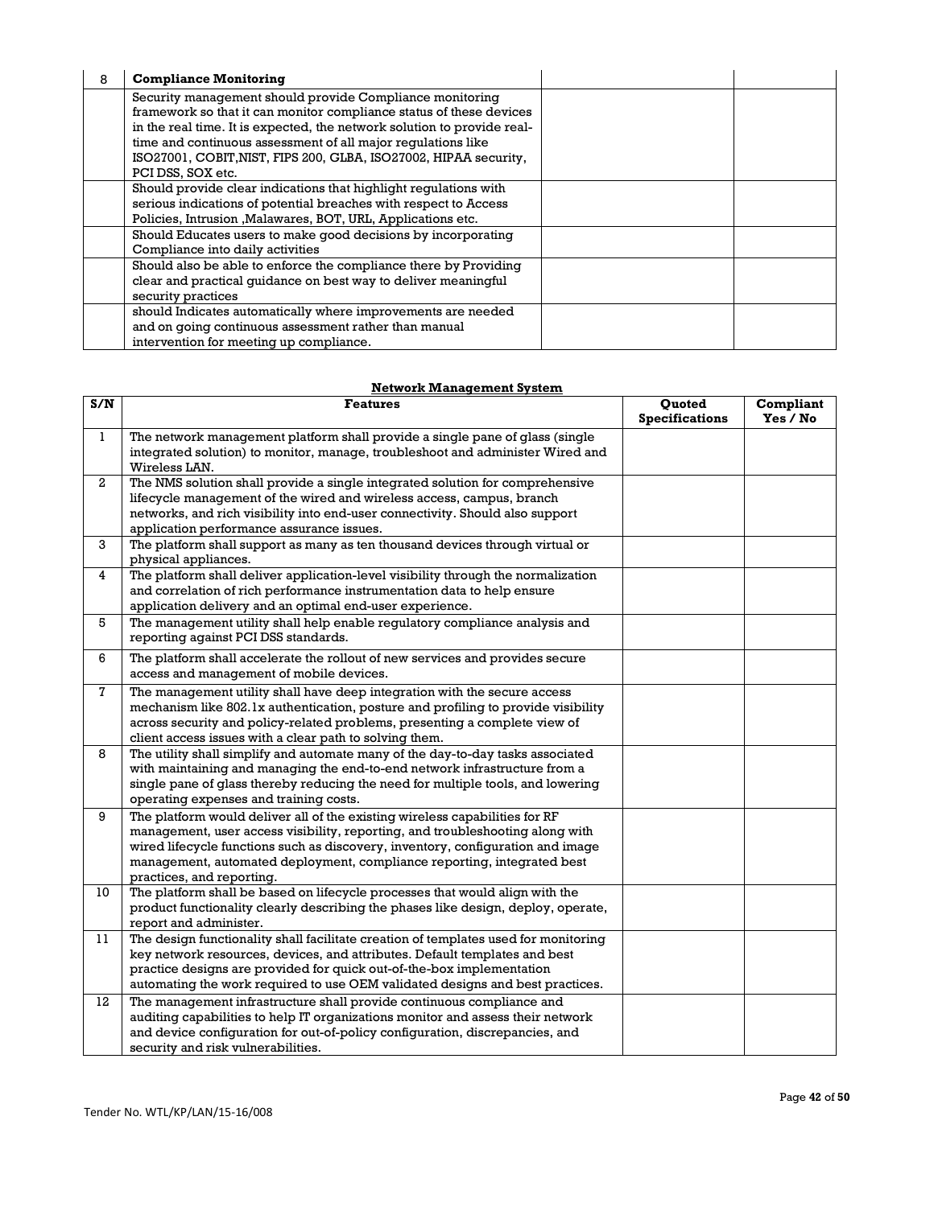| 8 | **Compliance Monitoring** | | |
|---|---|---|---|
| | Security management should provide Compliance monitoring framework so that it can monitor compliance status of these devices in the real time. It is expected, the network solution to provide real-time and continuous assessment of all major regulations like ISO27001, COBIT,NIST, FIPS 200, GLBA, ISO27002, HIPAA security, PCI DSS, SOX etc. | | |
| | Should provide clear indications that highlight regulations with serious indications of potential breaches with respect to Access Policies, Intrusion ,Malawares, BOT, URL, Applications etc. | | |
| | Should Educates users to make good decisions by incorporating Compliance into daily activities | | |
| | Should also be able to enforce the compliance there by Providing clear and practical guidance on best way to deliver meaningful security practices | | |
| | should Indicates automatically where improvements are needed and on going continuous assessment rather than manual intervention for meeting up compliance. | | |

**Network Management System**

| S/N | Features | Quoted Specifications | Compliant Yes / No |
|---|---|---|---|
| 1 | The network management platform shall provide a single pane of glass (single integrated solution) to monitor, manage, troubleshoot and administer Wired and Wireless LAN. | | |
| 2 | The NMS solution shall provide a single integrated solution for comprehensive lifecycle management of the wired and wireless access, campus, branch networks, and rich visibility into end-user connectivity. Should also support application performance assurance issues. | | |
| 3 | The platform shall support as many as ten thousand devices through virtual or physical appliances. | | |
| 4 | The platform shall deliver application-level visibility through the normalization and correlation of rich performance instrumentation data to help ensure application delivery and an optimal end-user experience. | | |
| 5 | The management utility shall help enable regulatory compliance analysis and reporting against PCI DSS standards. | | |
| 6 | The platform shall accelerate the rollout of new services and provides secure access and management of mobile devices. | | |
| 7 | The management utility shall have deep integration with the secure access mechanism like 802.1x authentication, posture and profiling to provide visibility across security and policy-related problems, presenting a complete view of client access issues with a clear path to solving them. | | |
| 8 | The utility shall simplify and automate many of the day-to-day tasks associated with maintaining and managing the end-to-end network infrastructure from a single pane of glass thereby reducing the need for multiple tools, and lowering operating expenses and training costs. | | |
| 9 | The platform would deliver all of the existing wireless capabilities for RF management, user access visibility, reporting, and troubleshooting along with wired lifecycle functions such as discovery, inventory, configuration and image management, automated deployment, compliance reporting, integrated best practices, and reporting. | | |
| 10 | The platform shall be based on lifecycle processes that would align with the product functionality clearly describing the phases like design, deploy, operate, report and administer. | | |
| 11 | The design functionality shall facilitate creation of templates used for monitoring key network resources, devices, and attributes. Default templates and best practice designs are provided for quick out-of-the-box implementation automating the work required to use OEM validated designs and best practices. | | |
| 12 | The management infrastructure shall provide continuous compliance and auditing capabilities to help IT organizations monitor and assess their network and device configuration for out-of-policy configuration, discrepancies, and security and risk vulnerabilities. | | |

Tender No. WTL/KP/LAN/15-16/008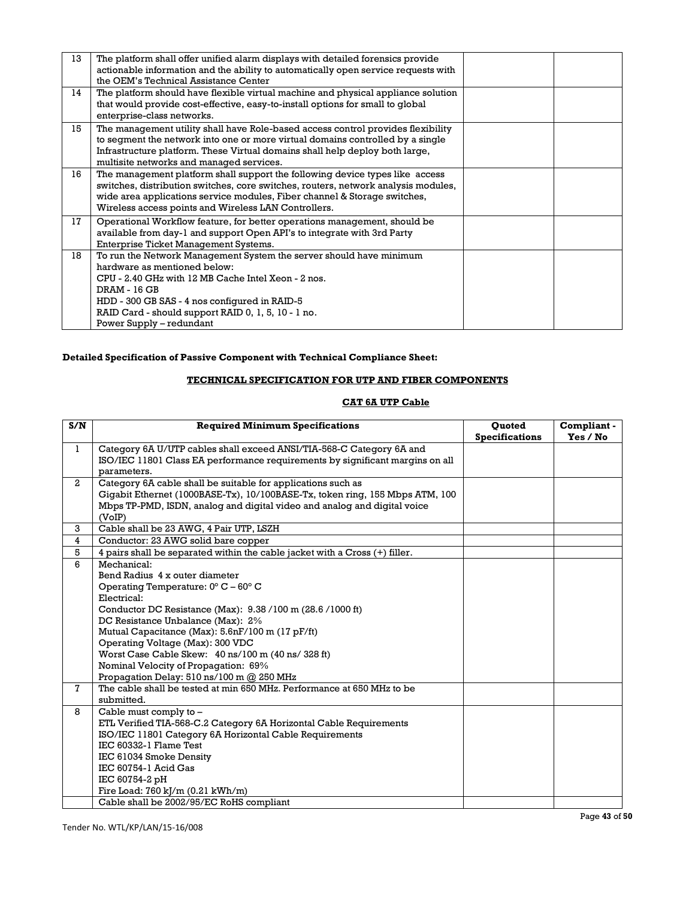| | | | |
|---|---|---|---|
| 13 | The platform shall offer unified alarm displays with detailed forensics provide actionable information and the ability to automatically open service requests with the OEM's Technical Assistance Center | | |
| 14 | The platform should have flexible virtual machine and physical appliance solution that would provide cost-effective, easy-to-install options for small to global enterprise-class networks. | | |
| 15 | The management utility shall have Role-based access control provides flexibility to segment the network into one or more virtual domains controlled by a single Infrastructure platform. These Virtual domains shall help deploy both large, multisite networks and managed services. | | |
| 16 | The management platform shall support the following device types like access switches, distribution switches, core switches, routers, network analysis modules, wide area applications service modules, Fiber channel & Storage switches, Wireless access points and Wireless LAN Controllers. | | |
| 17 | Operational Workflow feature, for better operations management, should be available from day-1 and support Open API's to integrate with 3rd Party Enterprise Ticket Management Systems. | | |
| 18 | To run the Network Management System the server should have minimum hardware as mentioned below:<br>CPU - 2.40 GHz with 12 MB Cache Intel Xeon - 2 nos.<br>DRAM - 16 GB<br>HDD - 300 GB SAS - 4 nos configured in RAID-5<br>RAID Card - should support RAID 0, 1, 5, 10 - 1 no.<br>Power Supply – redundant | | |

**Detailed Specification of Passive Component with Technical Compliance Sheet:**

**TECHNICAL SPECIFICATION FOR UTP AND FIBER COMPONENTS**

**CAT 6A UTP Cable**

| S/N | Required Minimum Specifications | Quoted Specifications | Compliant - Yes / No |
|---|---|---|---|
| 1 | Category 6A U/UTP cables shall exceed ANSI/TIA-568-C Category 6A and ISO/IEC 11801 Class EA performance requirements by significant margins on all parameters. | | |
| 2 | Category 6A cable shall be suitable for applications such as Gigabit Ethernet (1000BASE-Tx), 10/100BASE-Tx, token ring, 155 Mbps ATM, 100 Mbps TP-PMD, ISDN, analog and digital video and analog and digital voice (VoIP) | | |
| 3 | Cable shall be 23 AWG, 4 Pair UTP, LSZH | | |
| 4 | Conductor: 23 AWG solid bare copper | | |
| 5 | 4 pairs shall be separated within the cable jacket with a Cross (+) filler. | | |
| 6 | Mechanical:<br>Bend Radius 4 x outer diameter<br>Operating Temperature: 0° C – 60° C<br>Electrical:<br>Conductor DC Resistance (Max): 9.38 /100 m (28.6 /1000 ft)<br>DC Resistance Unbalance (Max): 2%<br>Mutual Capacitance (Max): 5.6nF/100 m (17 pF/ft)<br>Operating Voltage (Max): 300 VDC<br>Worst Case Cable Skew: 40 ns/100 m (40 ns/ 328 ft)<br>Nominal Velocity of Propagation: 69%<br>Propagation Delay: 510 ns/100 m @ 250 MHz | | |
| 7 | The cable shall be tested at min 650 MHz. Performance at 650 MHz to be submitted. | | |
| 8 | Cable must comply to –<br>ETL Verified TIA-568-C.2 Category 6A Horizontal Cable Requirements<br>ISO/IEC 11801 Category 6A Horizontal Cable Requirements<br>IEC 60332-1 Flame Test<br>IEC 61034 Smoke Density<br>IEC 60754-1 Acid Gas<br>IEC 60754-2 pH<br>Fire Load: 760 kJ/m (0.21 kWh/m) | | |
| | Cable shall be 2002/95/EC RoHS compliant | | |

Tender No. WTL/KP/LAN/15-16/008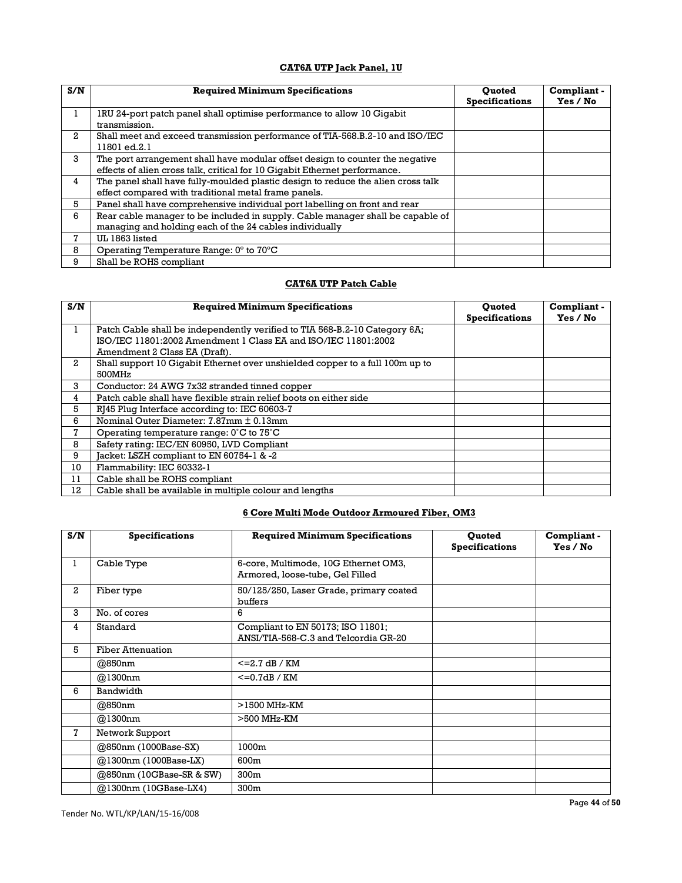**CAT6A UTP Jack Panel, 1U**

| S/N | Required Minimum Specifications | Quoted Specifications | Compliant - Yes / No |
|---|---|---|---|
| 1 | 1RU 24-port patch panel shall optimise performance to allow 10 Gigabit transmission. | | |
| 2 | Shall meet and exceed transmission performance of TIA-568.B.2-10 and ISO/IEC 11801 ed.2.1 | | |
| 3 | The port arrangement shall have modular offset design to counter the negative effects of alien cross talk, critical for 10 Gigabit Ethernet performance. | | |
| 4 | The panel shall have fully-moulded plastic design to reduce the alien cross talk effect compared with traditional metal frame panels. | | |
| 5 | Panel shall have comprehensive individual port labelling on front and rear | | |
| 6 | Rear cable manager to be included in supply. Cable manager shall be capable of managing and holding each of the 24 cables individually | | |
| 7 | UL 1863 listed | | |
| 8 | Operating Temperature Range: 0° to 70°C | | |
| 9 | Shall be ROHS compliant | | |

**CAT6A UTP Patch Cable**

| S/N | Required Minimum Specifications | Quoted Specifications | Compliant - Yes / No |
|---|---|---|---|
| 1 | Patch Cable shall be independently verified to TIA 568-B.2-10 Category 6A; ISO/IEC 11801:2002 Amendment 1 Class EA and ISO/IEC 11801:2002 Amendment 2 Class EA (Draft). | | |
| 2 | Shall support 10 Gigabit Ethernet over unshielded copper to a full 100m up to 500MHz | | |
| 3 | Conductor: 24 AWG 7x32 stranded tinned copper | | |
| 4 | Patch cable shall have flexible strain relief boots on either side | | |
| 5 | RJ45 Plug Interface according to: IEC 60603-7 | | |
| 6 | Nominal Outer Diameter: 7.87mm ± 0.13mm | | |
| 7 | Operating temperature range: 0°C to 75°C | | |
| 8 | Safety rating: IEC/EN 60950, LVD Compliant | | |
| 9 | Jacket: LSZH compliant to EN 60754-1 & -2 | | |
| 10 | Flammability: IEC 60332-1 | | |
| 11 | Cable shall be ROHS compliant | | |
| 12 | Cable shall be available in multiple colour and lengths | | |

**6 Core Multi Mode Outdoor Armoured Fiber, OM3**

| S/N | Specifications | Required Minimum Specifications | Quoted Specifications | Compliant - Yes / No |
|---|---|---|---|---|
| 1 | Cable Type | 6-core, Multimode, 10G Ethernet OM3, Armored, loose-tube, Gel Filled | | |
| 2 | Fiber type | 50/125/250, Laser Grade, primary coated buffers | | |
| 3 | No. of cores | 6 | | |
| 4 | Standard | Compliant to EN 50173; ISO 11801; ANSI/TIA-568-C.3 and Telcordia GR-20 | | |
| 5 | Fiber Attenuation | | | |
| | @850nm | <=2.7 dB / KM | | |
| | @1300nm | <=0.7dB / KM | | |
| 6 | Bandwidth | | | |
| | @850nm | >1500 MHz-KM | | |
| | @1300nm | >500 MHz-KM | | |
| 7 | Network Support | | | |
| | @850nm (1000Base-SX) | 1000m | | |
| | @1300nm (1000Base-LX) | 600m | | |
| | @850nm (10GBase-SR & SW) | 300m | | |
| | @1300nm (10GBase-LX4) | 300m | | |

Tender No. WTL/KP/LAN/15-16/008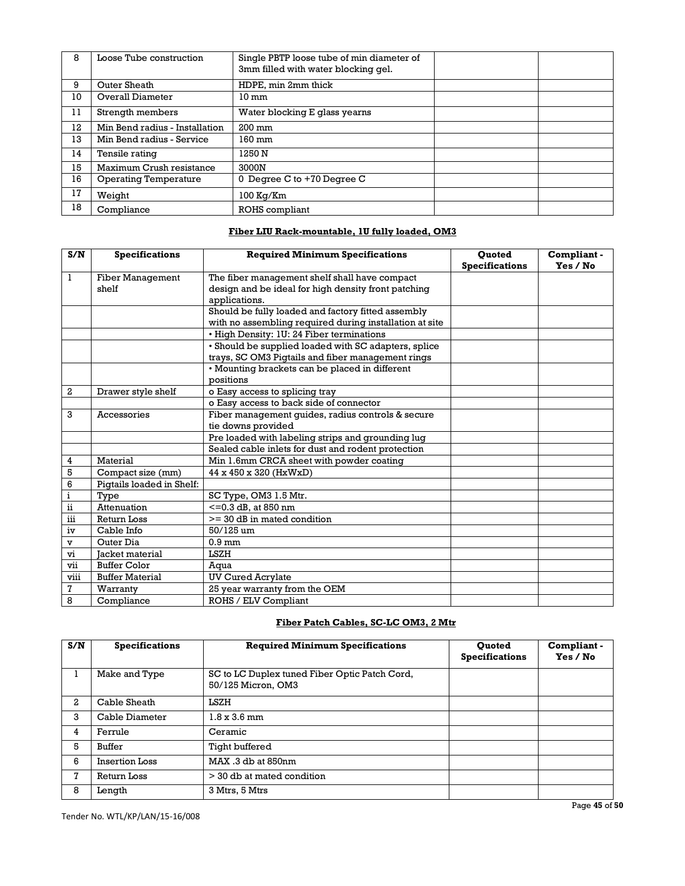| | | | | |
|---|---|---|---|---|
| 8 | Loose Tube construction | Single PBTP loose tube of min diameter of 3mm filled with water blocking gel. | | |
| 9 | Outer Sheath | HDPE, min 2mm thick | | |
| 10 | Overall Diameter | 10 mm | | |
| 11 | Strength members | Water blocking E glass yearns | | |
| 12 | Min Bend radius - Installation | 200 mm | | |
| 13 | Min Bend radius - Service | 160 mm | | |
| 14 | Tensile rating | 1250 N | | |
| 15 | Maximum Crush resistance | 3000N | | |
| 16 | Operating Temperature | 0 Degree C to +70 Degree C | | |
| 17 | Weight | 100 Kg/Km | | |
| 18 | Compliance | ROHS compliant | | |

**Fiber LIU Rack-mountable, 1U fully loaded, OM3**

| S/N | Specifications | Required Minimum Specifications | Quoted Specifications | Compliant - Yes / No |
|---|---|---|---|---|
| 1 | Fiber Management shelf | The fiber management shelf shall have compact design and be ideal for high density front patching applications. | | |
| | | Should be fully loaded and factory fitted assembly with no assembling required during installation at site | | |
| | | • High Density: 1U: 24 Fiber terminations | | |
| | | • Should be supplied loaded with SC adapters, splice trays, SC OM3 Pigtails and fiber management rings | | |
| | | • Mounting brackets can be placed in different positions | | |
| 2 | Drawer style shelf | o Easy access to splicing tray | | |
| | | o Easy access to back side of connector | | |
| 3 | Accessories | Fiber management guides, radius controls & secure tie downs provided | | |
| | | Pre loaded with labeling strips and grounding lug | | |
| | | Sealed cable inlets for dust and rodent protection | | |
| 4 | Material | Min 1.6mm CRCA sheet with powder coating | | |
| 5 | Compact size (mm) | 44 x 450 x 320 (HxWxD) | | |
| 6 | Pigtails loaded in Shelf: | | | |
| i | Type | SC Type, OM3 1.5 Mtr. | | |
| ii | Attenuation | <=0.3 dB, at 850 nm | | |
| iii | Return Loss | >= 30 dB in mated condition | | |
| iv | Cable Info | 50/125 um | | |
| v | Outer Dia | 0.9 mm | | |
| vi | Jacket material | LSZH | | |
| vii | Buffer Color | Aqua | | |
| viii | Buffer Material | UV Cured Acrylate | | |
| 7 | Warranty | 25 year warranty from the OEM | | |
| 8 | Compliance | ROHS / ELV Compliant | | |

**Fiber Patch Cables, SC-LC OM3, 2 Mtr**

| S/N | Specifications | Required Minimum Specifications | Quoted Specifications | Compliant - Yes / No |
|---|---|---|---|---|
| 1 | Make and Type | SC to LC Duplex tuned Fiber Optic Patch Cord, 50/125 Micron, OM3 | | |
| 2 | Cable Sheath | LSZH | | |
| 3 | Cable Diameter | 1.8 x 3.6 mm | | |
| 4 | Ferrule | Ceramic | | |
| 5 | Buffer | Tight buffered | | |
| 6 | Insertion Loss | MAX .3 db at 850nm | | |
| 7 | Return Loss | > 30 db at mated condition | | |
| 8 | Length | 3 Mtrs, 5 Mtrs | | |

Tender No. WTL/KP/LAN/15-16/008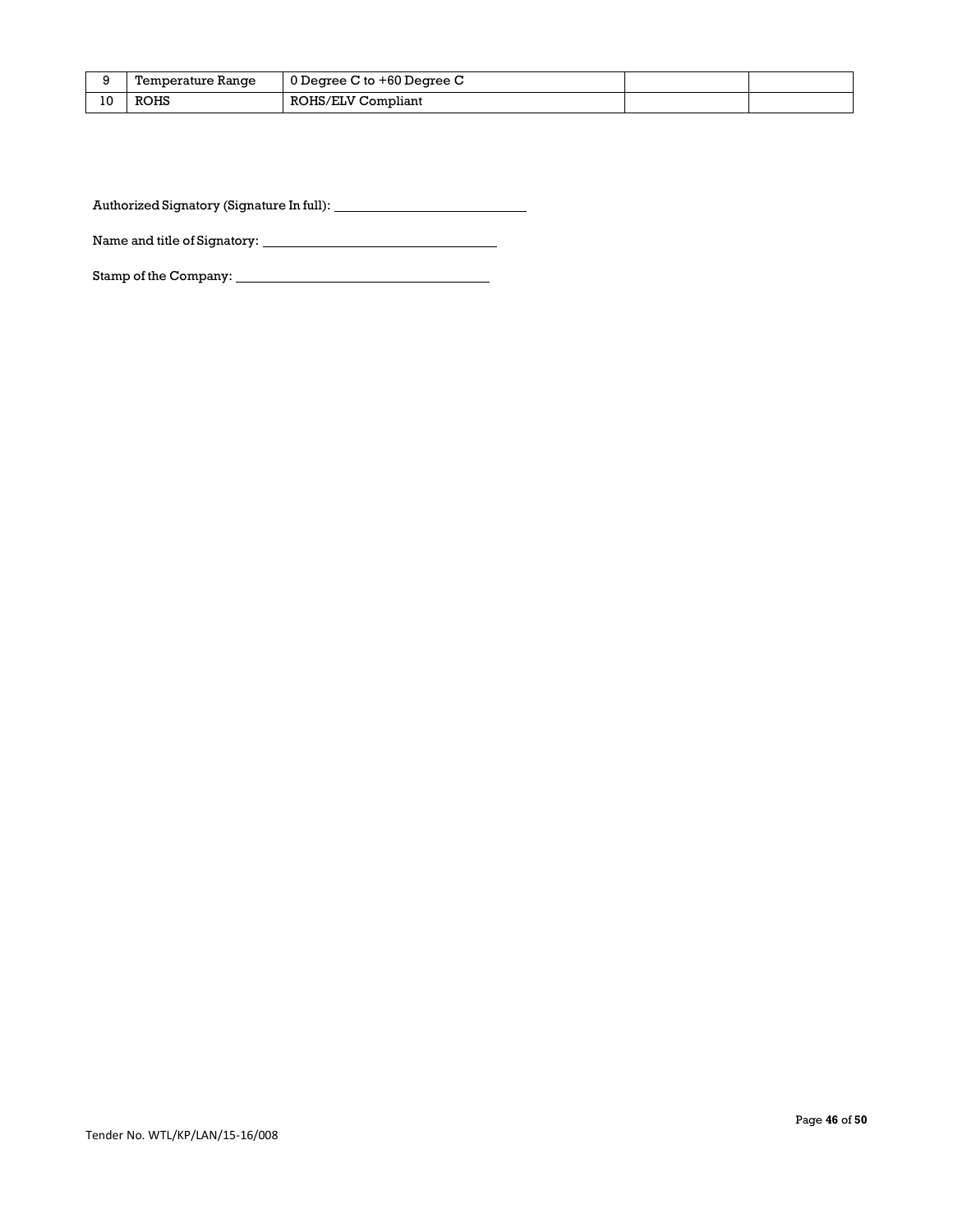| 9 | Temperature Range | 0 Degree C to +60 Degree C | | |
|---|---|---|---|---|
| 10 | ROHS | ROHS/ELV Compliant | | |

Authorized Signatory (Signature In full): ____________________________

Name and title of Signatory: ____________________________

Stamp of the Company: ____________________________

Tender No. WTL/KP/LAN/15-16/008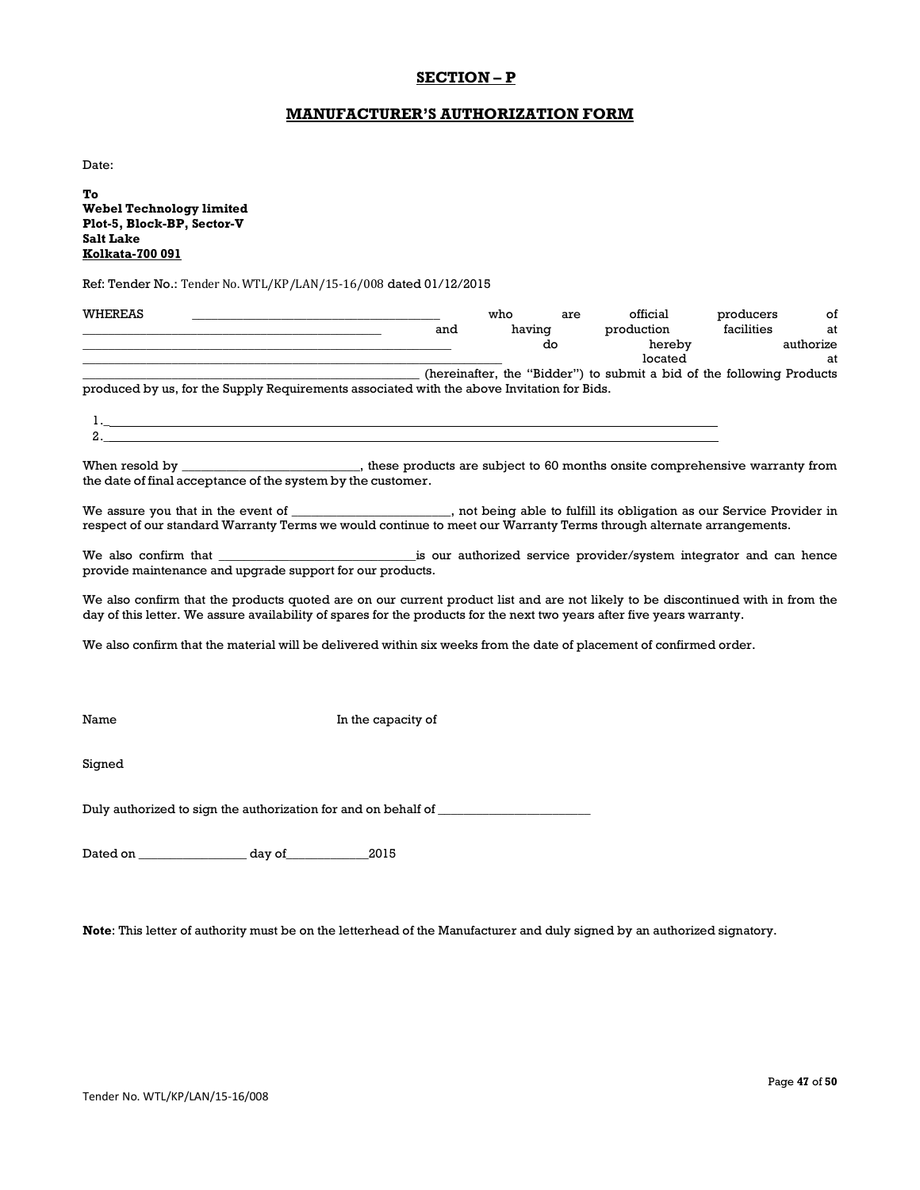## SECTION – P

## MANUFACTURER'S AUTHORIZATION FORM

Date:

**To**
**Webel Technology limited**
**Plot-5, Block-BP, Sector-V**
**Salt Lake**
**Kolkata-700 091**

Ref: Tender No.: Tender No. WTL/KP/LAN/15-16/008 dated 01/12/2015

WHEREAS ____________________________ who are official producers of ________________________________ and having production facilities at ________________________________________ do hereby authorize ____________________________________________ located at ________________________________________ (hereinafter, the "Bidder") to submit a bid of the following Products produced by us, for the Supply Requirements associated with the above Invitation for Bids.

1. ________________________________________________________________________
2. ________________________________________________________________________

When resold by ___________________________, these products are subject to 60 months onsite comprehensive warranty from the date of final acceptance of the system by the customer.

We assure you that in the event of ________________________, not being able to fulfill its obligation as our Service Provider in respect of our standard Warranty Terms we would continue to meet our Warranty Terms through alternate arrangements.

We also confirm that ______________________________is our authorized service provider/system integrator and can hence provide maintenance and upgrade support for our products.

We also confirm that the products quoted are on our current product list and are not likely to be discontinued with in from the day of this letter. We assure availability of spares for the products for the next two years after five years warranty.

We also confirm that the material will be delivered within six weeks from the date of placement of confirmed order.

Name In the capacity of

Signed

Duly authorized to sign the authorization for and on behalf of ________________________

Dated on ________________ day of____________2015

**Note**: This letter of authority must be on the letterhead of the Manufacturer and duly signed by an authorized signatory.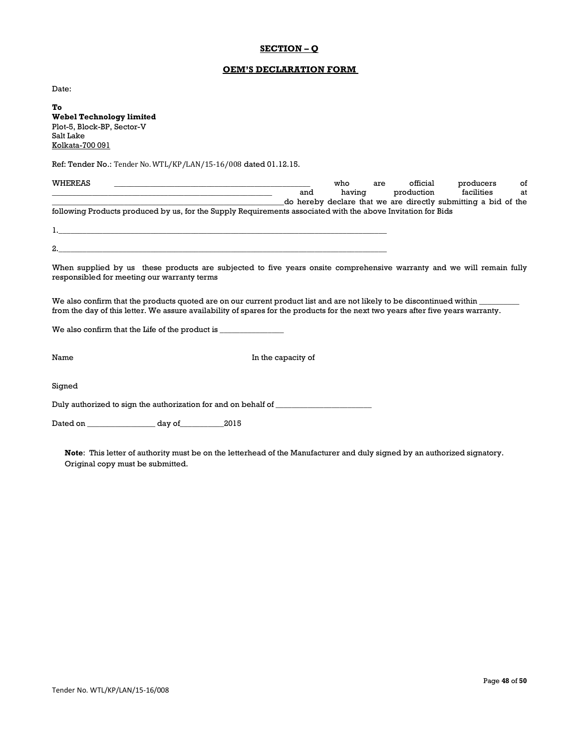## SECTION – Q

## OEM'S DECLARATION FORM

Date:

**To**
**Webel Technology limited**
Plot-5, Block-BP, Sector-V
Salt Lake
Kolkata-700 091

Ref: Tender No.: Tender No. WTL/KP/LAN/15-16/008 dated 01.12.15.

WHEREAS \_\_\_\_\_\_\_\_\_\_\_\_\_\_\_\_\_\_\_\_\_\_\_\_\_\_\_\_\_\_\_\_\_\_\_\_\_\_\_\_\_\_\_\_\_\_ who are official producers of \_\_\_\_\_\_\_\_\_\_\_\_\_\_\_\_\_\_\_\_\_\_\_\_\_\_\_\_\_\_\_\_\_\_\_\_\_\_\_\_\_\_\_\_\_\_\_\_\_\_\_\_\_\_ and having production facilities at \_\_\_\_\_\_\_\_\_\_\_\_\_\_\_\_\_\_\_\_\_\_\_\_\_\_\_\_\_\_\_\_\_\_\_\_\_\_\_\_\_\_\_\_\_\_\_\_\_\_\_\_\_\_\_\_\_\_do hereby declare that we are directly submitting a bid of the following Products produced by us, for the Supply Requirements associated with the above Invitation for Bids

1.\_\_\_\_\_\_\_\_\_\_\_\_\_\_\_\_\_\_\_\_\_\_\_\_\_\_\_\_\_\_\_\_\_\_\_\_\_\_\_\_\_\_\_\_\_\_\_\_\_\_\_\_\_\_\_\_\_\_\_\_\_\_\_\_\_\_\_\_\_\_\_\_\_\_\_\_\_\_\_\_\_\_\_

2.\_\_\_\_\_\_\_\_\_\_\_\_\_\_\_\_\_\_\_\_\_\_\_\_\_\_\_\_\_\_\_\_\_\_\_\_\_\_\_\_\_\_\_\_\_\_\_\_\_\_\_\_\_\_\_\_\_\_\_\_\_\_\_\_\_\_\_\_\_\_\_\_\_\_\_\_\_\_\_\_\_\_\_

When supplied by us these products are subjected to five years onsite comprehensive warranty and we will remain fully responsibled for meeting our warranty terms

We also confirm that the products quoted are on our current product list and are not likely to be discontinued within \_\_\_\_\_\_\_\_\_\_ from the day of this letter. We assure availability of spares for the products for the next two years after five years warranty.

We also confirm that the Life of the product is \_\_\_\_\_\_\_\_\_\_\_\_\_\_\_\_

Name In the capacity of

Signed

Duly authorized to sign the authorization for and on behalf of \_\_\_\_\_\_\_\_\_\_\_\_\_\_\_\_\_\_\_\_\_\_\_\_\_

Dated on \_\_\_\_\_\_\_\_\_\_\_\_\_\_\_\_\_ day of\_\_\_\_\_\_\_\_\_\_\_2015

**Note**: This letter of authority must be on the letterhead of the Manufacturer and duly signed by an authorized signatory. Original copy must be submitted.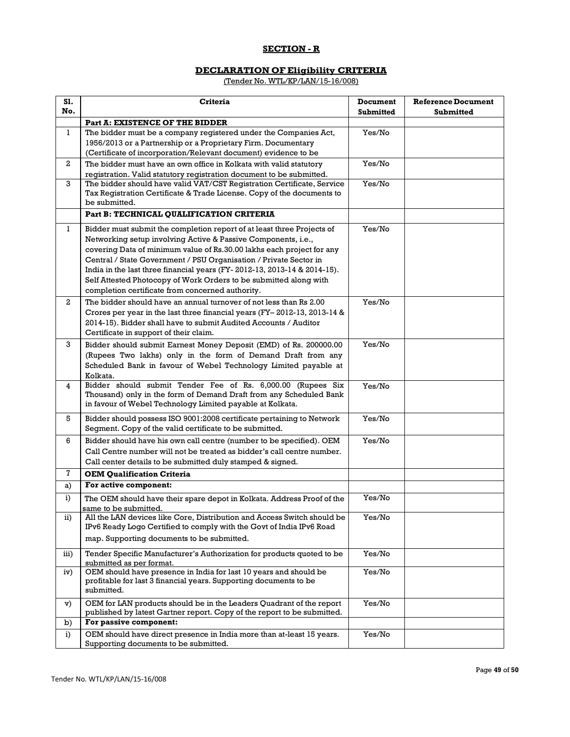## SECTION - R

## DECLARATION OF Eligibility CRITERIA

(Tender No. WTL/KP/LAN/15-16/008)

| Sl. No. | Criteria | Document Submitted | Reference Document Submitted |
|---|---|---|---|
| | **Part A: EXISTENCE OF THE BIDDER** | | |
| 1 | The bidder must be a company registered under the Companies Act, 1956/2013 or a Partnership or a Proprietary Firm. Documentary (Certificate of incorporation/Relevant document) evidence to be | Yes/No | |
| 2 | The bidder must have an own office in Kolkata with valid statutory registration. Valid statutory registration document to be submitted. | Yes/No | |
| 3 | The bidder should have valid VAT/CST Registration Certificate, Service Tax Registration Certificate & Trade License. Copy of the documents to be submitted. | Yes/No | |
| | **Part B: TECHNICAL QUALIFICATION CRITERIA** | | |
| 1 | Bidder must submit the completion report of at least three Projects of Networking setup involving Active & Passive Components, i.e., covering Data of minimum value of Rs.30.00 lakhs each project for any Central / State Government / PSU Organisation / Private Sector in India in the last three financial years (FY- 2012-13, 2013-14 & 2014-15). Self Attested Photocopy of Work Orders to be submitted along with completion certificate from concerned authority. | Yes/No | |
| 2 | The bidder should have an annual turnover of not less than Rs 2.00 Crores per year in the last three financial years (FY– 2012-13, 2013-14 & 2014-15). Bidder shall have to submit Audited Accounts / Auditor Certificate in support of their claim. | Yes/No | |
| 3 | Bidder should submit Earnest Money Deposit (EMD) of Rs. 200000.00 (Rupees Two lakhs) only in the form of Demand Draft from any Scheduled Bank in favour of Webel Technology Limited payable at Kolkata. | Yes/No | |
| 4 | Bidder should submit Tender Fee of Rs. 6,000.00 (Rupees Six Thousand) only in the form of Demand Draft from any Scheduled Bank in favour of Webel Technology Limited payable at Kolkata. | Yes/No | |
| 5 | Bidder should possess ISO 9001:2008 certificate pertaining to Network Segment. Copy of the valid certificate to be submitted. | Yes/No | |
| 6 | Bidder should have his own call centre (number to be specified). OEM Call Centre number will not be treated as bidder's call centre number. Call center details to be submitted duly stamped & signed. | Yes/No | |
| 7 | **OEM Qualification Criteria** | | |
| a) | **For active component:** | | |
| i) | The OEM should have their spare depot in Kolkata. Address Proof of the same to be submitted. | Yes/No | |
| ii) | All the LAN devices like Core, Distribution and Access Switch should be IPv6 Ready Logo Certified to comply with the Govt of India IPv6 Road map. Supporting documents to be submitted. | Yes/No | |
| iii) | Tender Specific Manufacturer's Authorization for products quoted to be submitted as per format. | Yes/No | |
| iv) | OEM should have presence in India for last 10 years and should be profitable for last 3 financial years. Supporting documents to be submitted. | Yes/No | |
| v) | OEM for LAN products should be in the Leaders Quadrant of the report published by latest Gartner report. Copy of the report to be submitted. | Yes/No | |
| b) | **For passive component:** | | |
| i) | OEM should have direct presence in India more than at-least 15 years. Supporting documents to be submitted. | Yes/No | |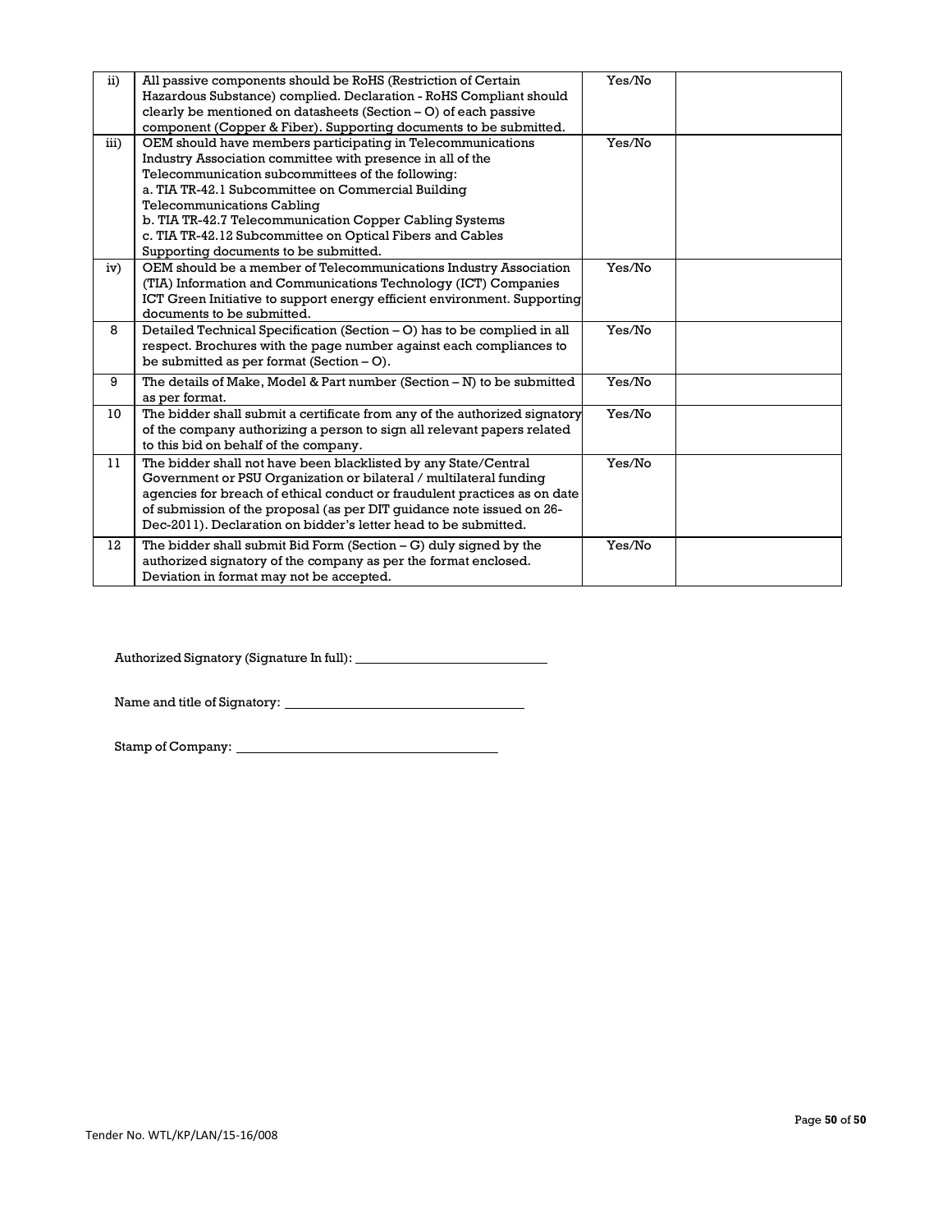| | | | |
|---|---|---|---|
| ii) | All passive components should be RoHS (Restriction of Certain Hazardous Substance) complied. Declaration - RoHS Compliant should clearly be mentioned on datasheets (Section – O) of each passive component (Copper & Fiber). Supporting documents to be submitted. | Yes/No | |
| iii) | OEM should have members participating in Telecommunications Industry Association committee with presence in all of the Telecommunication subcommittees of the following:<br>a. TIA TR-42.1 Subcommittee on Commercial Building Telecommunications Cabling<br>b. TIA TR-42.7 Telecommunication Copper Cabling Systems<br>c. TIA TR-42.12 Subcommittee on Optical Fibers and Cables<br>Supporting documents to be submitted. | Yes/No | |
| iv) | OEM should be a member of Telecommunications Industry Association (TIA) Information and Communications Technology (ICT) Companies ICT Green Initiative to support energy efficient environment. Supporting documents to be submitted. | Yes/No | |
| 8 | Detailed Technical Specification (Section – O) has to be complied in all respect. Brochures with the page number against each compliances to be submitted as per format (Section – O). | Yes/No | |
| 9 | The details of Make, Model & Part number (Section – N) to be submitted as per format. | Yes/No | |
| 10 | The bidder shall submit a certificate from any of the authorized signatory of the company authorizing a person to sign all relevant papers related to this bid on behalf of the company. | Yes/No | |
| 11 | The bidder shall not have been blacklisted by any State/Central Government or PSU Organization or bilateral / multilateral funding agencies for breach of ethical conduct or fraudulent practices as on date of submission of the proposal (as per DIT guidance note issued on 26-Dec-2011). Declaration on bidder's letter head to be submitted. | Yes/No | |
| 12 | The bidder shall submit Bid Form (Section – G) duly signed by the authorized signatory of the company as per the format enclosed. Deviation in format may not be accepted. | Yes/No | |

Authorized Signatory (Signature In full): ____________________________

Name and title of Signatory: ____________________________________

Stamp of Company: ______________________________________

Tender No. WTL/KP/LAN/15-16/008